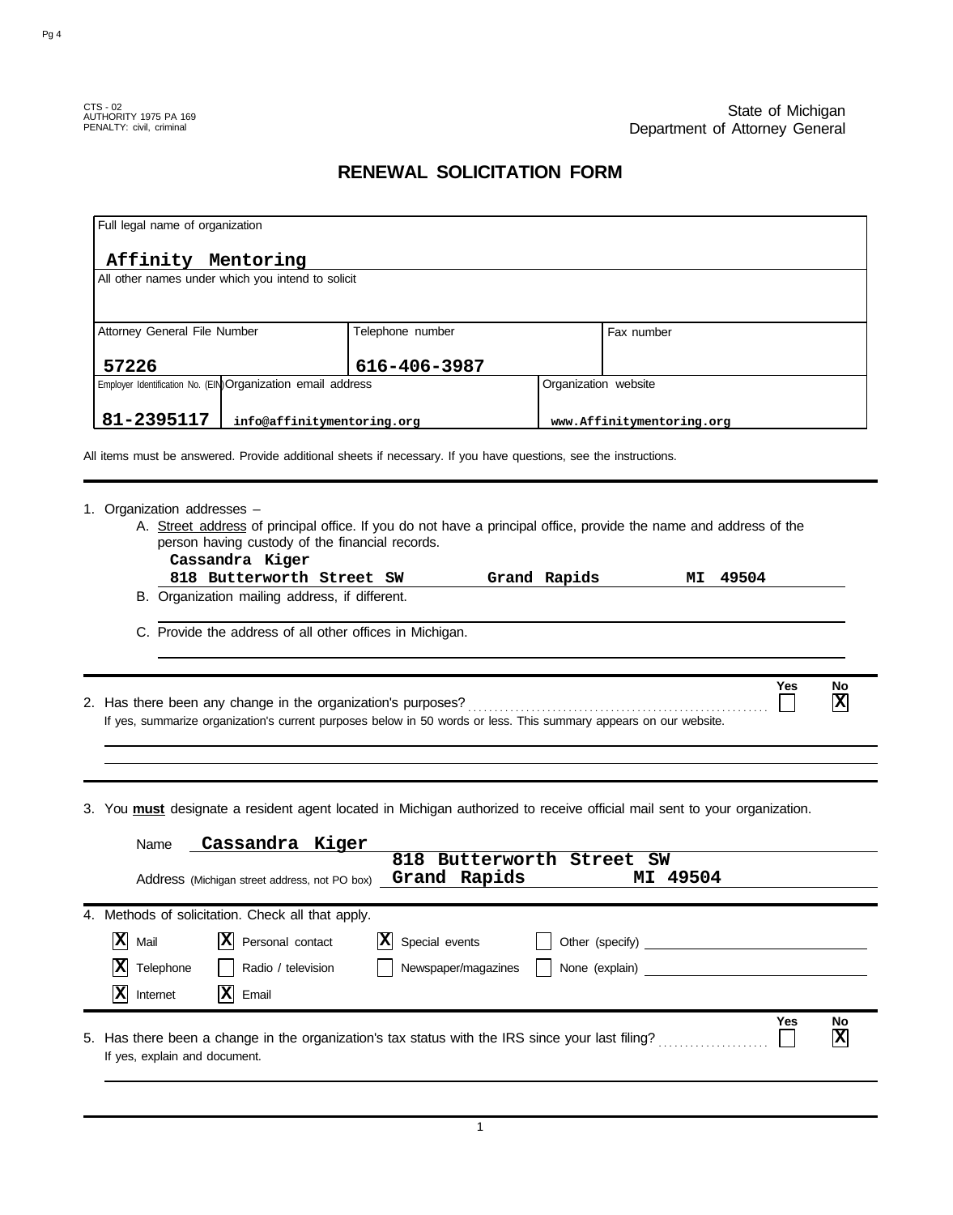CTS - 02
AUTHORITY 1975 PA 169
PENALTY: civil, criminal

State of Michigan
Department of Attorney General

# RENEWAL SOLICITATION FORM

| Full legal name of organization | | |
|---|---|---|
| Affinity Mentoring | | |
| All other names under which you intend to solicit | | |
| | | |

| Attorney General File Number | Telephone number | Fax number |
|---|---|---|
| 57226 | 616-406-3987 | |

| Employer Identification No. (EIN) | Organization email address | Organization website |
|---|---|---|
| 81-2395117 | info@affinitymentoring.org | www.Affinitymentoring.org |

All items must be answered. Provide additional sheets if necessary. If you have questions, see the instructions.

1. Organization addresses –
   A. Street address of principal office. If you do not have a principal office, provide the name and address of the person having custody of the financial records.
   **Cassandra Kiger**
   **818 Butterworth Street SW Grand Rapids MI 49504**
   B. Organization mailing address, if different.
   C. Provide the address of all other offices in Michigan.

2. Has there been any change in the organization's purposes? Yes [ ] No [X]
   If yes, summarize organization's current purposes below in 50 words or less. This summary appears on our website.

3. You **must** designate a resident agent located in Michigan authorized to receive official mail sent to your organization.
   Name **Cassandra Kiger**
   Address (Michigan street address, not PO box) **818 Butterworth Street SW Grand Rapids MI 49504**

4. Methods of solicitation. Check all that apply.

| | | | |
|---|---|---|---|
| [X] Mail | [X] Personal contact | [X] Special events | [ ] Other (specify) |
| [X] Telephone | [ ] Radio / television | [ ] Newspaper/magazines | [ ] None (explain) |
| [X] Internet | [X] Email | | |

5. Has there been a change in the organization's tax status with the IRS since your last filing? Yes [ ] No [X]
   If yes, explain and document.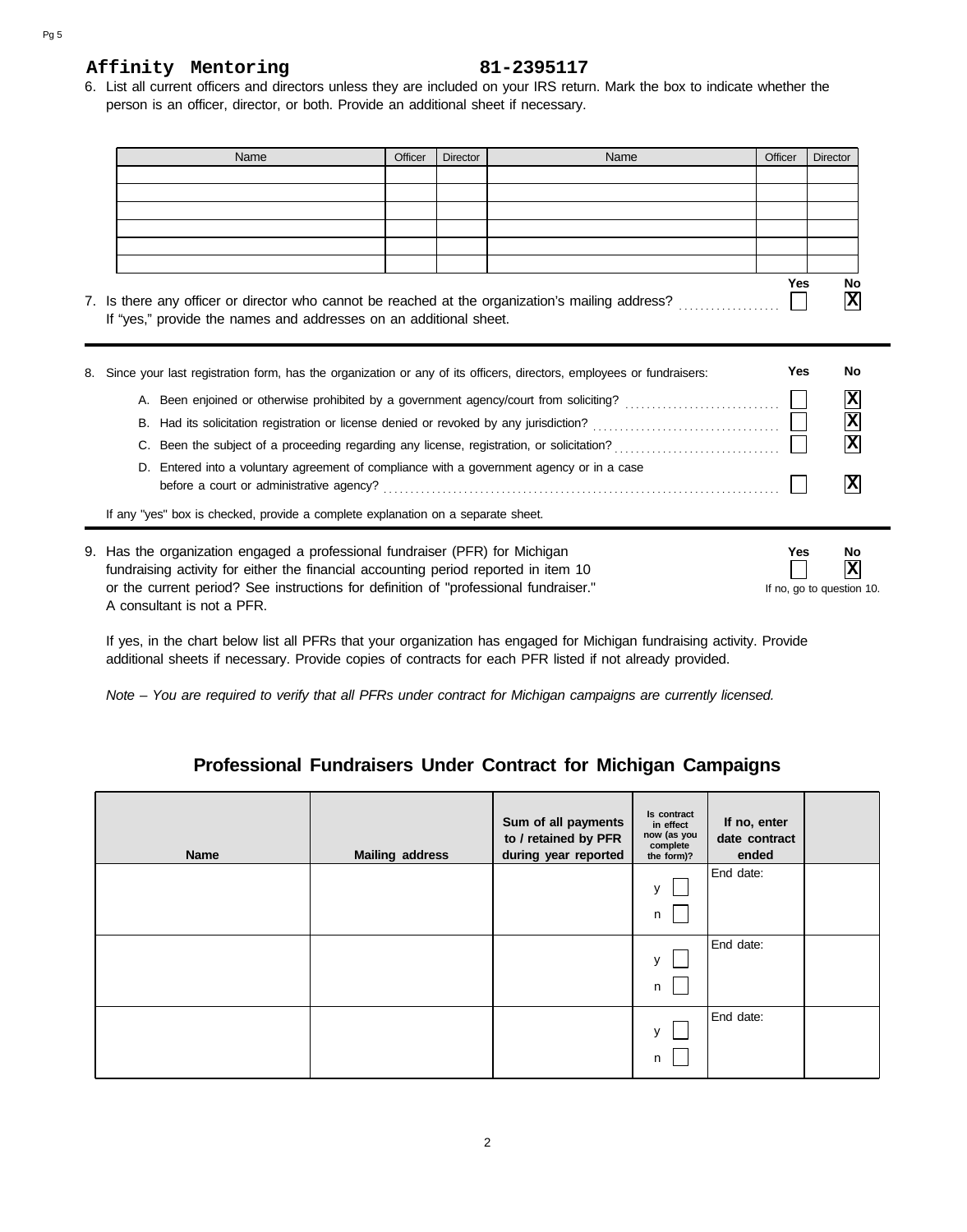**Affinity Mentoring** **81-2395117**

6. List all current officers and directors unless they are included on your IRS return. Mark the box to indicate whether the person is an officer, director, or both. Provide an additional sheet if necessary.

| Name | Officer | Director | Name | Officer | Director |
|---|---|---|---|---|---|
| | | | | | |
| | | | | | |
| | | | | | |
| | | | | | |
| | | | | | |
| | | | | | |

| | Yes | No |
|---|---|---|
| 7. Is there any officer or director who cannot be reached at the organization's mailing address? If "yes," provide the names and addresses on an additional sheet. | ☐ | X |

| 8. Since your last registration form, has the organization or any of its officers, directors, employees or fundraisers: | Yes | No |
|---|---|---|
| A. Been enjoined or otherwise prohibited by a government agency/court from soliciting? | ☐ | X |
| B. Had its solicitation registration or license denied or revoked by any jurisdiction? | ☐ | X |
| C. Been the subject of a proceeding regarding any license, registration, or solicitation? | ☐ | X |
| D. Entered into a voluntary agreement of compliance with a government agency or in a case before a court or administrative agency? | ☐ | X |

If any "yes" box is checked, provide a complete explanation on a separate sheet.

| | Yes | No |
|---|---|---|
| 9. Has the organization engaged a professional fundraiser (PFR) for Michigan fundraising activity for either the financial accounting period reported in item 10 or the current period? See instructions for definition of "professional fundraiser." A consultant is not a PFR. | ☐ | X |

If no, go to question 10.

If yes, in the chart below list all PFRs that your organization has engaged for Michigan fundraising activity. Provide additional sheets if necessary. Provide copies of contracts for each PFR listed if not already provided.

*Note – You are required to verify that all PFRs under contract for Michigan campaigns are currently licensed.*

## Professional Fundraisers Under Contract for Michigan Campaigns

| Name | Mailing address | Sum of all payments to / retained by PFR during year reported | Is contract in effect now (as you complete the form)? | If no, enter date contract ended | |
|---|---|---|---|---|---|
| | | | y ☐ n ☐ | End date: | |
| | | | y ☐ n ☐ | End date: | |
| | | | y ☐ n ☐ | End date: | |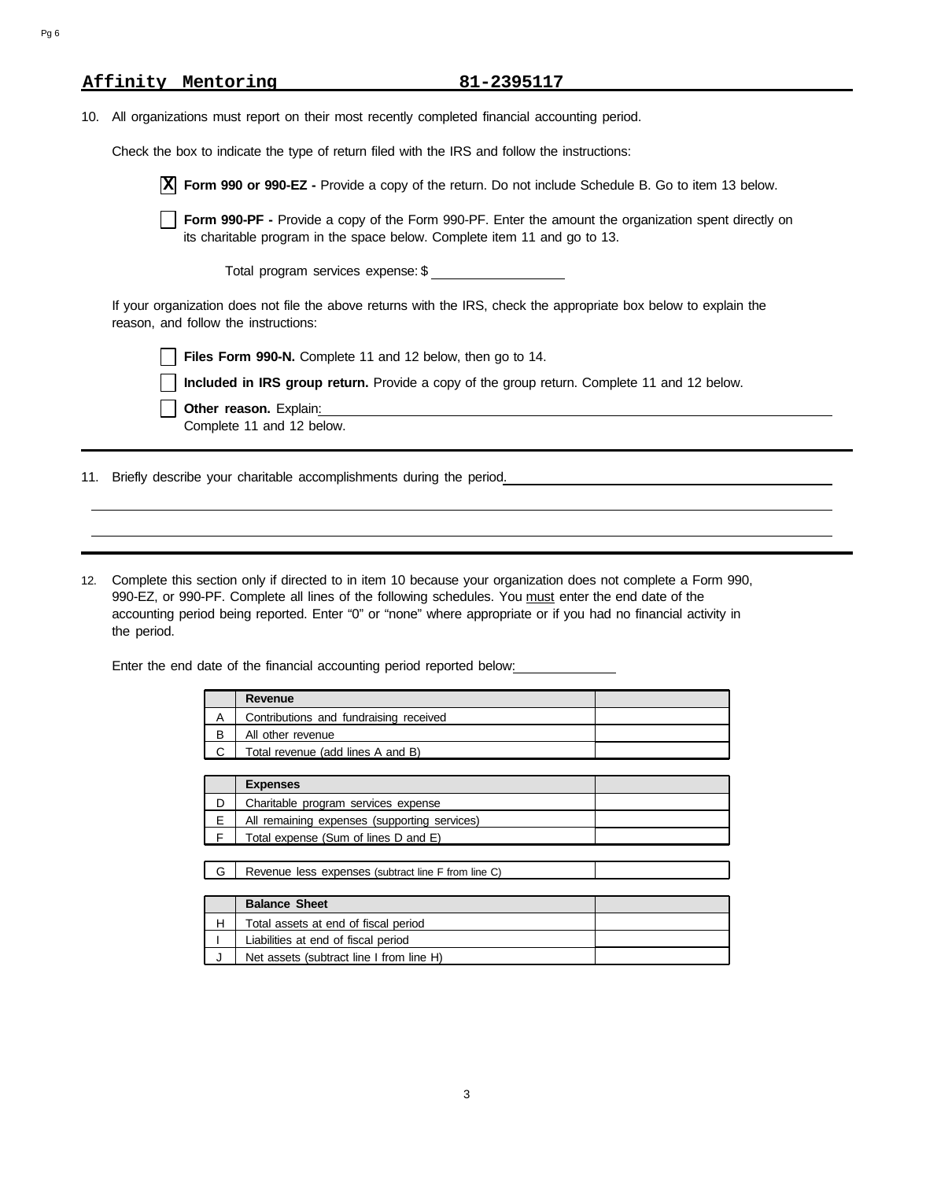**Affinity Mentoring** **81-2395117**

10. All organizations must report on their most recently completed financial accounting period.

    Check the box to indicate the type of return filed with the IRS and follow the instructions:

    - [X] **Form 990 or 990-EZ -** Provide a copy of the return. Do not include Schedule B. Go to item 13 below.
    - [ ] **Form 990-PF -** Provide a copy of the Form 990-PF. Enter the amount the organization spent directly on its charitable program in the space below. Complete item 11 and go to 13.

      Total program services expense: $ \_\_\_\_\_\_\_\_\_\_\_\_

    If your organization does not file the above returns with the IRS, check the appropriate box below to explain the reason, and follow the instructions:

    - [ ] **Files Form 990-N.** Complete 11 and 12 below, then go to 14.
    - [ ] **Included in IRS group return.** Provide a copy of the group return. Complete 11 and 12 below.
    - [ ] **Other reason.** Explain: \_\_\_\_\_\_\_\_\_\_\_\_
      Complete 11 and 12 below.

11. Briefly describe your charitable accomplishments during the period. \_\_\_\_\_\_\_\_\_\_\_\_

12. Complete this section only if directed to in item 10 because your organization does not complete a Form 990, 990-EZ, or 990-PF. Complete all lines of the following schedules. You must enter the end date of the accounting period being reported. Enter "0" or "none" where appropriate or if you had no financial activity in the period.

    Enter the end date of the financial accounting period reported below: \_\_\_\_\_\_\_\_\_\_\_\_

| | Revenue | |
|---|---|---|
| A | Contributions and fundraising received | |
| B | All other revenue | |
| C | Total revenue (add lines A and B) | |

| | Expenses | |
|---|---|---|
| D | Charitable program services expense | |
| E | All remaining expenses (supporting services) | |
| F | Total expense (Sum of lines D and E) | |

| | | |
|---|---|---|
| G | Revenue less expenses (subtract line F from line C) | |

| | Balance Sheet | |
|---|---|---|
| H | Total assets at end of fiscal period | |
| I | Liabilities at end of fiscal period | |
| J | Net assets (subtract line I from line H) | |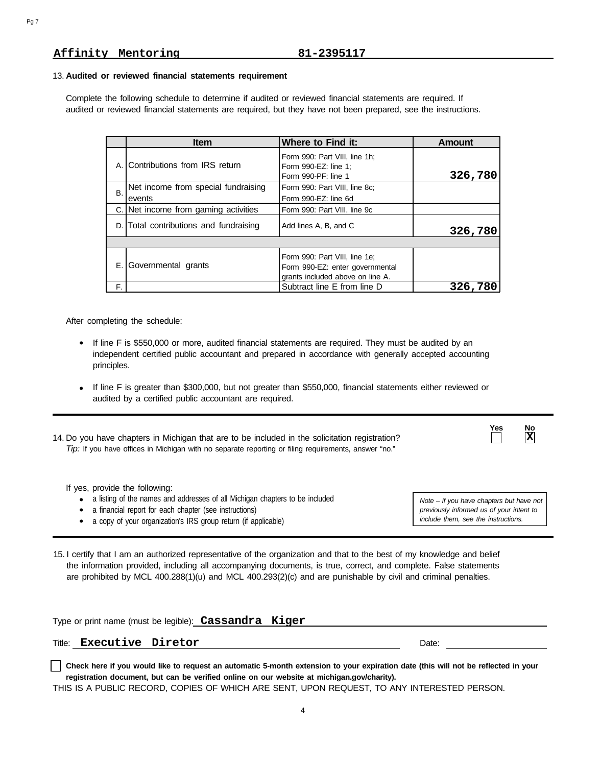**Affinity Mentoring** **81-2395117**

13. **Audited or reviewed financial statements requirement**

Complete the following schedule to determine if audited or reviewed financial statements are required. If audited or reviewed financial statements are required, but they have not been prepared, see the instructions.

| | Item | Where to Find it: | Amount |
|---|---|---|---|
| A. | Contributions from IRS return | Form 990: Part VIII, line 1h; Form 990-EZ: line 1; Form 990-PF: line 1 | 326,780 |
| B. | Net income from special fundraising events | Form 990: Part VIII, line 8c; Form 990-EZ: line 6d | |
| C. | Net income from gaming activities | Form 990: Part VIII, line 9c | |
| D. | Total contributions and fundraising | Add lines A, B, and C | 326,780 |
| | | | |
| E. | Governmental grants | Form 990: Part VIII, line 1e; Form 990-EZ: enter governmental grants included above on line A. | |
| F. | | Subtract line E from line D | 326,780 |

After completing the schedule:

- If line F is $550,000 or more, audited financial statements are required. They must be audited by an independent certified public accountant and prepared in accordance with generally accepted accounting principles.
- If line F is greater than $300,000, but not greater than $550,000, financial statements either reviewed or audited by a certified public accountant are required.

14. Do you have chapters in Michigan that are to be included in the solicitation registration? Yes ☐ No ☒
*Tip:* If you have offices in Michigan with no separate reporting or filing requirements, answer "no."

If yes, provide the following:

- a listing of the names and addresses of all Michigan chapters to be included
- a financial report for each chapter (see instructions)
- a copy of your organization's IRS group return (if applicable)

*Note – if you have chapters but have not previously informed us of your intent to include them, see the instructions.*

15. I certify that I am an authorized representative of the organization and that to the best of my knowledge and belief the information provided, including all accompanying documents, is true, correct, and complete. False statements are prohibited by MCL 400.288(1)(u) and MCL 400.293(2)(c) and are punishable by civil and criminal penalties.

Type or print name (must be legible): **Cassandra Kiger**

Title: **Executive Diretor** Date: ____________

☐ **Check here if you would like to request an automatic 5-month extension to your expiration date (this will not be reflected in your registration document, but can be verified online on our website at michigan.gov/charity).**

THIS IS A PUBLIC RECORD, COPIES OF WHICH ARE SENT, UPON REQUEST, TO ANY INTERESTED PERSON.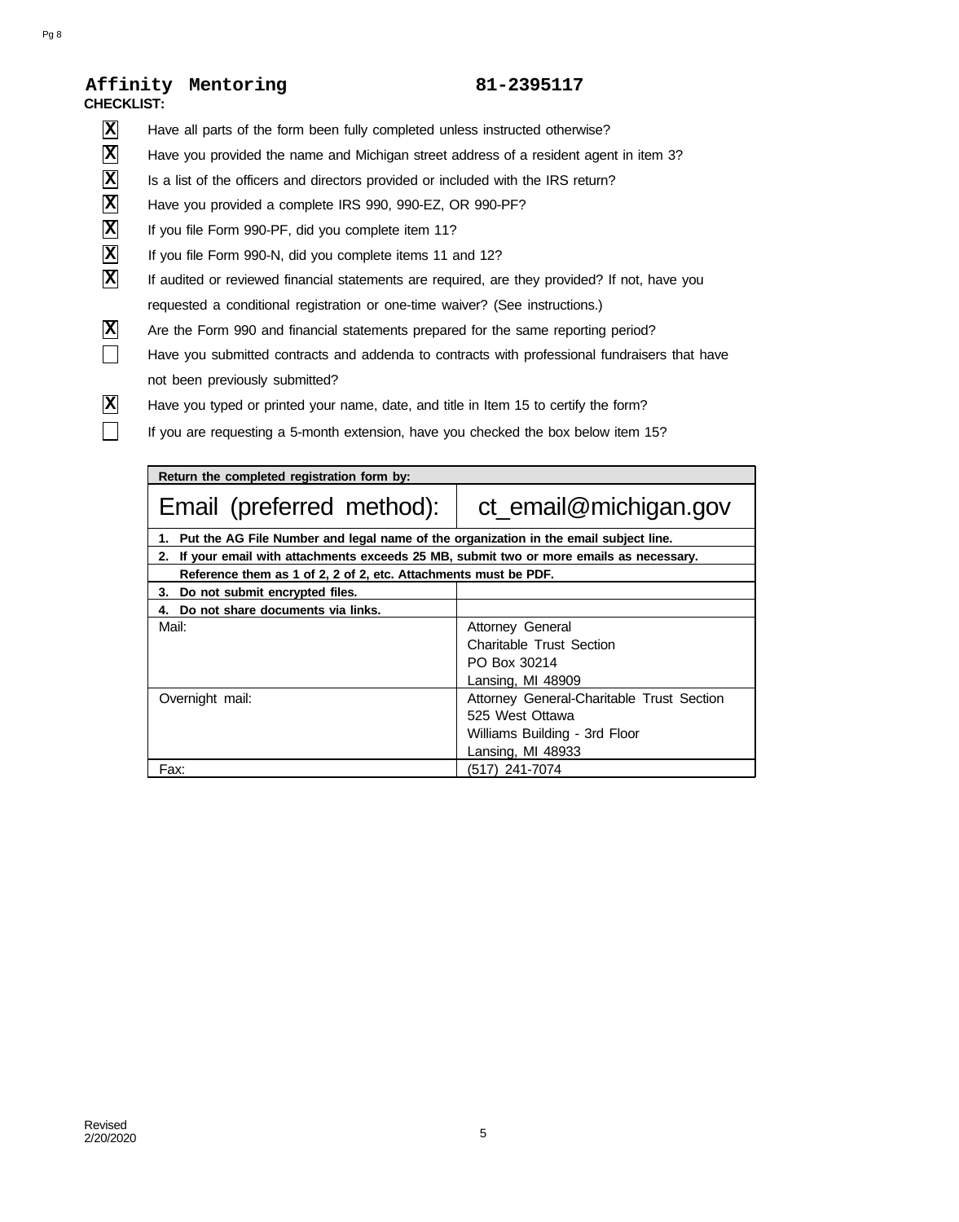**Affinity Mentoring 81-2395117**

**CHECKLIST:**

- [x] Have all parts of the form been fully completed unless instructed otherwise?
- [x] Have you provided the name and Michigan street address of a resident agent in item 3?
- [x] Is a list of the officers and directors provided or included with the IRS return?
- [x] Have you provided a complete IRS 990, 990-EZ, OR 990-PF?
- [x] If you file Form 990-PF, did you complete item 11?
- [x] If you file Form 990-N, did you complete items 11 and 12?
- [x] If audited or reviewed financial statements are required, are they provided? If not, have you requested a conditional registration or one-time waiver? (See instructions.)
- [x] Are the Form 990 and financial statements prepared for the same reporting period?
- [ ] Have you submitted contracts and addenda to contracts with professional fundraisers that have not been previously submitted?
- [x] Have you typed or printed your name, date, and title in Item 15 to certify the form?
- [ ] If you are requesting a 5-month extension, have you checked the box below item 15?

| **Return the completed registration form by:** | |
|---|---|
| Email (preferred method): | ct_email@michigan.gov |
| **1. Put the AG File Number and legal name of the organization in the email subject line.** | |
| **2. If your email with attachments exceeds 25 MB, submit two or more emails as necessary. Reference them as 1 of 2, 2 of 2, etc. Attachments must be PDF.** | |
| **3. Do not submit encrypted files.** | |
| **4. Do not share documents via links.** | |
| Mail: | Attorney General<br>Charitable Trust Section<br>PO Box 30214<br>Lansing, MI 48909 |
| Overnight mail: | Attorney General-Charitable Trust Section<br>525 West Ottawa<br>Williams Building - 3rd Floor<br>Lansing, MI 48933 |
| Fax: | (517) 241-7074 |

Revised 2/20/2020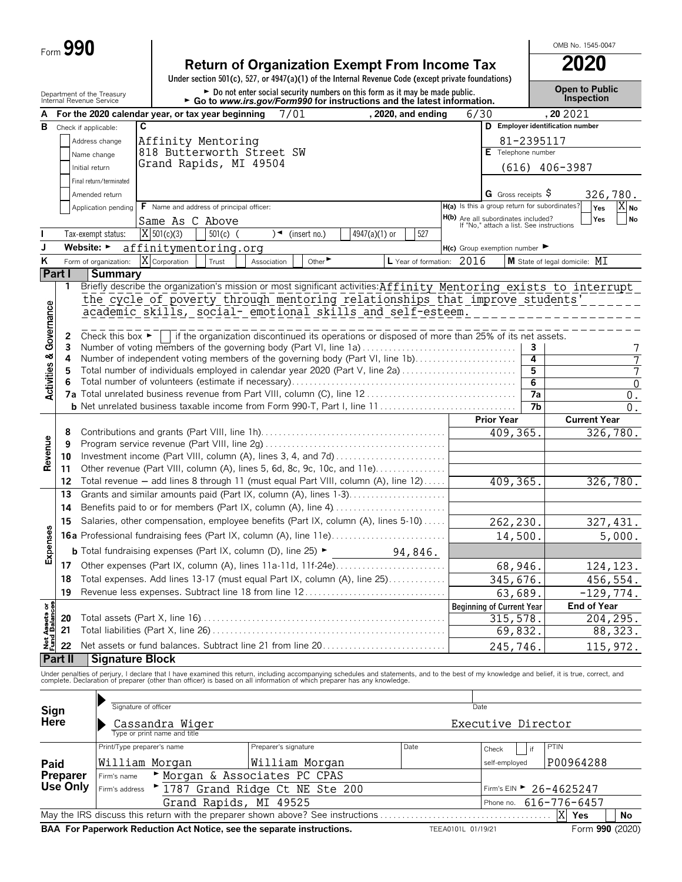Form **990**

# Return of Organization Exempt From Income Tax

**2020**

OMB No. 1545-0047

Under section 501(c), 527, or 4947(a)(1) of the Internal Revenue Code (except private foundations)

► Do not enter social security numbers on this form as it may be made public.

► Go to *www.irs.gov/Form990* for instructions and the latest information.

Department of the Treasury
Internal Revenue Service

**Open to Public Inspection**

**A** For the 2020 calendar year, or tax year beginning 7/01, 2020, and ending 6/30, 20 2021

**B** Check if applicable:
- Address change
- Name change
- Initial return
- Final return/terminated
- Amended return
- Application pending

**C**
Affinity Mentoring
818 Butterworth Street SW
Grand Rapids, MI 49504

**D** Employer identification number: 81-2395117

**E** Telephone number: (616) 406-3987

**G** Gross receipts $ 326,780.

**F** Name and address of principal officer: Same As C Above

**H(a)** Is this a group return for subordinates? Yes [ ] No [X]

**H(b)** Are all subordinates included? Yes [ ] No [ ]
If "No," attach a list. See instructions

**I** Tax-exempt status: [X] 501(c)(3) [ ] 501(c) ( ) ◄ (insert no.) [ ] 4947(a)(1) or [ ] 527

**J** Website: ► affinitymentoring.org

**H(c)** Group exemption number ►

**K** Form of organization: [X] Corporation [ ] Trust [ ] Association [ ] Other ►

**L** Year of formation: 2016

**M** State of legal domicile: MI

## Part I Summary

### Activities & Governance

1 Briefly describe the organization's mission or most significant activities: Affinity Mentoring exists to interrupt the cycle of poverty through mentoring relationships that improve students' academic skills, social- emotional skills and self-esteem.

2 Check this box ► [ ] if the organization discontinued its operations or disposed of more than 25% of its net assets.

| | | | |
|---|---|---|---|
| 3 | Number of voting members of the governing body (Part VI, line 1a) | 3 | 7 |
| 4 | Number of independent voting members of the governing body (Part VI, line 1b) | 4 | 7 |
| 5 | Total number of individuals employed in calendar year 2020 (Part V, line 2a) | 5 | 7 |
| 6 | Total number of volunteers (estimate if necessary) | 6 | 0 |
| 7a | Total unrelated business revenue from Part VIII, column (C), line 12 | 7a | 0. |
| b | Net unrelated business taxable income from Form 990-T, Part I, line 11 | 7b | 0. |

### Revenue

| | | Prior Year | Current Year |
|---|---|---|---|
| 8 | Contributions and grants (Part VIII, line 1h) | 409,365. | 326,780. |
| 9 | Program service revenue (Part VIII, line 2g) | | |
| 10 | Investment income (Part VIII, column (A), lines 3, 4, and 7d) | | |
| 11 | Other revenue (Part VIII, column (A), lines 5, 6d, 8c, 9c, 10c, and 11e) | | |
| 12 | Total revenue — add lines 8 through 11 (must equal Part VIII, column (A), line 12) | 409,365. | 326,780. |

### Expenses

| | | Prior Year | Current Year |
|---|---|---|---|
| 13 | Grants and similar amounts paid (Part IX, column (A), lines 1-3) | | |
| 14 | Benefits paid to or for members (Part IX, column (A), line 4) | | |
| 15 | Salaries, other compensation, employee benefits (Part IX, column (A), lines 5-10) | 262,230. | 327,431. |
| 16a | Professional fundraising fees (Part IX, column (A), line 11e) | 14,500. | 5,000. |
| b | Total fundraising expenses (Part IX, column (D), line 25) ► 94,846. | | |
| 17 | Other expenses (Part IX, column (A), lines 11a-11d, 11f-24e) | 68,946. | 124,123. |
| 18 | Total expenses. Add lines 13-17 (must equal Part IX, column (A), line 25) | 345,676. | 456,554. |
| 19 | Revenue less expenses. Subtract line 18 from line 12 | 63,689. | -129,774. |

### Net Assets or Fund Balances

| | | Beginning of Current Year | End of Year |
|---|---|---|---|
| 20 | Total assets (Part X, line 16) | 315,578. | 204,295. |
| 21 | Total liabilities (Part X, line 26) | 69,832. | 88,323. |
| 22 | Net assets or fund balances. Subtract line 21 from line 20 | 245,746. | 115,972. |

## Part II Signature Block

Under penalties of perjury, I declare that I have examined this return, including accompanying schedules and statements, and to the best of my knowledge and belief, it is true, correct, and complete. Declaration of preparer (other than officer) is based on all information of which preparer has any knowledge.

**Sign Here**

Signature of officer — Date

Cassandra Wiger — Executive Director
Type or print name and title

**Paid Preparer Use Only**

| Print/Type preparer's name | Preparer's signature | Date | Check [ ] if self-employed | PTIN |
|---|---|---|---|---|
| William Morgan | William Morgan | | | P00964288 |

Firm's name ► Morgan & Associates PC CPAS

Firm's address ► 1787 Grand Ridge Ct NE Ste 200, Grand Rapids, MI 49525

Firm's EIN ► 26-4625247

Phone no. 616-776-6457

May the IRS discuss this return with the preparer shown above? See instructions [X] Yes [ ] No

**BAA For Paperwork Reduction Act Notice, see the separate instructions.** TEEA0101L 01/19/21 Form **990** (2020)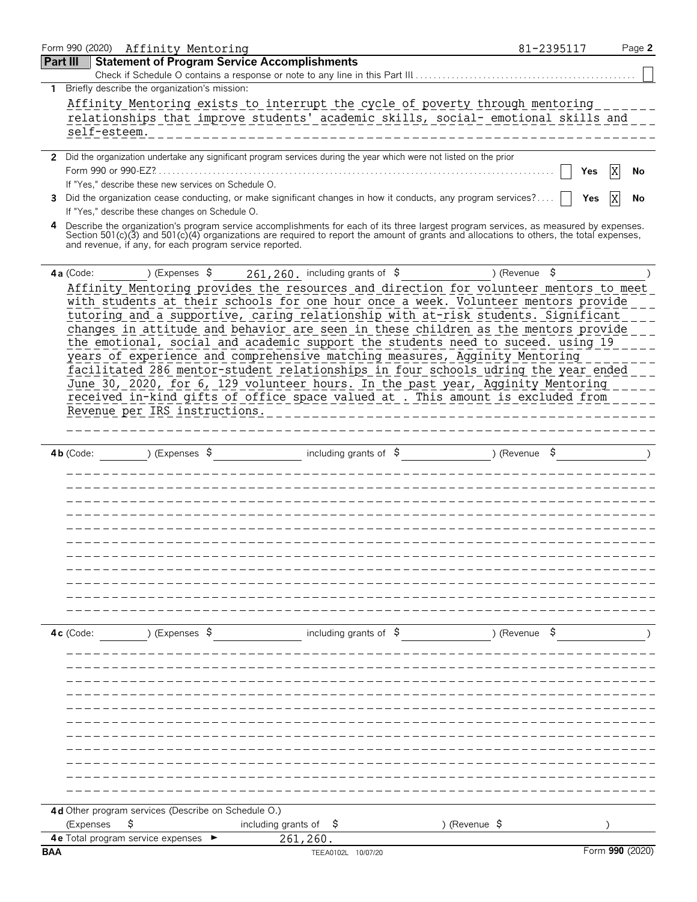Form 990 (2020) Affinity Mentoring 81-2395117 Page 2

## Part III Statement of Program Service Accomplishments

Check if Schedule O contains a response or note to any line in this Part III [ ]

**1** Briefly describe the organization's mission:

Affinity Mentoring exists to interrupt the cycle of poverty through mentoring relationships that improve students' academic skills, social- emotional skills and self-esteem.

**2** Did the organization undertake any significant program services during the year which were not listed on the prior Form 990 or 990-EZ? [ ] Yes [X] No

If "Yes," describe these new services on Schedule O.

**3** Did the organization cease conducting, or make significant changes in how it conducts, any program services? [ ] Yes [X] No

If "Yes," describe these changes on Schedule O.

**4** Describe the organization's program service accomplishments for each of its three largest program services, as measured by expenses. Section 501(c)(3) and 501(c)(4) organizations are required to report the amount of grants and allocations to others, the total expenses, and revenue, if any, for each program service reported.

**4a** (Code: ) (Expenses $ 261,260. including grants of $ ) (Revenue $ )

Affinity Mentoring provides the resources and direction for volunteer mentors to meet with students at their schools for one hour once a week. Volunteer mentors provide tutoring and a supportive, caring relationship with at-risk students. Significant changes in attitude and behavior are seen in these children as the mentors provide the emotional, social and academic support the students need to suceed. using 19 years of experience and comprehensive matching measures, Agginity Mentoring facilitated 286 mentor-student relationships in four schools udring the year ended June 30, 2020, for 6, 129 volunteer hours. In the past year, Agginity Mentoring received in-kind gifts of office space valued at . This amount is excluded from Revenue per IRS instructions.

**4b** (Code: ) (Expenses $ including grants of $ ) (Revenue $ )

**4c** (Code: ) (Expenses $ including grants of $ ) (Revenue $ )

**4d** Other program services (Describe on Schedule O.)

(Expenses $ including grants of $ ) (Revenue $ )

**4e** Total program service expenses ► 261,260.

BAA TEEA0102L 10/07/20 Form **990** (2020)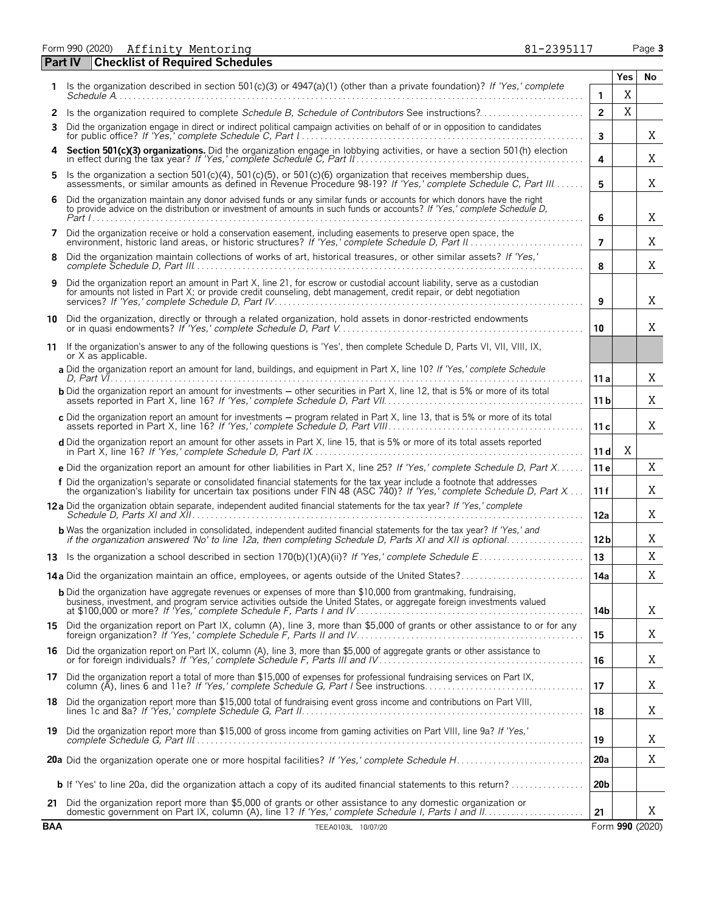Form 990 (2020) Affinity Mentoring 81-2395117

## Part IV Checklist of Required Schedules

| | | | Yes | No |
|---|---|---|---|---|
| **1** | Is the organization described in section 501(c)(3) or 4947(a)(1) (other than a private foundation)? *If 'Yes,' complete Schedule A* | 1 | X | |
| **2** | Is the organization required to complete *Schedule B, Schedule of Contributors* See instructions? | 2 | X | |
| **3** | Did the organization engage in direct or indirect political campaign activities on behalf of or in opposition to candidates for public office? *If 'Yes,' complete Schedule C, Part I* | 3 | | X |
| **4** | **Section 501(c)(3) organizations.** Did the organization engage in lobbying activities, or have a section 501(h) election in effect during the tax year? *If 'Yes,' complete Schedule C, Part II* | 4 | | X |
| **5** | Is the organization a section 501(c)(4), 501(c)(5), or 501(c)(6) organization that receives membership dues, assessments, or similar amounts as defined in Revenue Procedure 98-19? *If 'Yes,' complete Schedule C, Part III* | 5 | | X |
| **6** | Did the organization maintain any donor advised funds or any similar funds or accounts for which donors have the right to provide advice on the distribution or investment of amounts in such funds or accounts? *If 'Yes,' complete Schedule D, Part I* | 6 | | X |
| **7** | Did the organization receive or hold a conservation easement, including easements to preserve open space, the environment, historic land areas, or historic structures? *If 'Yes,' complete Schedule D, Part II* | 7 | | X |
| **8** | Did the organization maintain collections of works of art, historical treasures, or other similar assets? *If 'Yes,' complete Schedule D, Part III* | 8 | | X |
| **9** | Did the organization report an amount in Part X, line 21, for escrow or custodial account liability, serve as a custodian for amounts not listed in Part X; or provide credit counseling, debt management, credit repair, or debt negotiation services? *If 'Yes,' complete Schedule D, Part IV* | 9 | | X |
| **10** | Did the organization, directly or through a related organization, hold assets in donor-restricted endowments or in quasi endowments? *If 'Yes,' complete Schedule D, Part V* | 10 | | X |
| **11** | If the organization's answer to any of the following questions is 'Yes', then complete Schedule D, Parts VI, VII, VIII, IX, or X as applicable. | | | |
| | **a** Did the organization report an amount for land, buildings, and equipment in Part X, line 10? *If 'Yes,' complete Schedule D, Part VI* | 11a | | X |
| | **b** Did the organization report an amount for investments – other securities in Part X, line 12, that is 5% or more of its total assets reported in Part X, line 16? *If 'Yes,' complete Schedule D, Part VII* | 11b | | X |
| | **c** Did the organization report an amount for investments – program related in Part X, line 13, that is 5% or more of its total assets reported in Part X, line 16? *If 'Yes,' complete Schedule D, Part VIII* | 11c | | X |
| | **d** Did the organization report an amount for other assets in Part X, line 15, that is 5% or more of its total assets reported in Part X, line 16? *If 'Yes,' complete Schedule D, Part IX* | 11d | X | |
| | **e** Did the organization report an amount for other liabilities in Part X, line 25? *If 'Yes,' complete Schedule D, Part X* | 11e | | X |
| | **f** Did the organization's separate or consolidated financial statements for the tax year include a footnote that addresses the organization's liability for uncertain tax positions under FIN 48 (ASC 740)? *If 'Yes,' complete Schedule D, Part X* | 11f | | X |
| **12a** | Did the organization obtain separate, independent audited financial statements for the tax year? *If 'Yes,' complete Schedule D, Parts XI and XII* | 12a | | X |
| | **b** Was the organization included in consolidated, independent audited financial statements for the tax year? *If 'Yes,' and if the organization answered 'No' to line 12a, then completing Schedule D, Parts XI and XII is optional* | 12b | | X |
| **13** | Is the organization a school described in section 170(b)(1)(A)(ii)? *If 'Yes,' complete Schedule E* | 13 | | X |
| **14a** | Did the organization maintain an office, employees, or agents outside of the United States? | 14a | | X |
| | **b** Did the organization have aggregate revenues or expenses of more than $10,000 from grantmaking, fundraising, business, investment, and program service activities outside the United States, or aggregate foreign investments valued at $100,000 or more? *If 'Yes,' complete Schedule F, Parts I and IV* | 14b | | X |
| **15** | Did the organization report on Part IX, column (A), line 3, more than $5,000 of grants or other assistance to or for any foreign organization? *If 'Yes,' complete Schedule F, Parts II and IV* | 15 | | X |
| **16** | Did the organization report on Part IX, column (A), line 3, more than $5,000 of aggregate grants or other assistance to or for foreign individuals? *If 'Yes,' complete Schedule F, Parts III and IV* | 16 | | X |
| **17** | Did the organization report a total of more than $15,000 of expenses for professional fundraising services on Part IX, column (A), lines 6 and 11e? *If 'Yes,' complete Schedule G, Part I* See instructions | 17 | | X |
| **18** | Did the organization report more than $15,000 total of fundraising event gross income and contributions on Part VIII, lines 1c and 8a? *If 'Yes,' complete Schedule G, Part II* | 18 | | X |
| **19** | Did the organization report more than $15,000 of gross income from gaming activities on Part VIII, line 9a? *If 'Yes,' complete Schedule G, Part III* | 19 | | X |
| **20a** | Did the organization operate one or more hospital facilities? *If 'Yes,' complete Schedule H* | 20a | | X |
| | **b** If 'Yes' to line 20a, did the organization attach a copy of its audited financial statements to this return? | 20b | | |
| **21** | Did the organization report more than $5,000 of grants or other assistance to any domestic organization or domestic government on Part IX, column (A), line 1? *If 'Yes,' complete Schedule I, Parts I and II* | 21 | | X |

BAA TEEA0103L 10/07/20 Form **990** (2020)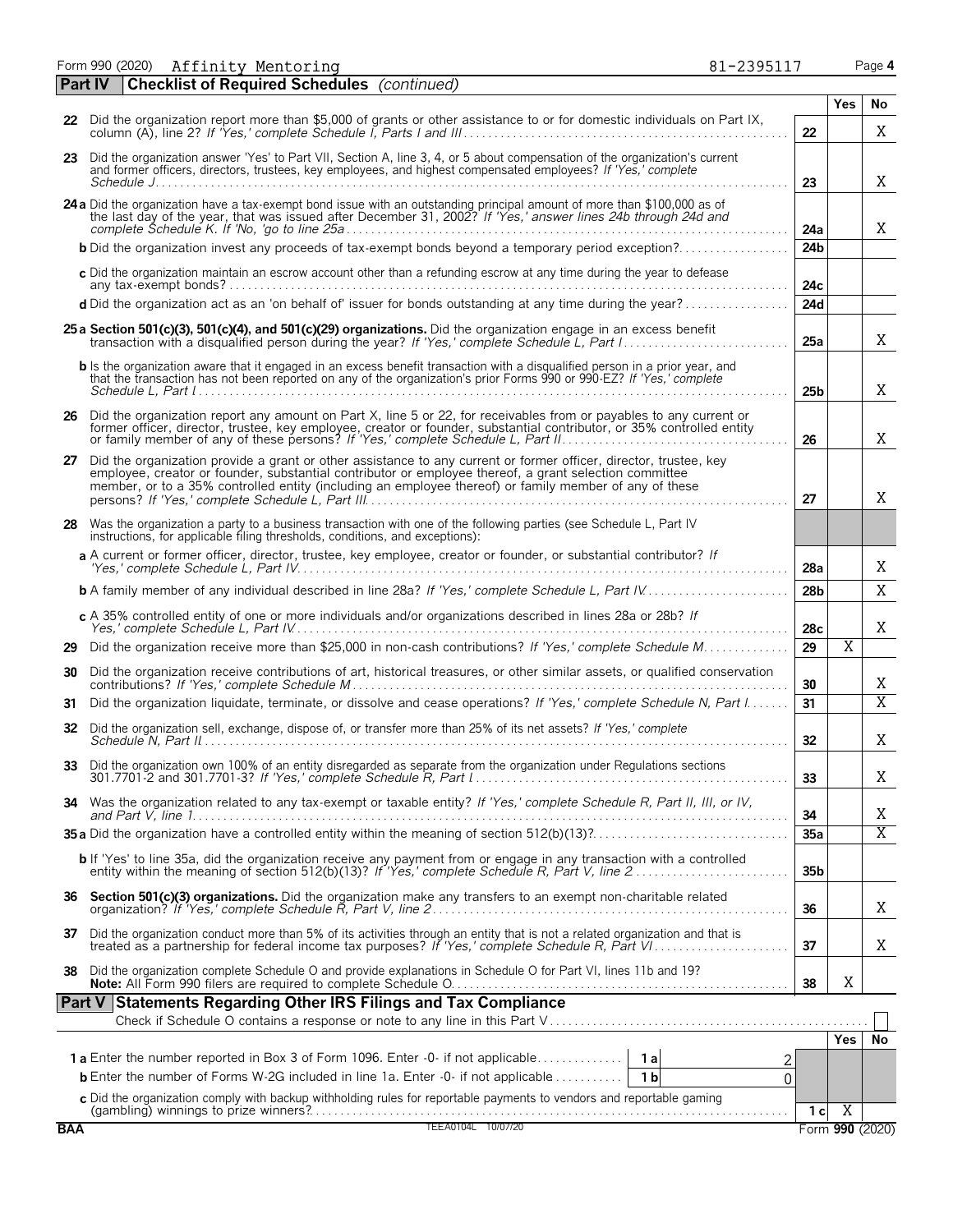Form 990 (2020) Affinity Mentoring 81-2395117 Page **4**

## Part IV Checklist of Required Schedules *(continued)*

| | | | Yes | No |
|---|---|---|---|---|
| **22** | Did the organization report more than $5,000 of grants or other assistance to or for domestic individuals on Part IX, column (A), line 2? *If 'Yes,' complete Schedule I, Parts I and III* | 22 | | X |
| **23** | Did the organization answer 'Yes' to Part VII, Section A, line 3, 4, or 5 about compensation of the organization's current and former officers, directors, trustees, key employees, and highest compensated employees? *If 'Yes,' complete Schedule J* | 23 | | X |
| **24a** | Did the organization have a tax-exempt bond issue with an outstanding principal amount of more than $100,000 as of the last day of the year, that was issued after December 31, 2002? *If 'Yes,' answer lines 24b through 24d and complete Schedule K. If 'No,' go to line 25a* | 24a | | X |
| **b** | Did the organization invest any proceeds of tax-exempt bonds beyond a temporary period exception? | 24b | | |
| **c** | Did the organization maintain an escrow account other than a refunding escrow at any time during the year to defease any tax-exempt bonds? | 24c | | |
| **d** | Did the organization act as an 'on behalf of' issuer for bonds outstanding at any time during the year? | 24d | | |
| **25a** | **Section 501(c)(3), 501(c)(4), and 501(c)(29) organizations.** Did the organization engage in an excess benefit transaction with a disqualified person during the year? *If 'Yes,' complete Schedule L, Part I* | 25a | | X |
| **b** | Is the organization aware that it engaged in an excess benefit transaction with a disqualified person in a prior year, and that the transaction has not been reported on any of the organization's prior Forms 990 or 990-EZ? *If 'Yes,' complete Schedule L, Part I* | 25b | | X |
| **26** | Did the organization report any amount on Part X, line 5 or 22, for receivables from or payables to any current or former officer, director, trustee, key employee, creator or founder, substantial contributor, or 35% controlled entity or family member of any of these persons? *If 'Yes,' complete Schedule L, Part II* | 26 | | X |
| **27** | Did the organization provide a grant or other assistance to any current or former officer, director, trustee, key employee, creator or founder, substantial contributor or employee thereof, a grant selection committee member, or to a 35% controlled entity (including an employee thereof) or family member of any of these persons? *If 'Yes,' complete Schedule L, Part III* | 27 | | X |
| **28** | Was the organization a party to a business transaction with one of the following parties (see Schedule L, Part IV instructions, for applicable filing thresholds, conditions, and exceptions): | | | |
| **a** | A current or former officer, director, trustee, key employee, creator or founder, or substantial contributor? *If 'Yes,' complete Schedule L, Part IV* | 28a | | X |
| **b** | A family member of any individual described in line 28a? *If 'Yes,' complete Schedule L, Part IV* | 28b | | X |
| **c** | A 35% controlled entity of one or more individuals and/or organizations described in lines 28a or 28b? *If Yes,' complete Schedule L, Part IV* | 28c | | X |
| **29** | Did the organization receive more than $25,000 in non-cash contributions? *If 'Yes,' complete Schedule M* | 29 | X | |
| **30** | Did the organization receive contributions of art, historical treasures, or other similar assets, or qualified conservation contributions? *If 'Yes,' complete Schedule M* | 30 | | X |
| **31** | Did the organization liquidate, terminate, or dissolve and cease operations? *If 'Yes,' complete Schedule N, Part I* | 31 | | X |
| **32** | Did the organization sell, exchange, dispose of, or transfer more than 25% of its net assets? *If 'Yes,' complete Schedule N, Part II* | 32 | | X |
| **33** | Did the organization own 100% of an entity disregarded as separate from the organization under Regulations sections 301.7701-2 and 301.7701-3? *If 'Yes,' complete Schedule R, Part I* | 33 | | X |
| **34** | Was the organization related to any tax-exempt or taxable entity? *If 'Yes,' complete Schedule R, Part II, III, or IV, and Part V, line 1* | 34 | | X |
| **35a** | Did the organization have a controlled entity within the meaning of section 512(b)(13)? | 35a | | X |
| **b** | If 'Yes' to line 35a, did the organization receive any payment from or engage in any transaction with a controlled entity within the meaning of section 512(b)(13)? *If 'Yes,' complete Schedule R, Part V, line 2* | 35b | | |
| **36** | **Section 501(c)(3) organizations.** Did the organization make any transfers to an exempt non-charitable related organization? *If 'Yes,' complete Schedule R, Part V, line 2* | 36 | | X |
| **37** | Did the organization conduct more than 5% of its activities through an entity that is not a related organization and that is treated as a partnership for federal income tax purposes? *If 'Yes,' complete Schedule R, Part VI* | 37 | | X |
| **38** | Did the organization complete Schedule O and provide explanations in Schedule O for Part VI, lines 11b and 19? **Note:** All Form 990 filers are required to complete Schedule O. | 38 | X | |

## Part V Statements Regarding Other IRS Filings and Tax Compliance

Check if Schedule O contains a response or note to any line in this Part V ☐

| | | | | | Yes | No |
|---|---|---|---|---|---|---|
| **1a** | Enter the number reported in Box 3 of Form 1096. Enter -0- if not applicable | 1a | 2 | | | |
| **b** | Enter the number of Forms W-2G included in line 1a. Enter -0- if not applicable | 1b | 0 | | | |
| **c** | Did the organization comply with backup withholding rules for reportable payments to vendors and reportable gaming (gambling) winnings to prize winners? | | | 1c | X | |

BAA TEEA0104L 10/07/20 Form **990** (2020)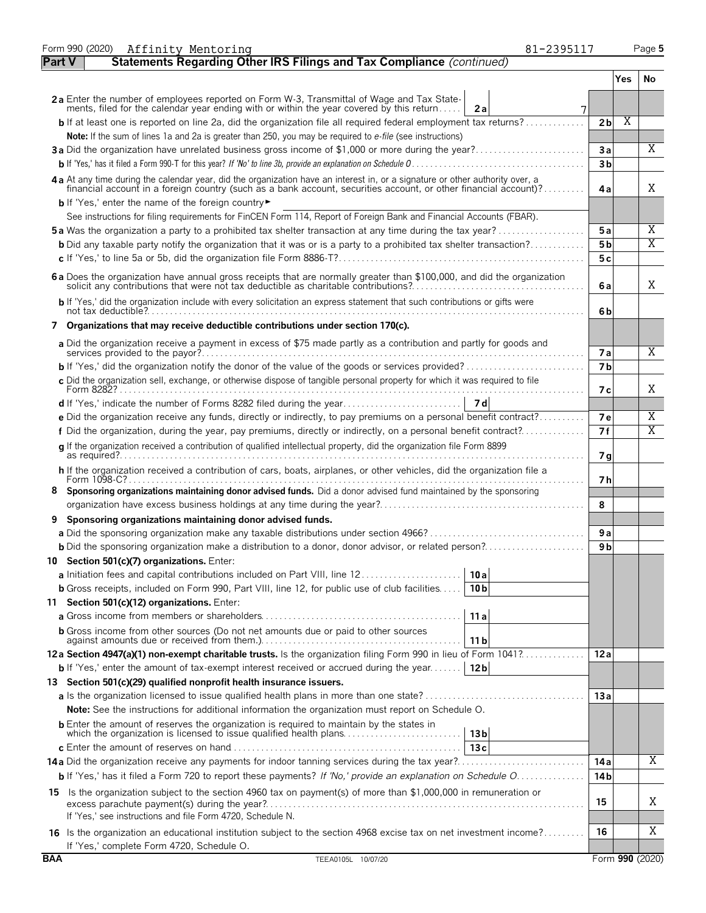Form 990 (2020) Affinity Mentoring 81-2395117 Page **5**

## Part V Statements Regarding Other IRS Filings and Tax Compliance *(continued)*

| | | | Yes | No |
|---|---|---|---|---|
| **2a** Enter the number of employees reported on Form W-3, Transmittal of Wage and Tax Statements, filed for the calendar year ending with or within the year covered by this return | **2a** 7 | | | |
| **b** If at least one is reported on line 2a, did the organization file all required federal employment tax returns? | | **2b** | X | |
| **Note:** If the sum of lines 1a and 2a is greater than 250, you may be required to *e-file* (see instructions) | | | | |
| **3a** Did the organization have unrelated business gross income of $1,000 or more during the year? | | **3a** | | X |
| **b** If 'Yes,' has it filed a Form 990-T for this year? *If 'No' to line 3b, provide an explanation on Schedule O* | | **3b** | | |
| **4a** At any time during the calendar year, did the organization have an interest in, or a signature or other authority over, a financial account in a foreign country (such as a bank account, securities account, or other financial account)? | | **4a** | | X |
| **b** If 'Yes,' enter the name of the foreign country ► | | | | |
| See instructions for filing requirements for FinCEN Form 114, Report of Foreign Bank and Financial Accounts (FBAR). | | | | |
| **5a** Was the organization a party to a prohibited tax shelter transaction at any time during the tax year? | | **5a** | | X |
| **b** Did any taxable party notify the organization that it was or is a party to a prohibited tax shelter transaction? | | **5b** | | X |
| **c** If 'Yes,' to line 5a or 5b, did the organization file Form 8886-T? | | **5c** | | |
| **6a** Does the organization have annual gross receipts that are normally greater than $100,000, and did the organization solicit any contributions that were not tax deductible as charitable contributions? | | **6a** | | X |
| **b** If 'Yes,' did the organization include with every solicitation an express statement that such contributions or gifts were not tax deductible? | | **6b** | | |
| **7 Organizations that may receive deductible contributions under section 170(c).** | | | | |
| **a** Did the organization receive a payment in excess of $75 made partly as a contribution and partly for goods and services provided to the payor? | | **7a** | | X |
| **b** If 'Yes,' did the organization notify the donor of the value of the goods or services provided? | | **7b** | | |
| **c** Did the organization sell, exchange, or otherwise dispose of tangible personal property for which it was required to file Form 8282? | | **7c** | | X |
| **d** If 'Yes,' indicate the number of Forms 8282 filed during the year | **7d** | | | |
| **e** Did the organization receive any funds, directly or indirectly, to pay premiums on a personal benefit contract? | | **7e** | | X |
| **f** Did the organization, during the year, pay premiums, directly or indirectly, on a personal benefit contract? | | **7f** | | X |
| **g** If the organization received a contribution of qualified intellectual property, did the organization file Form 8899 as required? | | **7g** | | |
| **h** If the organization received a contribution of cars, boats, airplanes, or other vehicles, did the organization file a Form 1098-C? | | **7h** | | |
| **8 Sponsoring organizations maintaining donor advised funds.** Did a donor advised fund maintained by the sponsoring organization have excess business holdings at any time during the year? | | **8** | | |
| **9 Sponsoring organizations maintaining donor advised funds.** | | | | |
| **a** Did the sponsoring organization make any taxable distributions under section 4966? | | **9a** | | |
| **b** Did the sponsoring organization make a distribution to a donor, donor advisor, or related person? | | **9b** | | |
| **10 Section 501(c)(7) organizations.** Enter: | | | | |
| **a** Initiation fees and capital contributions included on Part VIII, line 12 | **10a** | | | |
| **b** Gross receipts, included on Form 990, Part VIII, line 12, for public use of club facilities | **10b** | | | |
| **11 Section 501(c)(12) organizations.** Enter: | | | | |
| **a** Gross income from members or shareholders | **11a** | | | |
| **b** Gross income from other sources (Do not net amounts due or paid to other sources against amounts due or received from them.) | **11b** | | | |
| **12a Section 4947(a)(1) non-exempt charitable trusts.** Is the organization filing Form 990 in lieu of Form 1041? | | **12a** | | |
| **b** If 'Yes,' enter the amount of tax-exempt interest received or accrued during the year | **12b** | | | |
| **13 Section 501(c)(29) qualified nonprofit health insurance issuers.** | | | | |
| **a** Is the organization licensed to issue qualified health plans in more than one state? | | **13a** | | |
| **Note:** See the instructions for additional information the organization must report on Schedule O. | | | | |
| **b** Enter the amount of reserves the organization is required to maintain by the states in which the organization is licensed to issue qualified health plans | **13b** | | | |
| **c** Enter the amount of reserves on hand | **13c** | | | |
| **14a** Did the organization receive any payments for indoor tanning services during the tax year? | | **14a** | | X |
| **b** If 'Yes,' has it filed a Form 720 to report these payments? *If 'No,' provide an explanation on Schedule O* | | **14b** | | |
| **15** Is the organization subject to the section 4960 tax on payment(s) of more than $1,000,000 in remuneration or excess parachute payment(s) during the year? If 'Yes,' see instructions and file Form 4720, Schedule N. | | **15** | | X |
| **16** Is the organization an educational institution subject to the section 4968 excise tax on net investment income? If 'Yes,' complete Form 4720, Schedule O. | | **16** | | X |

BAA TEEA0105L 10/07/20 Form **990** (2020)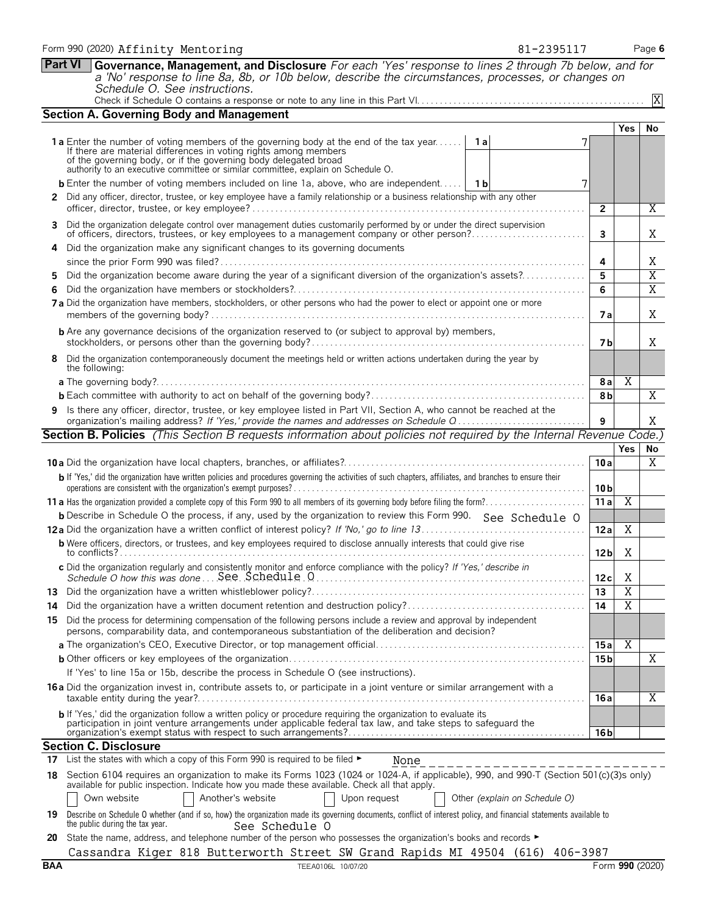Form 990 (2020) Affinity Mentoring 81-2395117 Page 6

**Part VI** **Governance, Management, and Disclosure** *For each 'Yes' response to lines 2 through 7b below, and for a 'No' response to line 8a, 8b, or 10b below, describe the circumstances, processes, or changes on Schedule O. See instructions.*

Check if Schedule O contains a response or note to any line in this Part VI. [X]

## Section A. Governing Body and Management

| | | | Yes | No |
|---|---|---|---|---|
| **1a** Enter the number of voting members of the governing body at the end of the tax year. If there are material differences in voting rights among members of the governing body, or if the governing body delegated broad authority to an executive committee or similar committee, explain on Schedule O. | 1a: 7 | | | |
| **b** Enter the number of voting members included on line 1a, above, who are independent. | 1b: 7 | | | |
| **2** Did any officer, director, trustee, or key employee have a family relationship or a business relationship with any other officer, director, trustee, or key employee? | | 2 | | X |
| **3** Did the organization delegate control over management duties customarily performed by or under the direct supervision of officers, directors, trustees, or key employees to a management company or other person? | | 3 | | X |
| **4** Did the organization make any significant changes to its governing documents since the prior Form 990 was filed? | | 4 | | X |
| **5** Did the organization become aware during the year of a significant diversion of the organization's assets? | | 5 | | X |
| **6** Did the organization have members or stockholders? | | 6 | | X |
| **7a** Did the organization have members, stockholders, or other persons who had the power to elect or appoint one or more members of the governing body? | | 7a | | X |
| **b** Are any governance decisions of the organization reserved to (or subject to approval by) members, stockholders, or persons other than the governing body? | | 7b | | X |
| **8** Did the organization contemporaneously document the meetings held or written actions undertaken during the year by the following: | | | | |
| **a** The governing body? | | 8a | X | |
| **b** Each committee with authority to act on behalf of the governing body? | | 8b | | X |
| **9** Is there any officer, director, trustee, or key employee listed in Part VII, Section A, who cannot be reached at the organization's mailing address? *If 'Yes,' provide the names and addresses on Schedule O* | | 9 | | X |

## Section B. Policies *(This Section B requests information about policies not required by the Internal Revenue Code.)*

| | | Yes | No |
|---|---|---|---|
| **10a** Did the organization have local chapters, branches, or affiliates? | 10a | | X |
| **b** If 'Yes,' did the organization have written policies and procedures governing the activities of such chapters, affiliates, and branches to ensure their operations are consistent with the organization's exempt purposes? | 10b | | |
| **11a** Has the organization provided a complete copy of this Form 990 to all members of its governing body before filing the form? | 11a | X | |
| **b** Describe in Schedule O the process, if any, used by the organization to review this Form 990. See Schedule O | | | |
| **12a** Did the organization have a written conflict of interest policy? *If 'No,' go to line 13* | 12a | X | |
| **b** Were officers, directors, or trustees, and key employees required to disclose annually interests that could give rise to conflicts? | 12b | X | |
| **c** Did the organization regularly and consistently monitor and enforce compliance with the policy? *If 'Yes,' describe in Schedule O how this was done* See Schedule O | 12c | X | |
| **13** Did the organization have a written whistleblower policy? | 13 | X | |
| **14** Did the organization have a written document retention and destruction policy? | 14 | X | |
| **15** Did the process for determining compensation of the following persons include a review and approval by independent persons, comparability data, and contemporaneous substantiation of the deliberation and decision? | | | |
| **a** The organization's CEO, Executive Director, or top management official | 15a | X | |
| **b** Other officers or key employees of the organization | 15b | | X |
| If 'Yes' to line 15a or 15b, describe the process in Schedule O (see instructions). | | | |
| **16a** Did the organization invest in, contribute assets to, or participate in a joint venture or similar arrangement with a taxable entity during the year? | 16a | | X |
| **b** If 'Yes,' did the organization follow a written policy or procedure requiring the organization to evaluate its participation in joint venture arrangements under applicable federal tax law, and take steps to safeguard the organization's exempt status with respect to such arrangements? | 16b | | |

## Section C. Disclosure

**17** List the states with which a copy of this Form 990 is required to be filed ► None

**18** Section 6104 requires an organization to make its Forms 1023 (1024 or 1024-A, if applicable), 990, and 990-T (Section 501(c)(3)s only) available for public inspection. Indicate how you made these available. Check all that apply.

[ ] Own website [ ] Another's website [ ] Upon request [ ] Other *(explain on Schedule O)*

**19** Describe on Schedule O whether (and if so, how) the organization made its governing documents, conflict of interest policy, and financial statements available to the public during the tax year. See Schedule O

**20** State the name, address, and telephone number of the person who possesses the organization's books and records ►

Cassandra Kiger 818 Butterworth Street SW Grand Rapids MI 49504 (616) 406-3987

BAA TEEA0106L 10/07/20 Form **990** (2020)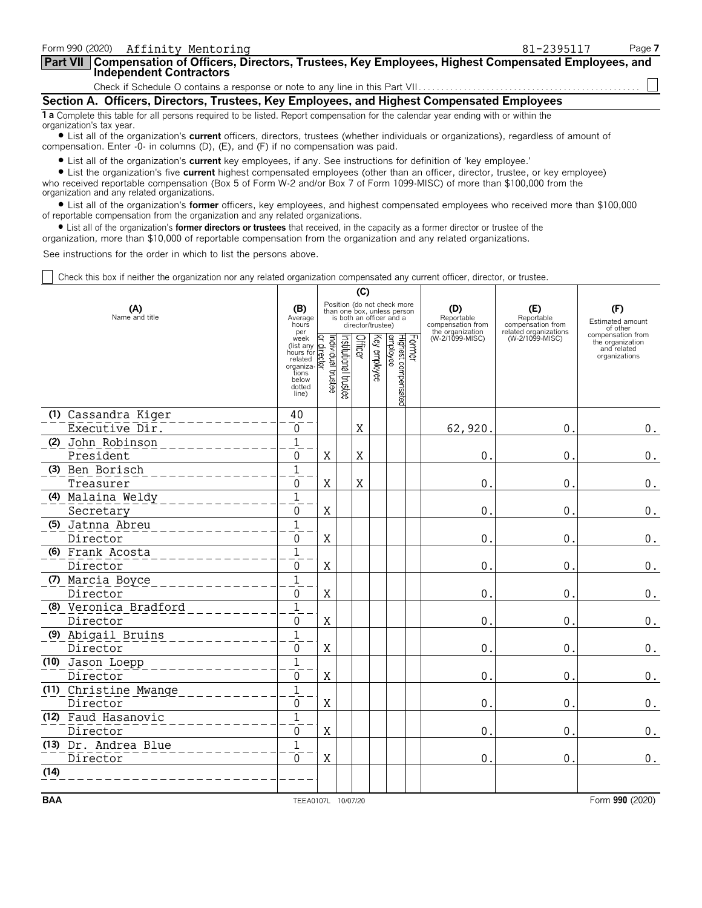Form 990 (2020) Affinity Mentoring 81-2395117 Page **7**

## Part VII Compensation of Officers, Directors, Trustees, Key Employees, Highest Compensated Employees, and Independent Contractors

Check if Schedule O contains a response or note to any line in this Part VII . . . . . . . . . . ☐

### Section A. Officers, Directors, Trustees, Key Employees, and Highest Compensated Employees

**1 a** Complete this table for all persons required to be listed. Report compensation for the calendar year ending with or within the organization's tax year.

- List all of the organization's **current** officers, directors, trustees (whether individuals or organizations), regardless of amount of compensation. Enter -0- in columns (D), (E), and (F) if no compensation was paid.
- List all of the organization's **current** key employees, if any. See instructions for definition of 'key employee.'
- List the organization's five **current** highest compensated employees (other than an officer, director, trustee, or key employee) who received reportable compensation (Box 5 of Form W-2 and/or Box 7 of Form 1099-MISC) of more than $100,000 from the organization and any related organizations.
- List all of the organization's **former** officers, key employees, and highest compensated employees who received more than $100,000 of reportable compensation from the organization and any related organizations.
- List all of the organization's **former directors or trustees** that received, in the capacity as a former director or trustee of the organization, more than $10,000 of reportable compensation from the organization and any related organizations.

See instructions for the order in which to list the persons above.

☐ Check this box if neither the organization nor any related organization compensated any current officer, director, or trustee.

| (A) Name and title | (B) Average hours per week (list any hours for related organizations below dotted line) | (C) Position (do not check more than one box, unless person is both an officer and a director/trustee) | | | | | | (D) Reportable compensation from the organization (W-2/1099-MISC) | (E) Reportable compensation from related organizations (W-2/1099-MISC) | (F) Estimated amount of other compensation from the organization and related organizations |
|---|---|---|---|---|---|---|---|---|---|---|
| | | Individual trustee or director | Institutional trustee | Officer | Key employee | Highest compensated employee | Former | | | |
| (1) Cassandra Kiger<br>Executive Dir. | 40<br>0 | | | X | | | | 62,920. | 0. | 0. |
| (2) John Robinson<br>President | 1<br>0 | X | | X | | | | 0. | 0. | 0. |
| (3) Ben Borisch<br>Treasurer | 1<br>0 | X | | X | | | | 0. | 0. | 0. |
| (4) Malaina Weldy<br>Secretary | 1<br>0 | X | | | | | | 0. | 0. | 0. |
| (5) Jatnna Abreu<br>Director | 1<br>0 | X | | | | | | 0. | 0. | 0. |
| (6) Frank Acosta<br>Director | 1<br>0 | X | | | | | | 0. | 0. | 0. |
| (7) Marcia Boyce<br>Director | 1<br>0 | X | | | | | | 0. | 0. | 0. |
| (8) Veronica Bradford<br>Director | 1<br>0 | X | | | | | | 0. | 0. | 0. |
| (9) Abigail Bruins<br>Director | 1<br>0 | X | | | | | | 0. | 0. | 0. |
| (10) Jason Loepp<br>Director | 1<br>0 | X | | | | | | 0. | 0. | 0. |
| (11) Christine Mwange<br>Director | 1<br>0 | X | | | | | | 0. | 0. | 0. |
| (12) Faud Hasanovic<br>Director | 1<br>0 | X | | | | | | 0. | 0. | 0. |
| (13) Dr. Andrea Blue<br>Director | 1<br>0 | X | | | | | | 0. | 0. | 0. |
| (14) | | | | | | | | | | |

BAA TEEA0107L 10/07/20 Form **990** (2020)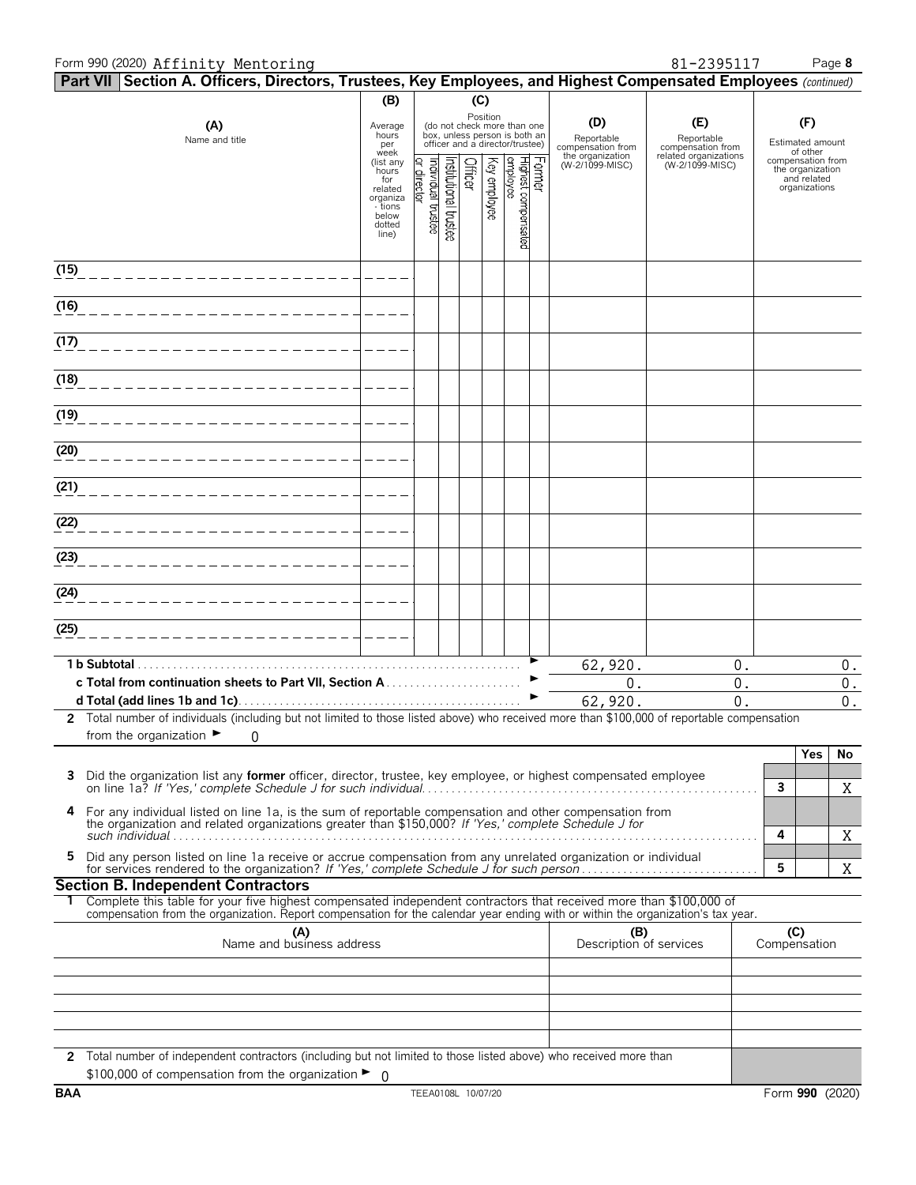Form 990 (2020) Affinity Mentoring 81-2395117 Page 8

## Part VII Section A. Officers, Directors, Trustees, Key Employees, and Highest Compensated Employees *(continued)*

| (A) Name and title | (B) Average hours per week (list any hours for related organizations below dotted line) | (C) Position (do not check more than one box, unless person is both an officer and a director/trustee): Individual trustee or director | Institutional trustee | Officer | Key employee | Highest compensated employee | Former | (D) Reportable compensation from the organization (W-2/1099-MISC) | (E) Reportable compensation from related organizations (W-2/1099-MISC) | (F) Estimated amount of other compensation from the organization and related organizations |
|---|---|---|---|---|---|---|---|---|---|---|
| (15) | | | | | | | | | | |
| (16) | | | | | | | | | | |
| (17) | | | | | | | | | | |
| (18) | | | | | | | | | | |
| (19) | | | | | | | | | | |
| (20) | | | | | | | | | | |
| (21) | | | | | | | | | | |
| (22) | | | | | | | | | | |
| (23) | | | | | | | | | | |
| (24) | | | | | | | | | | |
| (25) | | | | | | | | | | |
| **1 b Subtotal** | | | | | | | | 62,920. | 0. | 0. |
| **c Total from continuation sheets to Part VII, Section A** | | | | | | | | 0. | 0. | 0. |
| **d Total (add lines 1b and 1c)** | | | | | | | | 62,920. | 0. | 0. |

**2** Total number of individuals (including but not limited to those listed above) who received more than $100,000 of reportable compensation from the organization ► 0

| | | Yes | No |
|---|---|---|---|
| **3** Did the organization list any **former** officer, director, trustee, key employee, or highest compensated employee on line 1a? *If 'Yes,' complete Schedule J for such individual* | 3 | | X |
| **4** For any individual listed on line 1a, is the sum of reportable compensation and other compensation from the organization and related organizations greater than $150,000? *If 'Yes,' complete Schedule J for such individual* | 4 | | X |
| **5** Did any person listed on line 1a receive or accrue compensation from any unrelated organization or individual for services rendered to the organization? *If 'Yes,' complete Schedule J for such person* | 5 | | X |

## Section B. Independent Contractors

**1** Complete this table for your five highest compensated independent contractors that received more than $100,000 of compensation from the organization. Report compensation for the calendar year ending with or within the organization's tax year.

| (A) Name and business address | (B) Description of services | (C) Compensation |
|---|---|---|
| | | |
| | | |
| | | |
| | | |
| | | |

**2** Total number of independent contractors (including but not limited to those listed above) who received more than $100,000 of compensation from the organization ► 0

BAA TEEA0108L 10/07/20 Form **990** (2020)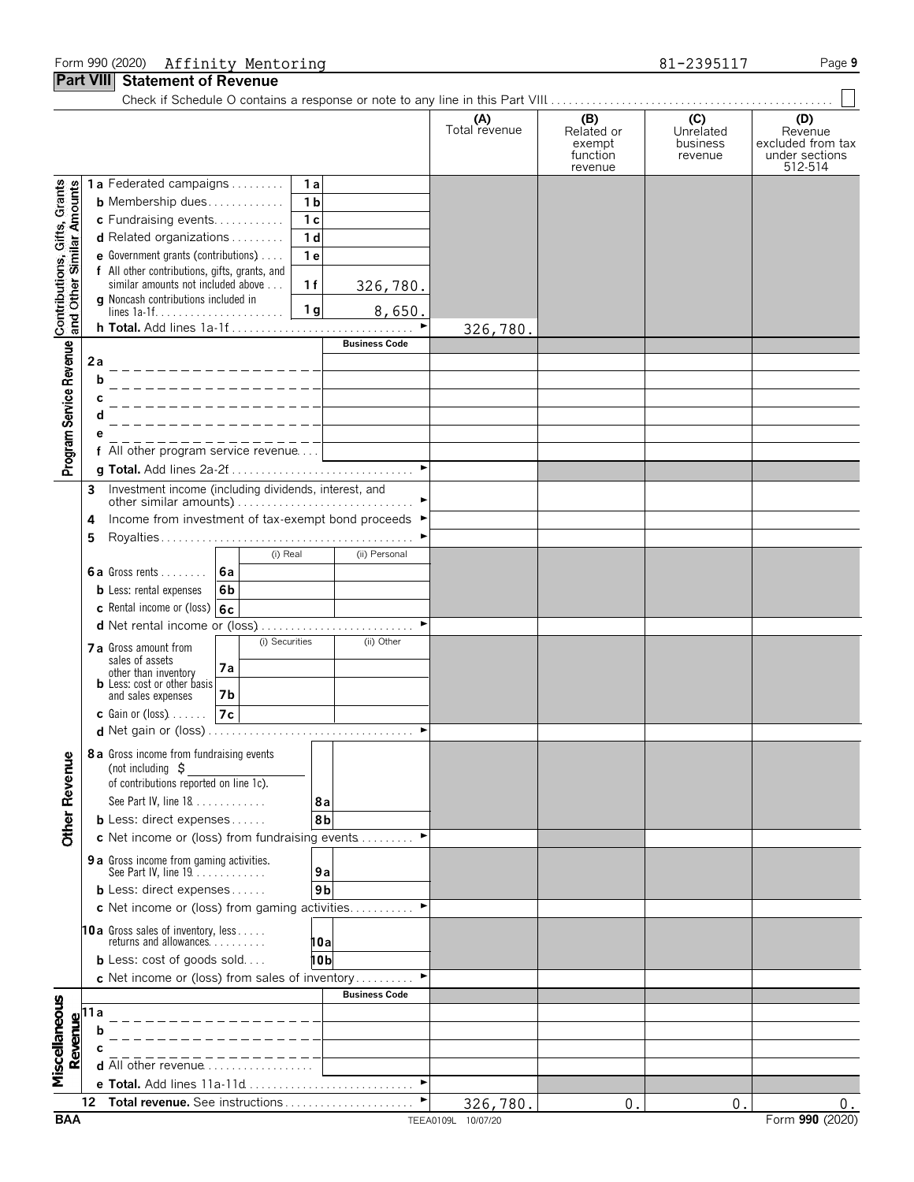Form 990 (2020) Affinity Mentoring 81-2395117

## Part VIII Statement of Revenue

Check if Schedule O contains a response or note to any line in this Part VIII . . . . . ☐

| | | | | (A) Total revenue | (B) Related or exempt function revenue | (C) Unrelated business revenue | (D) Revenue excluded from tax under sections 512-514 |
|---|---|---|---|---|---|---|---|
| **Contributions, Gifts, Grants and Other Similar Amounts** | 1a Federated campaigns | 1a | | | | | |
| | b Membership dues | 1b | | | | | |
| | c Fundraising events | 1c | | | | | |
| | d Related organizations | 1d | | | | | |
| | e Government grants (contributions) | 1e | | | | | |
| | f All other contributions, gifts, grants, and similar amounts not included above | 1f | 326,780. | | | | |
| | g Noncash contributions included in lines 1a-1f | 1g | 8,650. | | | | |
| | h **Total.** Add lines 1a-1f | | | 326,780. | | | |
| **Program Service Revenue** | | | Business Code | | | | |
| | 2a | | | | | | |
| | b | | | | | | |
| | c | | | | | | |
| | d | | | | | | |
| | e | | | | | | |
| | f All other program service revenue | | | | | | |
| | g **Total.** Add lines 2a-2f | | | | | | |
| **Other Revenue** | 3 Investment income (including dividends, interest, and other similar amounts) | | | | | | |
| | 4 Income from investment of tax-exempt bond proceeds | | | | | | |
| | 5 Royalties | | | | | | |
| | | | (i) Real / (ii) Personal | | | | |
| | 6a Gross rents | 6a | | | | | |
| | b Less: rental expenses | 6b | | | | | |
| | c Rental income or (loss) | 6c | | | | | |
| | d Net rental income or (loss) | | | | | | |
| | | | (i) Securities / (ii) Other | | | | |
| | 7a Gross amount from sales of assets other than inventory | 7a | | | | | |
| | b Less: cost or other basis and sales expenses | 7b | | | | | |
| | c Gain or (loss) | 7c | | | | | |
| | d Net gain or (loss) | | | | | | |
| | 8a Gross income from fundraising events (not including $ of contributions reported on line 1c). See Part IV, line 18 | 8a | | | | | |
| | b Less: direct expenses | 8b | | | | | |
| | c Net income or (loss) from fundraising events | | | | | | |
| | 9a Gross income from gaming activities. See Part IV, line 19 | 9a | | | | | |
| | b Less: direct expenses | 9b | | | | | |
| | c Net income or (loss) from gaming activities | | | | | | |
| | 10a Gross sales of inventory, less returns and allowances | 10a | | | | | |
| | b Less: cost of goods sold | 10b | | | | | |
| | c Net income or (loss) from sales of inventory | | | | | | |
| **Miscellaneous Revenue** | | | Business Code | | | | |
| | 11a | | | | | | |
| | b | | | | | | |
| | c | | | | | | |
| | d All other revenue | | | | | | |
| | e **Total.** Add lines 11a-11d | | | | | | |
| | 12 **Total revenue.** See instructions | | | 326,780. | 0. | 0. | 0. |

BAA TEEA0109L 10/07/20 Form **990** (2020)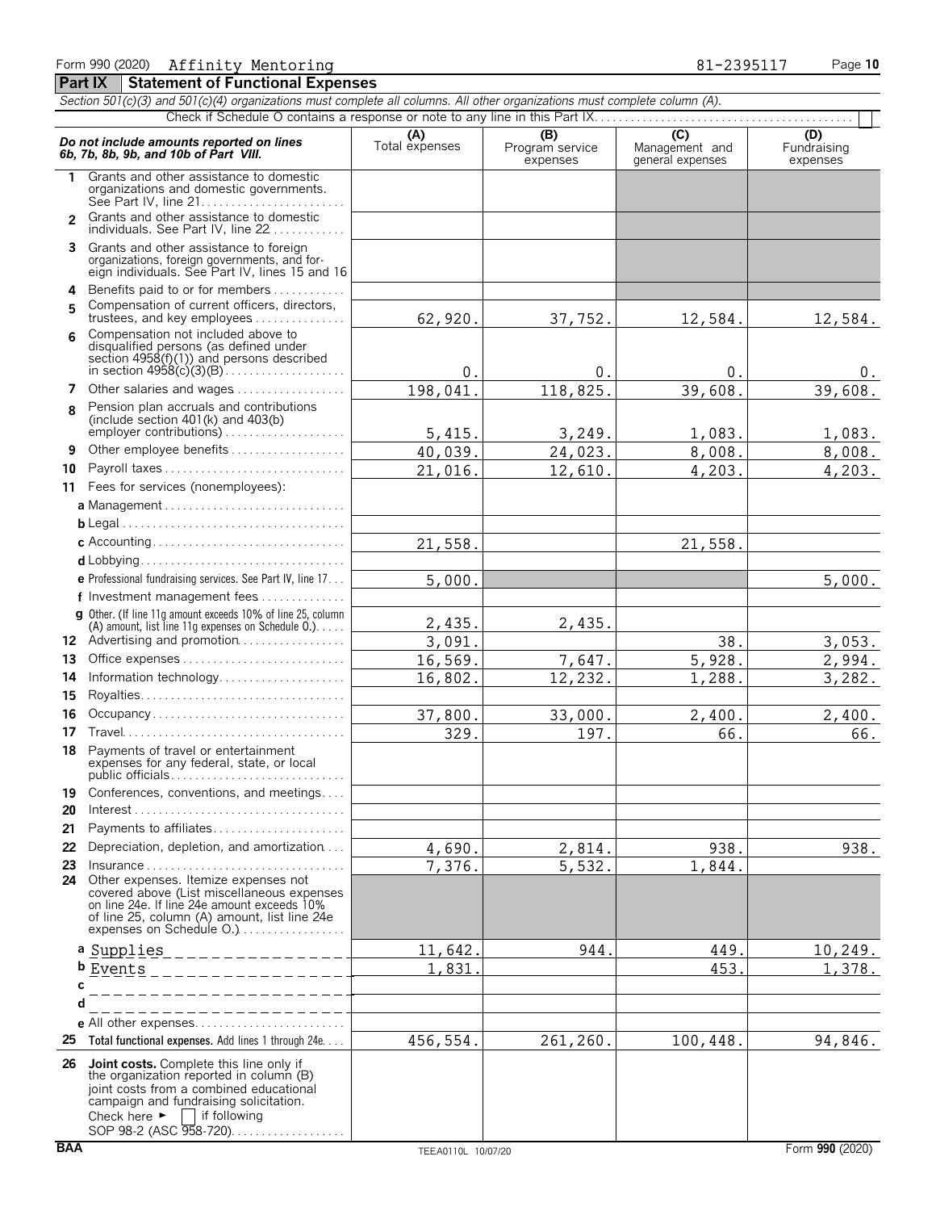Form 990 (2020) Affinity Mentoring 81-2395117 Page **10**

## Part IX Statement of Functional Expenses

*Section 501(c)(3) and 501(c)(4) organizations must complete all columns. All other organizations must complete column (A).*

Check if Schedule O contains a response or note to any line in this Part IX ☐

| *Do not include amounts reported on lines 6b, 7b, 8b, 9b, and 10b of Part VIII.* | (A) Total expenses | (B) Program service expenses | (C) Management and general expenses | (D) Fundraising expenses |
|---|---|---|---|---|
| **1** Grants and other assistance to domestic organizations and domestic governments. See Part IV, line 21 | | | | |
| **2** Grants and other assistance to domestic individuals. See Part IV, line 22 | | | | |
| **3** Grants and other assistance to foreign organizations, foreign governments, and foreign individuals. See Part IV, lines 15 and 16 | | | | |
| **4** Benefits paid to or for members | | | | |
| **5** Compensation of current officers, directors, trustees, and key employees | 62,920. | 37,752. | 12,584. | 12,584. |
| **6** Compensation not included above to disqualified persons (as defined under section 4958(f)(1)) and persons described in section 4958(c)(3)(B) | 0. | 0. | 0. | 0. |
| **7** Other salaries and wages | 198,041. | 118,825. | 39,608. | 39,608. |
| **8** Pension plan accruals and contributions (include section 401(k) and 403(b) employer contributions) | 5,415. | 3,249. | 1,083. | 1,083. |
| **9** Other employee benefits | 40,039. | 24,023. | 8,008. | 8,008. |
| **10** Payroll taxes | 21,016. | 12,610. | 4,203. | 4,203. |
| **11** Fees for services (nonemployees): | | | | |
| **a** Management | | | | |
| **b** Legal | | | | |
| **c** Accounting | 21,558. | | 21,558. | |
| **d** Lobbying | | | | |
| **e** Professional fundraising services. See Part IV, line 17 | 5,000. | | | 5,000. |
| **f** Investment management fees | | | | |
| **g** Other. (If line 11g amount exceeds 10% of line 25, column (A) amount, list line 11g expenses on Schedule O.) | 2,435. | 2,435. | | |
| **12** Advertising and promotion | 3,091. | | 38. | 3,053. |
| **13** Office expenses | 16,569. | 7,647. | 5,928. | 2,994. |
| **14** Information technology | 16,802. | 12,232. | 1,288. | 3,282. |
| **15** Royalties | | | | |
| **16** Occupancy | 37,800. | 33,000. | 2,400. | 2,400. |
| **17** Travel | 329. | 197. | 66. | 66. |
| **18** Payments of travel or entertainment expenses for any federal, state, or local public officials | | | | |
| **19** Conferences, conventions, and meetings | | | | |
| **20** Interest | | | | |
| **21** Payments to affiliates | | | | |
| **22** Depreciation, depletion, and amortization | 4,690. | 2,814. | 938. | 938. |
| **23** Insurance | 7,376. | 5,532. | 1,844. | |
| **24** Other expenses. Itemize expenses not covered above (List miscellaneous expenses on line 24e. If line 24e amount exceeds 10% of line 25, column (A) amount, list line 24e expenses on Schedule O.) | | | | |
| **a** Supplies | 11,642. | 944. | 449. | 10,249. |
| **b** Events | 1,831. | | 453. | 1,378. |
| **c** | | | | |
| **d** | | | | |
| **e** All other expenses | | | | |
| **25** **Total functional expenses.** Add lines 1 through 24e | 456,554. | 261,260. | 100,448. | 94,846. |
| **26** **Joint costs.** Complete this line only if the organization reported in column (B) joint costs from a combined educational campaign and fundraising solicitation. Check here ► ☐ if following SOP 98-2 (ASC 958-720) | | | | |

BAA TEEA0110L 10/07/20 Form **990** (2020)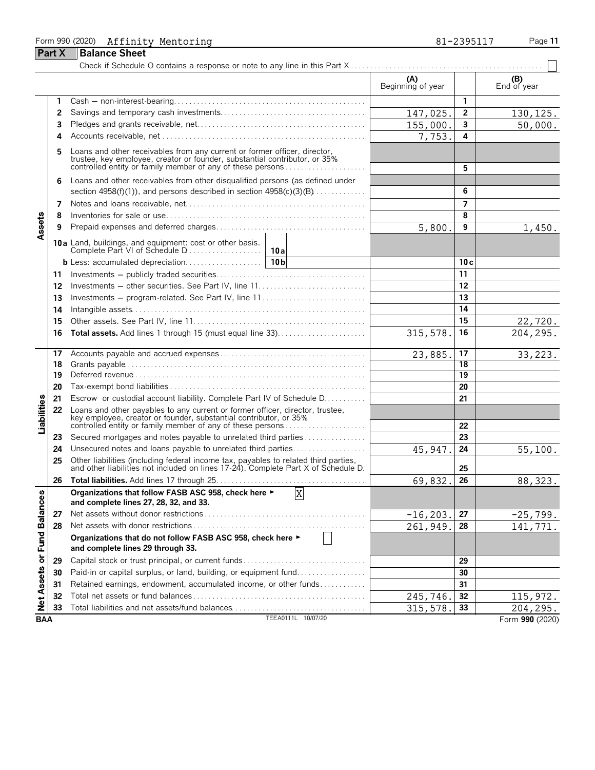Form 990 (2020) Affinity Mentoring 81-2395117

## Part X Balance Sheet

Check if Schedule O contains a response or note to any line in this Part X . . . . . ☐

| | | | (A) Beginning of year | | (B) End of year |
|---|---|---|---|---|---|
| Assets | 1 | Cash — non-interest-bearing | | 1 | |
| | 2 | Savings and temporary cash investments | 147,025. | 2 | 130,125. |
| | 3 | Pledges and grants receivable, net | 155,000. | 3 | 50,000. |
| | 4 | Accounts receivable, net | 7,753. | 4 | |
| | 5 | Loans and other receivables from any current or former officer, director, trustee, key employee, creator or founder, substantial contributor, or 35% controlled entity or family member of any of these persons | | 5 | |
| | 6 | Loans and other receivables from other disqualified persons (as defined under section 4958(f)(1)), and persons described in section 4958(c)(3)(B) | | 6 | |
| | 7 | Notes and loans receivable, net | | 7 | |
| | 8 | Inventories for sale or use | | 8 | |
| | 9 | Prepaid expenses and deferred charges | 5,800. | 9 | 1,450. |
| | 10a | Land, buildings, and equipment: cost or other basis. Complete Part VI of Schedule D . . . 10a | | | |
| | b | Less: accumulated depreciation . . . 10b | | 10c | |
| | 11 | Investments — publicly traded securities | | 11 | |
| | 12 | Investments — other securities. See Part IV, line 11 | | 12 | |
| | 13 | Investments — program-related. See Part IV, line 11 | | 13 | |
| | 14 | Intangible assets | | 14 | |
| | 15 | Other assets. See Part IV, line 11 | | 15 | 22,720. |
| | 16 | **Total assets.** Add lines 1 through 15 (must equal line 33) | 315,578. | 16 | 204,295. |
| Liabilities | 17 | Accounts payable and accrued expenses | 23,885. | 17 | 33,223. |
| | 18 | Grants payable | | 18 | |
| | 19 | Deferred revenue | | 19 | |
| | 20 | Tax-exempt bond liabilities | | 20 | |
| | 21 | Escrow or custodial account liability. Complete Part IV of Schedule D | | 21 | |
| | 22 | Loans and other payables to any current or former officer, director, trustee, key employee, creator or founder, substantial contributor, or 35% controlled entity or family member of any of these persons | | 22 | |
| | 23 | Secured mortgages and notes payable to unrelated third parties | | 23 | |
| | 24 | Unsecured notes and loans payable to unrelated third parties | 45,947. | 24 | 55,100. |
| | 25 | Other liabilities (including federal income tax, payables to related third parties, and other liabilities not included on lines 17-24). Complete Part X of Schedule D | | 25 | |
| | 26 | **Total liabilities.** Add lines 17 through 25 | 69,832. | 26 | 88,323. |
| Net Assets or Fund Balances | | **Organizations that follow FASB ASC 958, check here ► [X] and complete lines 27, 28, 32, and 33.** | | | |
| | 27 | Net assets without donor restrictions | -16,203. | 27 | -25,799. |
| | 28 | Net assets with donor restrictions | 261,949. | 28 | 141,771. |
| | | **Organizations that do not follow FASB ASC 958, check here ► ☐ and complete lines 29 through 33.** | | | |
| | 29 | Capital stock or trust principal, or current funds | | 29 | |
| | 30 | Paid-in or capital surplus, or land, building, or equipment fund | | 30 | |
| | 31 | Retained earnings, endowment, accumulated income, or other funds | | 31 | |
| | 32 | Total net assets or fund balances | 245,746. | 32 | 115,972. |
| | 33 | Total liabilities and net assets/fund balances | 315,578. | 33 | 204,295. |

BAA TEEA0111L 10/07/20 Form **990** (2020)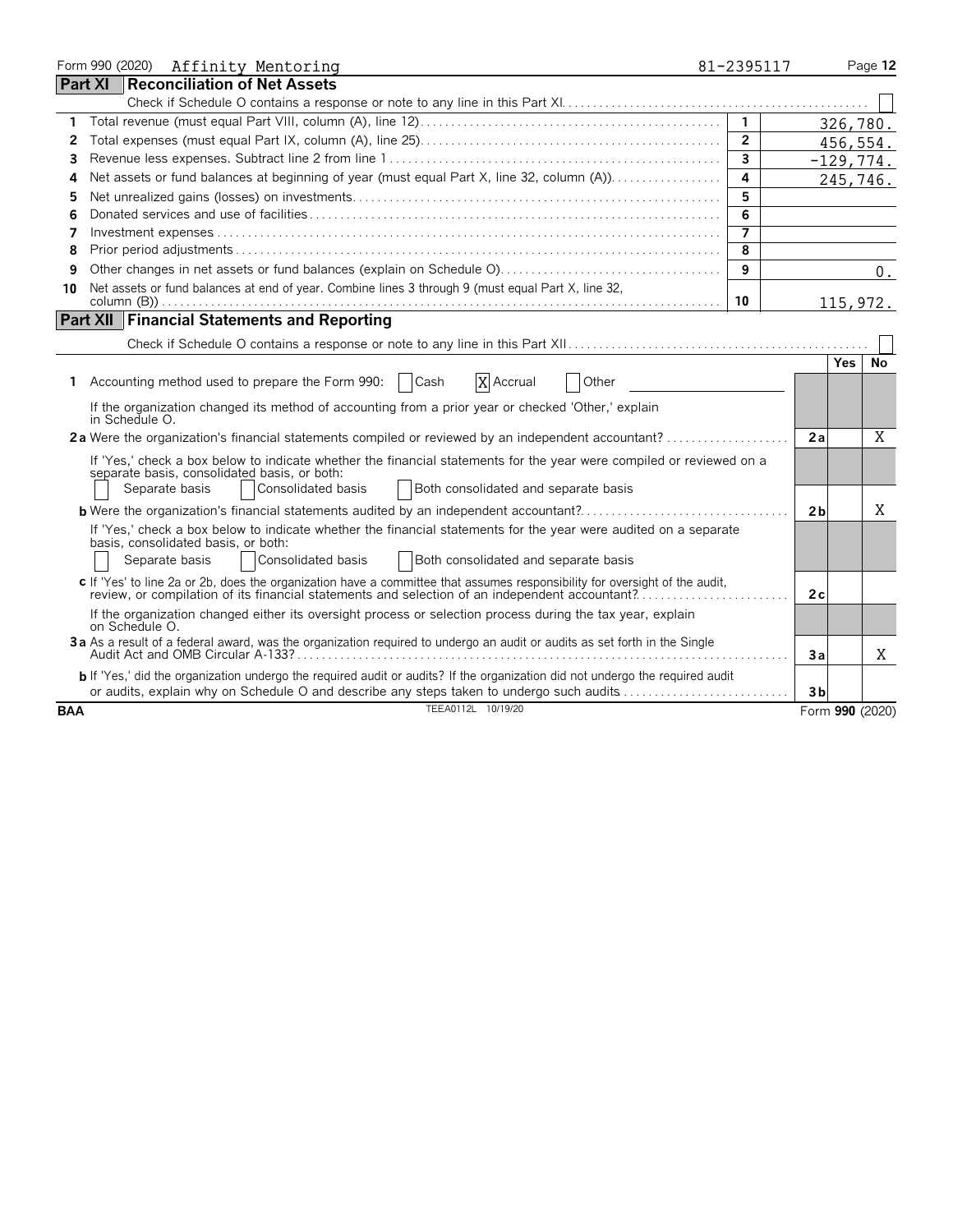Form 990 (2020) Affinity Mentoring 81-2395117

## Part XI Reconciliation of Net Assets

Check if Schedule O contains a response or note to any line in this Part XI ☐

| | | | |
|---|---|---|---|
| 1 | Total revenue (must equal Part VIII, column (A), line 12) | 1 | 326,780. |
| 2 | Total expenses (must equal Part IX, column (A), line 25) | 2 | 456,554. |
| 3 | Revenue less expenses. Subtract line 2 from line 1 | 3 | -129,774. |
| 4 | Net assets or fund balances at beginning of year (must equal Part X, line 32, column (A)) | 4 | 245,746. |
| 5 | Net unrealized gains (losses) on investments | 5 | |
| 6 | Donated services and use of facilities | 6 | |
| 7 | Investment expenses | 7 | |
| 8 | Prior period adjustments | 8 | |
| 9 | Other changes in net assets or fund balances (explain on Schedule O) | 9 | 0. |
| 10 | Net assets or fund balances at end of year. Combine lines 3 through 9 (must equal Part X, line 32, column (B)) | 10 | 115,972. |

## Part XII Financial Statements and Reporting

Check if Schedule O contains a response or note to any line in this Part XII ☐

| | | | Yes | No |
|---|---|---|---|---|
| 1 | Accounting method used to prepare the Form 990: ☐ Cash ☒ Accrual ☐ Other | | | |
| | If the organization changed its method of accounting from a prior year or checked 'Other,' explain in Schedule O. | | | |
| 2a | Were the organization's financial statements compiled or reviewed by an independent accountant? | 2a | | X |
| | If 'Yes,' check a box below to indicate whether the financial statements for the year were compiled or reviewed on a separate basis, consolidated basis, or both: ☐ Separate basis ☐ Consolidated basis ☐ Both consolidated and separate basis | | | |
| b | Were the organization's financial statements audited by an independent accountant? | 2b | | X |
| | If 'Yes,' check a box below to indicate whether the financial statements for the year were audited on a separate basis, consolidated basis, or both: ☐ Separate basis ☐ Consolidated basis ☐ Both consolidated and separate basis | | | |
| c | If 'Yes' to line 2a or 2b, does the organization have a committee that assumes responsibility for oversight of the audit, review, or compilation of its financial statements and selection of an independent accountant? | 2c | | |
| | If the organization changed either its oversight process or selection process during the tax year, explain on Schedule O. | | | |
| 3a | As a result of a federal award, was the organization required to undergo an audit or audits as set forth in the Single Audit Act and OMB Circular A-133? | 3a | | X |
| b | If 'Yes,' did the organization undergo the required audit or audits? If the organization did not undergo the required audit or audits, explain why on Schedule O and describe any steps taken to undergo such audits | 3b | | |

BAA TEEA0112L 10/19/20 Form 990 (2020)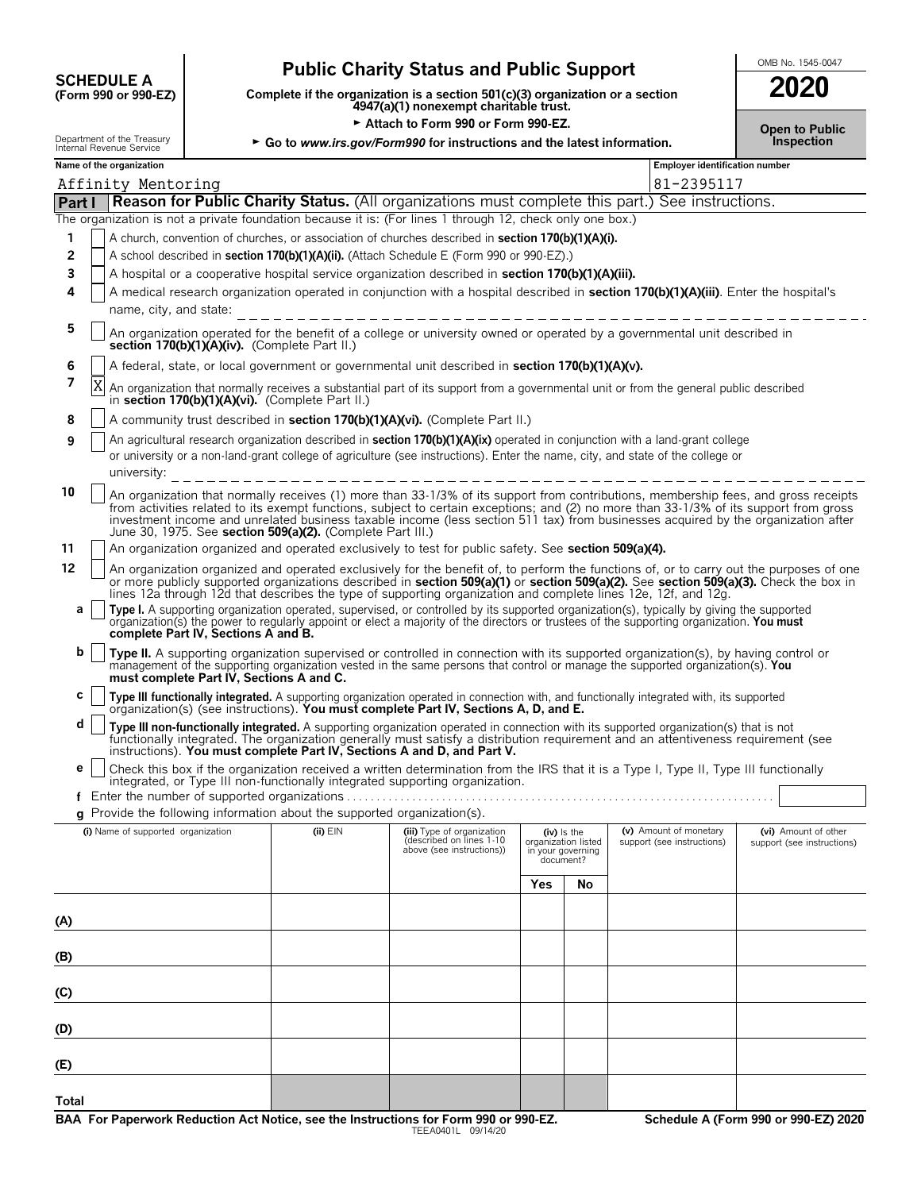**SCHEDULE A**
**(Form 990 or 990-EZ)**

Department of the Treasury
Internal Revenue Service

# Public Charity Status and Public Support

**Complete if the organization is a section 501(c)(3) organization or a section 4947(a)(1) nonexempt charitable trust.**

► **Attach to Form 990 or Form 990-EZ.**

► **Go to *www.irs.gov/Form990* for instructions and the latest information.**

OMB No. 1545-0047

**2020**

**Open to Public Inspection**

**Name of the organization**
Affinity Mentoring

**Employer identification number**
81-2395117

## Part I — Reason for Public Charity Status. (All organizations must complete this part.) See instructions.

The organization is not a private foundation because it is: (For lines 1 through 12, check only one box.)

1. [ ] A church, convention of churches, or association of churches described in **section 170(b)(1)(A)(i).**
2. [ ] A school described in **section 170(b)(1)(A)(ii).** (Attach Schedule E (Form 990 or 990-EZ).)
3. [ ] A hospital or a cooperative hospital service organization described in **section 170(b)(1)(A)(iii).**
4. [ ] A medical research organization operated in conjunction with a hospital described in **section 170(b)(1)(A)(iii)**. Enter the hospital's name, city, and state:
5. [ ] An organization operated for the benefit of a college or university owned or operated by a governmental unit described in **section 170(b)(1)(A)(iv).** (Complete Part II.)
6. [ ] A federal, state, or local government or governmental unit described in **section 170(b)(1)(A)(v).**
7. [X] An organization that normally receives a substantial part of its support from a governmental unit or from the general public described in **section 170(b)(1)(A)(vi).** (Complete Part II.)
8. [ ] A community trust described in **section 170(b)(1)(A)(vi).** (Complete Part II.)
9. [ ] An agricultural research organization described in **section 170(b)(1)(A)(ix)** operated in conjunction with a land-grant college or university or a non-land-grant college of agriculture (see instructions). Enter the name, city, and state of the college or university:
10. [ ] An organization that normally receives (1) more than 33-1/3% of its support from contributions, membership fees, and gross receipts from activities related to its exempt functions, subject to certain exceptions; and (2) no more than 33-1/3% of its support from gross investment income and unrelated business taxable income (less section 511 tax) from businesses acquired by the organization after June 30, 1975. See **section 509(a)(2).** (Complete Part III.)
11. [ ] An organization organized and operated exclusively to test for public safety. See **section 509(a)(4).**
12. [ ] An organization organized and operated exclusively for the benefit of, to perform the functions of, or to carry out the purposes of one or more publicly supported organizations described in **section 509(a)(1)** or **section 509(a)(2).** See **section 509(a)(3).** Check the box in lines 12a through 12d that describes the type of supporting organization and complete lines 12e, 12f, and 12g.
   - **a** [ ] **Type I.** A supporting organization operated, supervised, or controlled by its supported organization(s), typically by giving the supported organization(s) the power to regularly appoint or elect a majority of the directors or trustees of the supporting organization. **You must complete Part IV, Sections A and B.**
   - **b** [ ] **Type II.** A supporting organization supervised or controlled in connection with its supported organization(s), by having control or management of the supporting organization vested in the same persons that control or manage the supported organization(s). **You must complete Part IV, Sections A and C.**
   - **c** [ ] **Type III functionally integrated.** A supporting organization operated in connection with, and functionally integrated with, its supported organization(s) (see instructions). **You must complete Part IV, Sections A, D, and E.**
   - **d** [ ] **Type III non-functionally integrated.** A supporting organization operated in connection with its supported organization(s) that is not functionally integrated. The organization generally must satisfy a distribution requirement and an attentiveness requirement (see instructions). **You must complete Part IV, Sections A and D, and Part V.**
   - **e** [ ] Check this box if the organization received a written determination from the IRS that it is a Type I, Type II, Type III functionally integrated, or Type III non-functionally integrated supporting organization.
   - **f** Enter the number of supported organizations
   - **g** Provide the following information about the supported organization(s).

| (i) Name of supported organization | (ii) EIN | (iii) Type of organization (described on lines 1-10 above (see instructions)) | (iv) Is the organization listed in your governing document? Yes | No | (v) Amount of monetary support (see instructions) | (vi) Amount of other support (see instructions) |
|---|---|---|---|---|---|---|
| (A) | | | | | | |
| (B) | | | | | | |
| (C) | | | | | | |
| (D) | | | | | | |
| (E) | | | | | | |
| Total | | | | | | |

**BAA For Paperwork Reduction Act Notice, see the Instructions for Form 990 or 990-EZ.** TEEA0401L 09/14/20 **Schedule A (Form 990 or 990-EZ) 2020**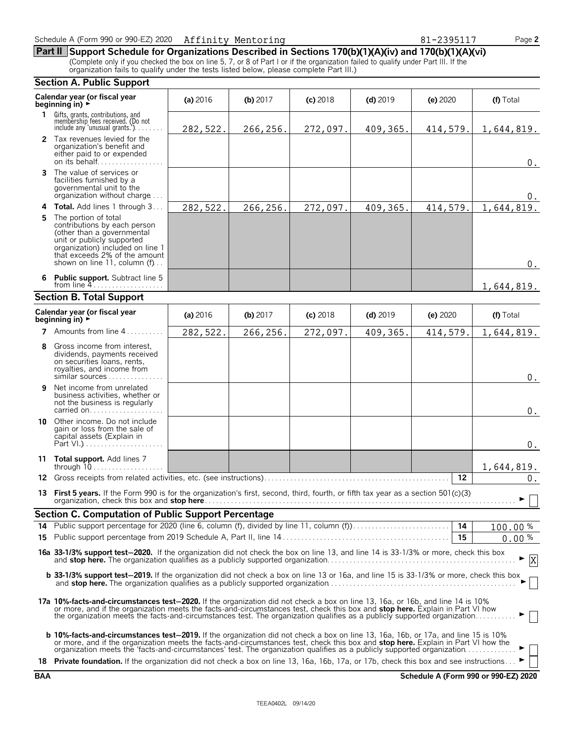Schedule A (Form 990 or 990-EZ) 2020 Affinity Mentoring 81-2395117

## Part II Support Schedule for Organizations Described in Sections 170(b)(1)(A)(iv) and 170(b)(1)(A)(vi)

(Complete only if you checked the box on line 5, 7, or 8 of Part I or if the organization failed to qualify under Part III. If the organization fails to qualify under the tests listed below, please complete Part III.)

### Section A. Public Support

| Calendar year (or fiscal year beginning in) ► | (a) 2016 | (b) 2017 | (c) 2018 | (d) 2019 | (e) 2020 | (f) Total |
|---|---|---|---|---|---|---|
| **1** Gifts, grants, contributions, and membership fees received. (Do not include any 'unusual grants.') | 282,522. | 266,256. | 272,097. | 409,365. | 414,579. | 1,644,819. |
| **2** Tax revenues levied for the organization's benefit and either paid to or expended on its behalf | | | | | | 0. |
| **3** The value of services or facilities furnished by a governmental unit to the organization without charge | | | | | | 0. |
| **4** **Total.** Add lines 1 through 3 | 282,522. | 266,256. | 272,097. | 409,365. | 414,579. | 1,644,819. |
| **5** The portion of total contributions by each person (other than a governmental unit or publicly supported organization) included on line 1 that exceeds 2% of the amount shown on line 11, column (f) | | | | | | 0. |
| **6** **Public support.** Subtract line 5 from line 4 | | | | | | 1,644,819. |

### Section B. Total Support

| Calendar year (or fiscal year beginning in) ► | (a) 2016 | (b) 2017 | (c) 2018 | (d) 2019 | (e) 2020 | (f) Total |
|---|---|---|---|---|---|---|
| **7** Amounts from line 4 | 282,522. | 266,256. | 272,097. | 409,365. | 414,579. | 1,644,819. |
| **8** Gross income from interest, dividends, payments received on securities loans, rents, royalties, and income from similar sources | | | | | | 0. |
| **9** Net income from unrelated business activities, whether or not the business is regularly carried on | | | | | | 0. |
| **10** Other income. Do not include gain or loss from the sale of capital assets (Explain in Part VI.) | | | | | | 0. |
| **11** **Total support.** Add lines 7 through 10 | | | | | | 1,644,819. |

**12** Gross receipts from related activities, etc. (see instructions) — **12** — 0.

**13** **First 5 years.** If the Form 990 is for the organization's first, second, third, fourth, or fifth tax year as a section 501(c)(3) organization, check this box and **stop here** ► ☐

### Section C. Computation of Public Support Percentage

**14** Public support percentage for 2020 (line 6, column (f), divided by line 11, column (f)) — **14** — 100.00 %

**15** Public support percentage from 2019 Schedule A, Part II, line 14 — **15** — 0.00 %

**16a** **33-1/3% support test–2020.** If the organization did not check the box on line 13, and line 14 is 33-1/3% or more, check this box and **stop here.** The organization qualifies as a publicly supported organization ► ☒

**b** **33-1/3% support test–2019.** If the organization did not check a box on line 13 or 16a, and line 15 is 33-1/3% or more, check this box and **stop here.** The organization qualifies as a publicly supported organization ► ☐

**17a** **10%-facts-and-circumstances test–2020.** If the organization did not check a box on line 13, 16a, or 16b, and line 14 is 10% or more, and if the organization meets the facts-and-circumstances test, check this box and **stop here.** Explain in Part VI how the organization meets the facts-and-circumstances test. The organization qualifies as a publicly supported organization ► ☐

**b** **10%-facts-and-circumstances test–2019.** If the organization did not check a box on line 13, 16a, 16b, or 17a, and line 15 is 10% or more, and if the organization meets the facts-and-circumstances test, check this box and **stop here.** Explain in Part VI how the organization meets the 'facts-and-circumstances' test. The organization qualifies as a publicly supported organization ► ☐

**18** **Private foundation.** If the organization did not check a box on line 13, 16a, 16b, 17a, or 17b, check this box and see instructions ► ☐

BAA — Schedule A (Form 990 or 990-EZ) 2020

TEEA0402L 09/14/20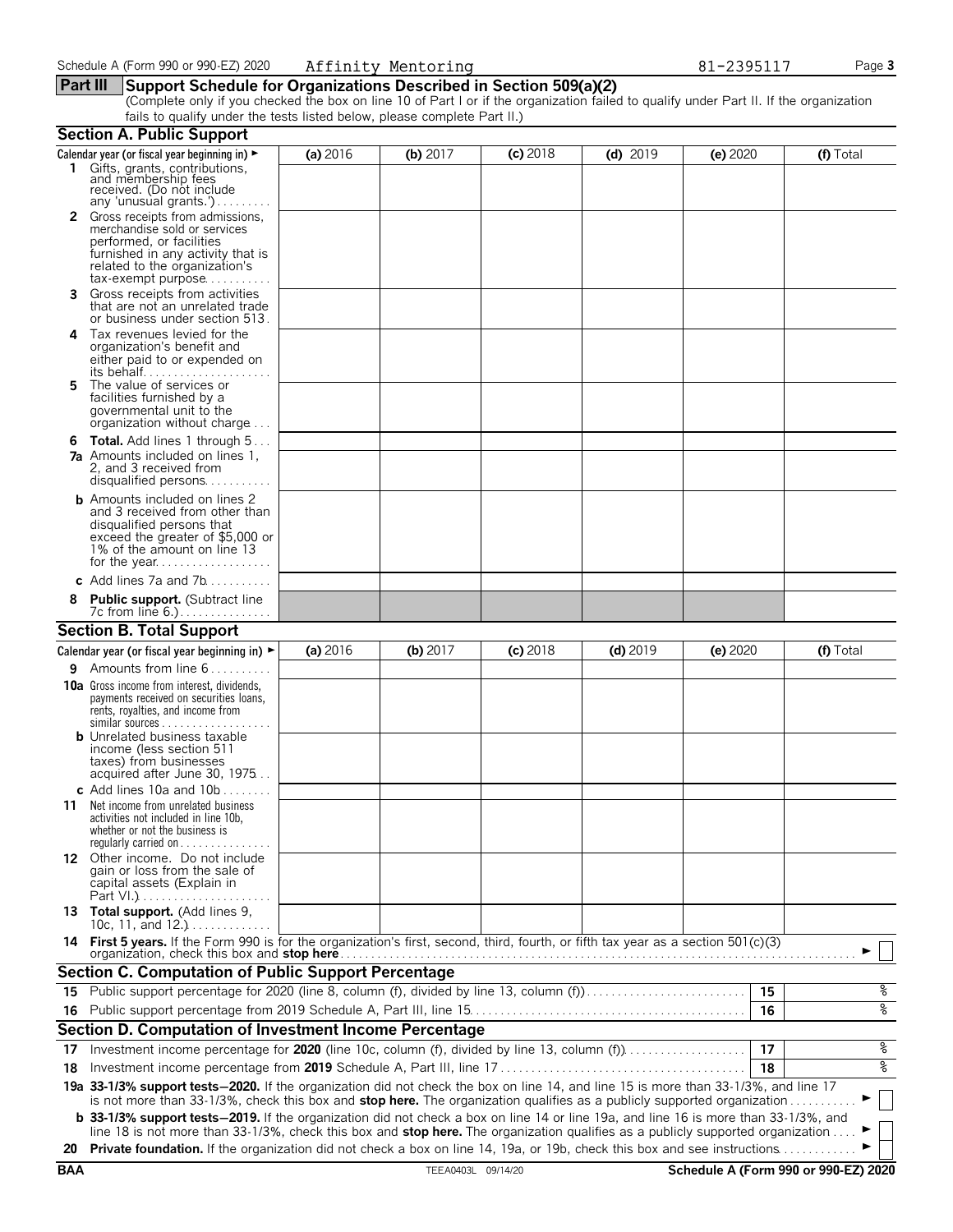Schedule A (Form 990 or 990-EZ) 2020 Affinity Mentoring 81-2395117

## Part III Support Schedule for Organizations Described in Section 509(a)(2)

(Complete only if you checked the box on line 10 of Part I or if the organization failed to qualify under Part II. If the organization fails to qualify under the tests listed below, please complete Part II.)

### Section A. Public Support

| Calendar year (or fiscal year beginning in) ► | (a) 2016 | (b) 2017 | (c) 2018 | (d) 2019 | (e) 2020 | (f) Total |
|---|---|---|---|---|---|---|
| **1** Gifts, grants, contributions, and membership fees received. (Do not include any 'unusual grants.') | | | | | | |
| **2** Gross receipts from admissions, merchandise sold or services performed, or facilities furnished in any activity that is related to the organization's tax-exempt purpose | | | | | | |
| **3** Gross receipts from activities that are not an unrelated trade or business under section 513 | | | | | | |
| **4** Tax revenues levied for the organization's benefit and either paid to or expended on its behalf | | | | | | |
| **5** The value of services or facilities furnished by a governmental unit to the organization without charge | | | | | | |
| **6 Total.** Add lines 1 through 5 | | | | | | |
| **7a** Amounts included on lines 1, 2, and 3 received from disqualified persons | | | | | | |
| **b** Amounts included on lines 2 and 3 received from other than disqualified persons that exceed the greater of $5,000 or 1% of the amount on line 13 for the year | | | | | | |
| **c** Add lines 7a and 7b | | | | | | |
| **8 Public support.** (Subtract line 7c from line 6.) | | | | | | |

### Section B. Total Support

| Calendar year (or fiscal year beginning in) ► | (a) 2016 | (b) 2017 | (c) 2018 | (d) 2019 | (e) 2020 | (f) Total |
|---|---|---|---|---|---|---|
| **9** Amounts from line 6 | | | | | | |
| **10a** Gross income from interest, dividends, payments received on securities loans, rents, royalties, and income from similar sources | | | | | | |
| **b** Unrelated business taxable income (less section 511 taxes) from businesses acquired after June 30, 1975 | | | | | | |
| **c** Add lines 10a and 10b | | | | | | |
| **11** Net income from unrelated business activities not included in line 10b, whether or not the business is regularly carried on | | | | | | |
| **12** Other income. Do not include gain or loss from the sale of capital assets (Explain in Part VI.) | | | | | | |
| **13 Total support.** (Add lines 9, 10c, 11, and 12.) | | | | | | |

**14 First 5 years.** If the Form 990 is for the organization's first, second, third, fourth, or fifth tax year as a section 501(c)(3) organization, check this box and **stop here** ► ☐

### Section C. Computation of Public Support Percentage

| | | | |
|---|---|---|---|
| **15** | Public support percentage for 2020 (line 8, column (f), divided by line 13, column (f)) | 15 | % |
| **16** | Public support percentage from 2019 Schedule A, Part III, line 15 | 16 | % |

### Section D. Computation of Investment Income Percentage

| | | | |
|---|---|---|---|
| **17** | Investment income percentage for **2020** (line 10c, column (f), divided by line 13, column (f)) | 17 | % |
| **18** | Investment income percentage from **2019** Schedule A, Part III, line 17 | 18 | % |

**19a 33-1/3% support tests–2020.** If the organization did not check the box on line 14, and line 15 is more than 33-1/3%, and line 17 is not more than 33-1/3%, check this box and **stop here.** The organization qualifies as a publicly supported organization ► ☐

**b 33-1/3% support tests–2019.** If the organization did not check a box on line 14 or line 19a, and line 16 is more than 33-1/3%, and line 18 is not more than 33-1/3%, check this box and **stop here.** The organization qualifies as a publicly supported organization ► ☐

**20 Private foundation.** If the organization did not check a box on line 14, 19a, or 19b, check this box and see instructions ► ☐

BAA TEEA0403L 09/14/20 Schedule A (Form 990 or 990-EZ) 2020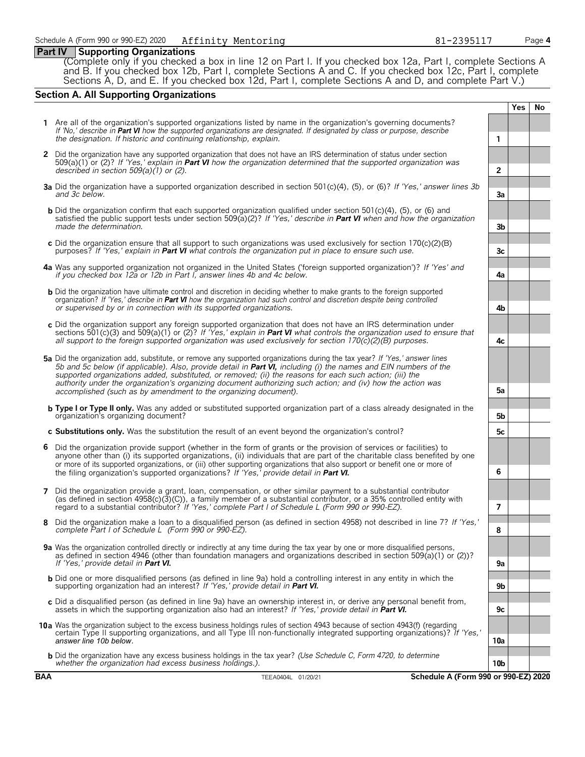Schedule A (Form 990 or 990-EZ) 2020 Affinity Mentoring 81-2395117

## Part IV Supporting Organizations

(Complete only if you checked a box in line 12 on Part I. If you checked box 12a, Part I, complete Sections A and B. If you checked box 12b, Part I, complete Sections A and C. If you checked box 12c, Part I, complete Sections A, D, and E. If you checked box 12d, Part I, complete Sections A and D, and complete Part V.)

### Section A. All Supporting Organizations

| | | | Yes | No |
|---|---|---|---|---|
| **1** | Are all of the organization's supported organizations listed by name in the organization's governing documents? *If 'No,' describe in **Part VI** how the supported organizations are designated. If designated by class or purpose, describe the designation. If historic and continuing relationship, explain.* | 1 | | |
| **2** | Did the organization have any supported organization that does not have an IRS determination of status under section 509(a)(1) or (2)? *If 'Yes,' explain in **Part VI** how the organization determined that the supported organization was described in section 509(a)(1) or (2).* | 2 | | |
| **3a** | Did the organization have a supported organization described in section 501(c)(4), (5), or (6)? *If 'Yes,' answer lines 3b and 3c below.* | 3a | | |
| **b** | Did the organization confirm that each supported organization qualified under section 501(c)(4), (5), or (6) and satisfied the public support tests under section 509(a)(2)? *If 'Yes,' describe in **Part VI** when and how the organization made the determination.* | 3b | | |
| **c** | Did the organization ensure that all support to such organizations was used exclusively for section 170(c)(2)(B) purposes? *If 'Yes,' explain in **Part VI** what controls the organization put in place to ensure such use.* | 3c | | |
| **4a** | Was any supported organization not organized in the United States ('foreign supported organization')? *If 'Yes' and if you checked box 12a or 12b in Part I, answer lines 4b and 4c below.* | 4a | | |
| **b** | Did the organization have ultimate control and discretion in deciding whether to make grants to the foreign supported organization? *If 'Yes,' describe in **Part VI** how the organization had such control and discretion despite being controlled or supervised by or in connection with its supported organizations.* | 4b | | |
| **c** | Did the organization support any foreign supported organization that does not have an IRS determination under sections 501(c)(3) and 509(a)(1) or (2)? *If 'Yes,' explain in **Part VI** what controls the organization used to ensure that all support to the foreign supported organization was used exclusively for section 170(c)(2)(B) purposes.* | 4c | | |
| **5a** | Did the organization add, substitute, or remove any supported organizations during the tax year? *If 'Yes,' answer lines 5b and 5c below (if applicable). Also, provide detail in **Part VI,** including (i) the names and EIN numbers of the supported organizations added, substituted, or removed; (ii) the reasons for each such action; (iii) the authority under the organization's organizing document authorizing such action; and (iv) how the action was accomplished (such as by amendment to the organizing document).* | 5a | | |
| **b** | **Type I or Type II only.** Was any added or substituted supported organization part of a class already designated in the organization's organizing document? | 5b | | |
| **c** | **Substitutions only.** Was the substitution the result of an event beyond the organization's control? | 5c | | |
| **6** | Did the organization provide support (whether in the form of grants or the provision of services or facilities) to anyone other than (i) its supported organizations, (ii) individuals that are part of the charitable class benefited by one or more of its supported organizations, or (iii) other supporting organizations that also support or benefit one or more of the filing organization's supported organizations? *If 'Yes,' provide detail in **Part VI.*** | 6 | | |
| **7** | Did the organization provide a grant, loan, compensation, or other similar payment to a substantial contributor (as defined in section 4958(c)(3)(C)), a family member of a substantial contributor, or a 35% controlled entity with regard to a substantial contributor? *If 'Yes,' complete Part I of Schedule L (Form 990 or 990-EZ).* | 7 | | |
| **8** | Did the organization make a loan to a disqualified person (as defined in section 4958) not described in line 7? *If 'Yes,' complete Part I of Schedule L (Form 990 or 990-EZ).* | 8 | | |
| **9a** | Was the organization controlled directly or indirectly at any time during the tax year by one or more disqualified persons, as defined in section 4946 (other than foundation managers and organizations described in section 509(a)(1) or (2))? *If 'Yes,' provide detail in **Part VI.*** | 9a | | |
| **b** | Did one or more disqualified persons (as defined in line 9a) hold a controlling interest in any entity in which the supporting organization had an interest? *If 'Yes,' provide detail in **Part VI.*** | 9b | | |
| **c** | Did a disqualified person (as defined in line 9a) have an ownership interest in, or derive any personal benefit from, assets in which the supporting organization also had an interest? *If 'Yes,' provide detail in **Part VI.*** | 9c | | |
| **10a** | Was the organization subject to the excess business holdings rules of section 4943 because of section 4943(f) (regarding certain Type II supporting organizations, and all Type III non-functionally integrated supporting organizations)? *If 'Yes,' answer line 10b below.* | 10a | | |
| **b** | Did the organization have any excess business holdings in the tax year? *(Use Schedule C, Form 4720, to determine whether the organization had excess business holdings.).* | 10b | | |

BAA TEEA0404L 01/20/21 Schedule A (Form 990 or 990-EZ) 2020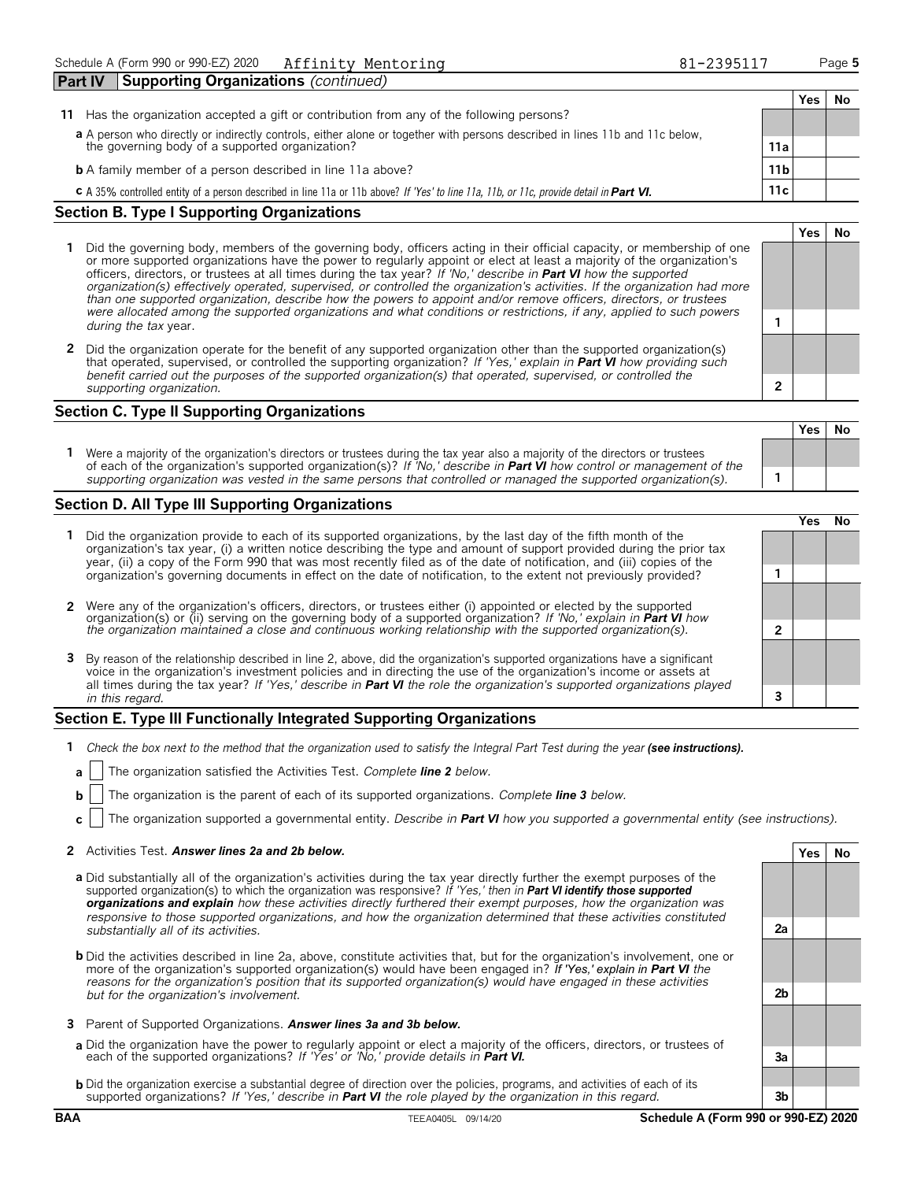Schedule A (Form 990 or 990-EZ) 2020 Affinity Mentoring 81-2395117 Page 5

## Part IV Supporting Organizations *(continued)*

| | | Yes | No |
|---|---|---|---|
| **11** Has the organization accepted a gift or contribution from any of the following persons? | | | |
| **a** A person who directly or indirectly controls, either alone or together with persons described in lines 11b and 11c below, the governing body of a supported organization? | 11a | | |
| **b** A family member of a person described in line 11a above? | 11b | | |
| **c** A 35% controlled entity of a person described in line 11a or 11b above? *If 'Yes' to line 11a, 11b, or 11c, provide detail in* ***Part VI.*** | 11c | | |

### Section B. Type I Supporting Organizations

| | | Yes | No |
|---|---|---|---|
| **1** Did the governing body, members of the governing body, officers acting in their official capacity, or membership of one or more supported organizations have the power to regularly appoint or elect at least a majority of the organization's officers, directors, or trustees at all times during the tax year? *If 'No,' describe in* ***Part VI*** *how the supported organization(s) effectively operated, supervised, or controlled the organization's activities. If the organization had more than one supported organization, describe how the powers to appoint and/or remove officers, directors, or trustees were allocated among the supported organizations and what conditions or restrictions, if any, applied to such powers during the tax* year. | 1 | | |
| **2** Did the organization operate for the benefit of any supported organization other than the supported organization(s) that operated, supervised, or controlled the supporting organization? *If 'Yes,' explain in* ***Part VI*** *how providing such benefit carried out the purposes of the supported organization(s) that operated, supervised, or controlled the supporting organization.* | 2 | | |

### Section C. Type II Supporting Organizations

| | | Yes | No |
|---|---|---|---|
| **1** Were a majority of the organization's directors or trustees during the tax year also a majority of the directors or trustees of each of the organization's supported organization(s)? *If 'No,' describe in* ***Part VI*** *how control or management of the supporting organization was vested in the same persons that controlled or managed the supported organization(s).* | 1 | | |

### Section D. All Type III Supporting Organizations

| | | Yes | No |
|---|---|---|---|
| **1** Did the organization provide to each of its supported organizations, by the last day of the fifth month of the organization's tax year, (i) a written notice describing the type and amount of support provided during the prior tax year, (ii) a copy of the Form 990 that was most recently filed as of the date of notification, and (iii) copies of the organization's governing documents in effect on the date of notification, to the extent not previously provided? | 1 | | |
| **2** Were any of the organization's officers, directors, or trustees either (i) appointed or elected by the supported organization(s) or (ii) serving on the governing body of a supported organization? *If 'No,' explain in* ***Part VI*** *how the organization maintained a close and continuous working relationship with the supported organization(s).* | 2 | | |
| **3** By reason of the relationship described in line 2, above, did the organization's supported organizations have a significant voice in the organization's investment policies and in directing the use of the organization's income or assets at all times during the tax year? *If 'Yes,' describe in* ***Part VI*** *the role the organization's supported organizations played in this regard.* | 3 | | |

### Section E. Type III Functionally Integrated Supporting Organizations

**1** *Check the box next to the method that the organization used to satisfy the Integral Part Test during the year* ***(see instructions).***

**a** [ ] The organization satisfied the Activities Test. *Complete* ***line 2*** *below.*

**b** [ ] The organization is the parent of each of its supported organizations. *Complete* ***line 3*** *below.*

**c** [ ] The organization supported a governmental entity. *Describe in* ***Part VI*** *how you supported a governmental entity (see instructions).*

| | | Yes | No |
|---|---|---|---|
| **2** Activities Test. ***Answer lines 2a and 2b below.*** | | | |
| **a** Did substantially all of the organization's activities during the tax year directly further the exempt purposes of the supported organization(s) to which the organization was responsive? *If 'Yes,' then in* ***Part VI identify those supported organizations and explain*** *how these activities directly furthered their exempt purposes, how the organization was responsive to those supported organizations, and how the organization determined that these activities constituted substantially all of its activities.* | 2a | | |
| **b** Did the activities described in line 2a, above, constitute activities that, but for the organization's involvement, one or more of the organization's supported organization(s) would have been engaged in? *If 'Yes,' explain in* ***Part VI*** *the reasons for the organization's position that its supported organization(s) would have engaged in these activities but for the organization's involvement.* | 2b | | |
| **3** Parent of Supported Organizations. ***Answer lines 3a and 3b below.*** | | | |
| **a** Did the organization have the power to regularly appoint or elect a majority of the officers, directors, or trustees of each of the supported organizations? *If 'Yes' or 'No,' provide details in* ***Part VI.*** | 3a | | |
| **b** Did the organization exercise a substantial degree of direction over the policies, programs, and activities of each of its supported organizations? *If 'Yes,' describe in* ***Part VI*** *the role played by the organization in this regard.* | 3b | | |

BAA TEEA0405L 09/14/20 **Schedule A (Form 990 or 990-EZ) 2020**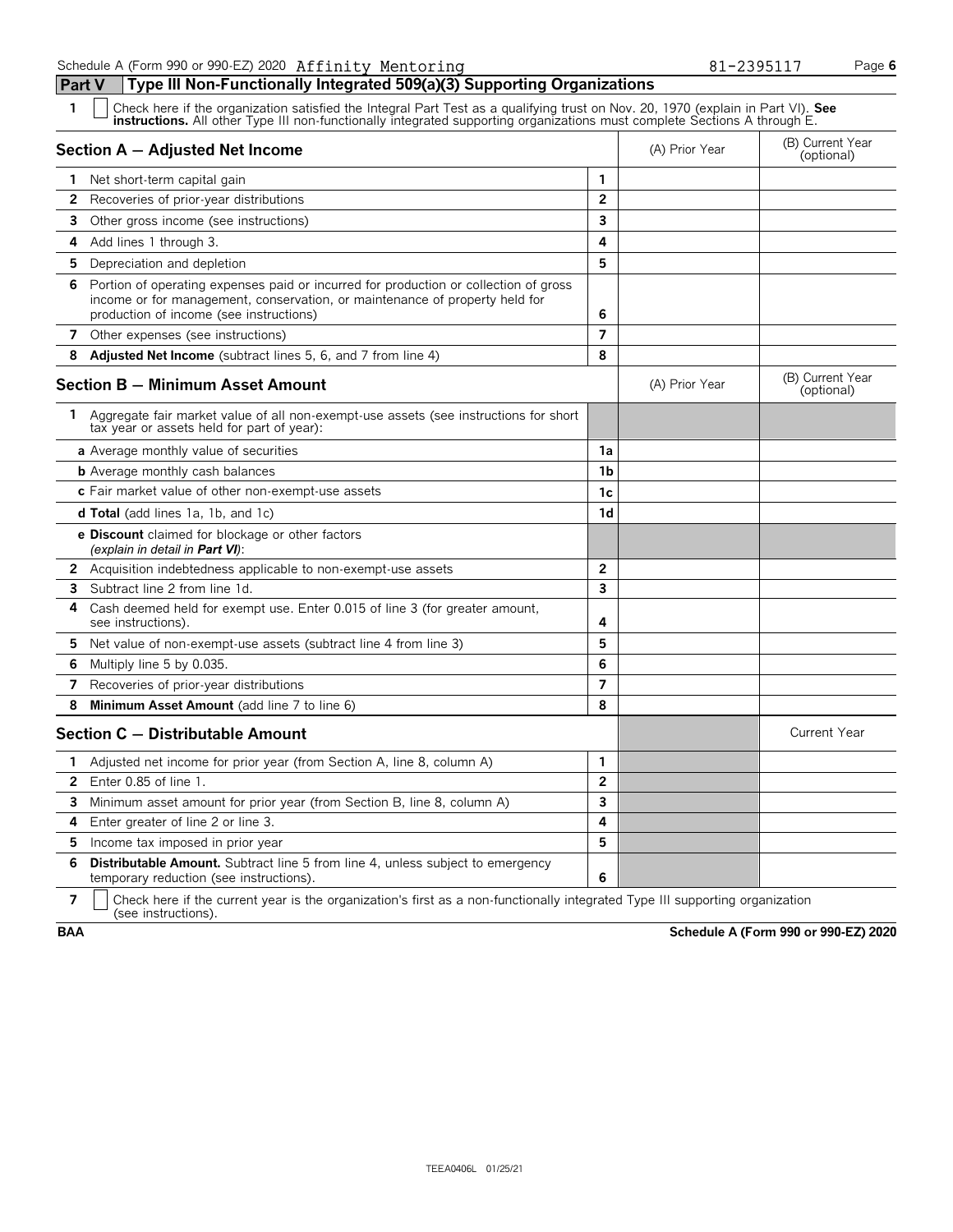Schedule A (Form 990 or 990-EZ) 2020 Affinity Mentoring 81-2395117

## Part V Type III Non-Functionally Integrated 509(a)(3) Supporting Organizations

**1** ☐ Check here if the organization satisfied the Integral Part Test as a qualifying trust on Nov. 20, 1970 (explain in Part VI). **See instructions.** All other Type III non-functionally integrated supporting organizations must complete Sections A through E.

| Section A — Adjusted Net Income | | (A) Prior Year | (B) Current Year (optional) |
|---|---|---|---|
| **1** Net short-term capital gain | 1 | | |
| **2** Recoveries of prior-year distributions | 2 | | |
| **3** Other gross income (see instructions) | 3 | | |
| **4** Add lines 1 through 3. | 4 | | |
| **5** Depreciation and depletion | 5 | | |
| **6** Portion of operating expenses paid or incurred for production or collection of gross income or for management, conservation, or maintenance of property held for production of income (see instructions) | 6 | | |
| **7** Other expenses (see instructions) | 7 | | |
| **8** **Adjusted Net Income** (subtract lines 5, 6, and 7 from line 4) | 8 | | |

| Section B — Minimum Asset Amount | | (A) Prior Year | (B) Current Year (optional) |
|---|---|---|---|
| **1** Aggregate fair market value of all non-exempt-use assets (see instructions for short tax year or assets held for part of year): | | | |
| **a** Average monthly value of securities | 1a | | |
| **b** Average monthly cash balances | 1b | | |
| **c** Fair market value of other non-exempt-use assets | 1c | | |
| **d Total** (add lines 1a, 1b, and 1c) | 1d | | |
| **e Discount** claimed for blockage or other factors *(explain in detail in **Part VI**)*: | | | |
| **2** Acquisition indebtedness applicable to non-exempt-use assets | 2 | | |
| **3** Subtract line 2 from line 1d. | 3 | | |
| **4** Cash deemed held for exempt use. Enter 0.015 of line 3 (for greater amount, see instructions). | 4 | | |
| **5** Net value of non-exempt-use assets (subtract line 4 from line 3) | 5 | | |
| **6** Multiply line 5 by 0.035. | 6 | | |
| **7** Recoveries of prior-year distributions | 7 | | |
| **8** **Minimum Asset Amount** (add line 7 to line 6) | 8 | | |

| Section C — Distributable Amount | | | Current Year |
|---|---|---|---|
| **1** Adjusted net income for prior year (from Section A, line 8, column A) | 1 | | |
| **2** Enter 0.85 of line 1. | 2 | | |
| **3** Minimum asset amount for prior year (from Section B, line 8, column A) | 3 | | |
| **4** Enter greater of line 2 or line 3. | 4 | | |
| **5** Income tax imposed in prior year | 5 | | |
| **6** **Distributable Amount.** Subtract line 5 from line 4, unless subject to emergency temporary reduction (see instructions). | 6 | | |

**7** ☐ Check here if the current year is the organization's first as a non-functionally integrated Type III supporting organization (see instructions).

**BAA** **Schedule A (Form 990 or 990-EZ) 2020**

TEEA0406L 01/25/21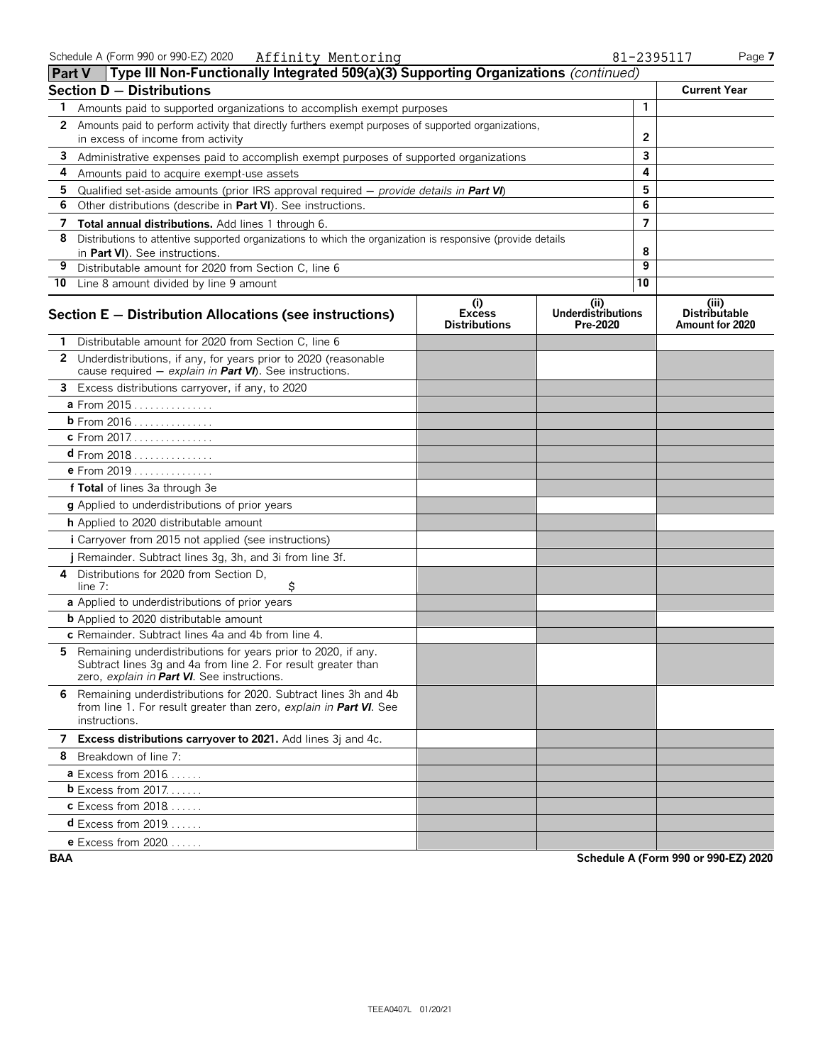Schedule A (Form 990 or 990-EZ) 2020 Affinity Mentoring 81-2395117

## Part V Type III Non-Functionally Integrated 509(a)(3) Supporting Organizations *(continued)*

| Section D — Distributions | | Current Year |
|---|---|---|
| 1 Amounts paid to supported organizations to accomplish exempt purposes | 1 | |
| 2 Amounts paid to perform activity that directly furthers exempt purposes of supported organizations, in excess of income from activity | 2 | |
| 3 Administrative expenses paid to accomplish exempt purposes of supported organizations | 3 | |
| 4 Amounts paid to acquire exempt-use assets | 4 | |
| 5 Qualified set-aside amounts (prior IRS approval required — *provide details in* **Part VI**) | 5 | |
| 6 Other distributions (describe in **Part VI**). See instructions. | 6 | |
| 7 **Total annual distributions.** Add lines 1 through 6. | 7 | |
| 8 Distributions to attentive supported organizations to which the organization is responsive (provide details in **Part VI**). See instructions. | 8 | |
| 9 Distributable amount for 2020 from Section C, line 6 | 9 | |
| 10 Line 8 amount divided by line 9 amount | 10 | |

| Section E — Distribution Allocations (see instructions) | (i) Excess Distributions | (ii) Underdistributions Pre-2020 | (iii) Distributable Amount for 2020 |
|---|---|---|---|
| 1 Distributable amount for 2020 from Section C, line 6 | | | |
| 2 Underdistributions, if any, for years prior to 2020 (reasonable cause required — *explain in* **Part VI**). See instructions. | | | |
| 3 Excess distributions carryover, if any, to 2020 | | | |
| a From 2015 | | | |
| b From 2016 | | | |
| c From 2017 | | | |
| d From 2018 | | | |
| e From 2019 | | | |
| f **Total** of lines 3a through 3e | | | |
| g Applied to underdistributions of prior years | | | |
| h Applied to 2020 distributable amount | | | |
| i Carryover from 2015 not applied (see instructions) | | | |
| j Remainder. Subtract lines 3g, 3h, and 3i from line 3f. | | | |
| 4 Distributions for 2020 from Section D, line 7: $ | | | |
| a Applied to underdistributions of prior years | | | |
| b Applied to 2020 distributable amount | | | |
| c Remainder. Subtract lines 4a and 4b from line 4. | | | |
| 5 Remaining underdistributions for years prior to 2020, if any. Subtract lines 3g and 4a from line 2. For result greater than zero, *explain in* **Part VI**. See instructions. | | | |
| 6 Remaining underdistributions for 2020. Subtract lines 3h and 4b from line 1. For result greater than zero, *explain in* **Part VI**. See instructions. | | | |
| 7 **Excess distributions carryover to 2021.** Add lines 3j and 4c. | | | |
| 8 Breakdown of line 7: | | | |
| a Excess from 2016 | | | |
| b Excess from 2017 | | | |
| c Excess from 2018 | | | |
| d Excess from 2019 | | | |
| e Excess from 2020 | | | |

BAA Schedule A (Form 990 or 990-EZ) 2020

TEEA0407L 01/20/21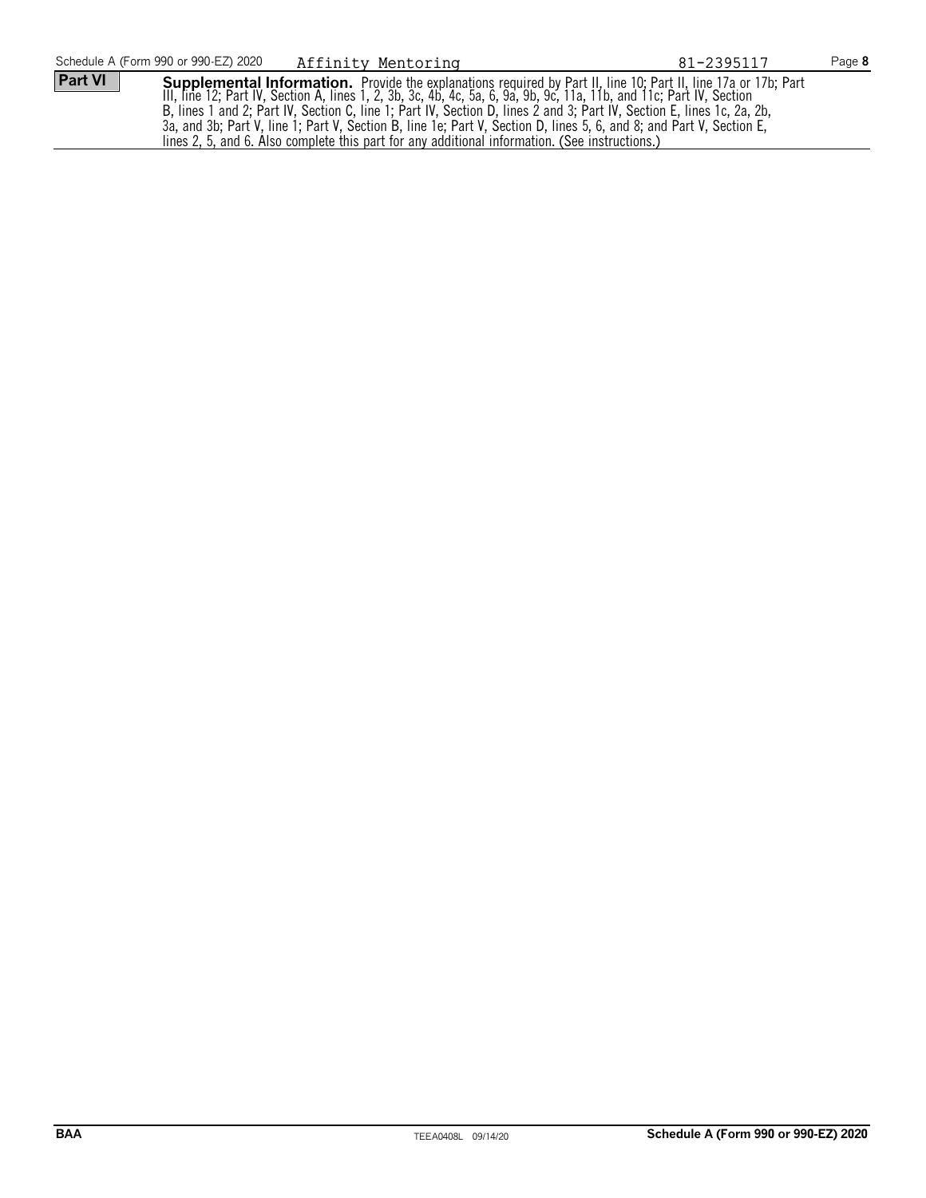Schedule A (Form 990 or 990-EZ) 2020 Affinity Mentoring 81-2395117

**Part VI** **Supplemental Information.** Provide the explanations required by Part II, line 10; Part II, line 17a or 17b; Part III, line 12; Part IV, Section A, lines 1, 2, 3b, 3c, 4b, 4c, 5a, 6, 9a, 9b, 9c, 11a, 11b, and 11c; Part IV, Section B, lines 1 and 2; Part IV, Section C, line 1; Part IV, Section D, lines 2 and 3; Part IV, Section E, lines 1c, 2a, 2b, 3a, and 3b; Part V, line 1; Part V, Section B, line 1e; Part V, Section D, lines 5, 6, and 8; and Part V, Section E, lines 2, 5, and 6. Also complete this part for any additional information. (See instructions.)

BAA TEEA0408L 09/14/20 **Schedule A (Form 990 or 990-EZ) 2020**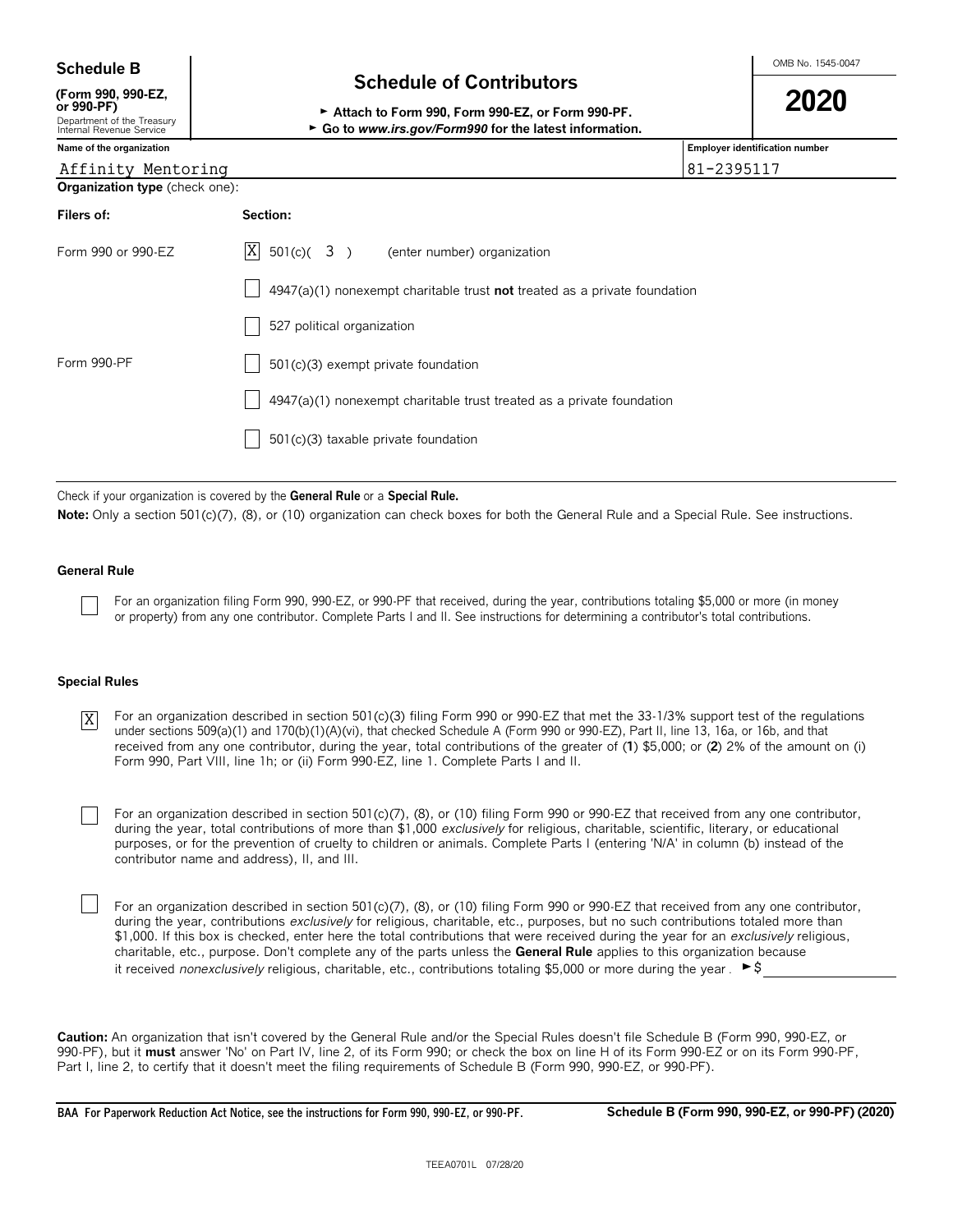# Schedule B

**(Form 990, 990-EZ, or 990-PF)**
Department of the Treasury
Internal Revenue Service

## Schedule of Contributors

► **Attach to Form 990, Form 990-EZ, or Form 990-PF.**
► **Go to *www.irs.gov/Form990* for the latest information.**

OMB No. 1545-0047

**2020**

| Name of the organization | Employer identification number |
|---|---|
| Affinity Mentoring | 81-2395117 |

**Organization type** (check one):

| Filers of: | Section: |
|---|---|
| Form 990 or 990-EZ | [X] 501(c)( 3 ) (enter number) organization |
| | [ ] 4947(a)(1) nonexempt charitable trust **not** treated as a private foundation |
| | [ ] 527 political organization |
| Form 990-PF | [ ] 501(c)(3) exempt private foundation |
| | [ ] 4947(a)(1) nonexempt charitable trust treated as a private foundation |
| | [ ] 501(c)(3) taxable private foundation |

Check if your organization is covered by the **General Rule** or a **Special Rule.**

**Note:** Only a section 501(c)(7), (8), or (10) organization can check boxes for both the General Rule and a Special Rule. See instructions.

### General Rule

[ ] For an organization filing Form 990, 990-EZ, or 990-PF that received, during the year, contributions totaling $5,000 or more (in money or property) from any one contributor. Complete Parts I and II. See instructions for determining a contributor's total contributions.

### Special Rules

[X] For an organization described in section 501(c)(3) filing Form 990 or 990-EZ that met the 33-1/3% support test of the regulations under sections 509(a)(1) and 170(b)(1)(A)(vi), that checked Schedule A (Form 990 or 990-EZ), Part II, line 13, 16a, or 16b, and that received from any one contributor, during the year, total contributions of the greater of (**1**) $5,000; or (**2**) 2% of the amount on (i) Form 990, Part VIII, line 1h; or (ii) Form 990-EZ, line 1. Complete Parts I and II.

[ ] For an organization described in section 501(c)(7), (8), or (10) filing Form 990 or 990-EZ that received from any one contributor, during the year, total contributions of more than $1,000 *exclusively* for religious, charitable, scientific, literary, or educational purposes, or for the prevention of cruelty to children or animals. Complete Parts I (entering 'N/A' in column (b) instead of the contributor name and address), II, and III.

[ ] For an organization described in section 501(c)(7), (8), or (10) filing Form 990 or 990-EZ that received from any one contributor, during the year, contributions *exclusively* for religious, charitable, etc., purposes, but no such contributions totaled more than $1,000. If this box is checked, enter here the total contributions that were received during the year for an *exclusively* religious, charitable, etc., purpose. Don't complete any of the parts unless the **General Rule** applies to this organization because it received *nonexclusively* religious, charitable, etc., contributions totaling $5,000 or more during the year . ►$ ______

**Caution:** An organization that isn't covered by the General Rule and/or the Special Rules doesn't file Schedule B (Form 990, 990-EZ, or 990-PF), but it **must** answer 'No' on Part IV, line 2, of its Form 990; or check the box on line H of its Form 990-EZ or on its Form 990-PF, Part I, line 2, to certify that it doesn't meet the filing requirements of Schedule B (Form 990, 990-EZ, or 990-PF).

BAA For Paperwork Reduction Act Notice, see the instructions for Form 990, 990-EZ, or 990-PF. **Schedule B (Form 990, 990-EZ, or 990-PF) (2020)**

TEEA0701L 07/28/20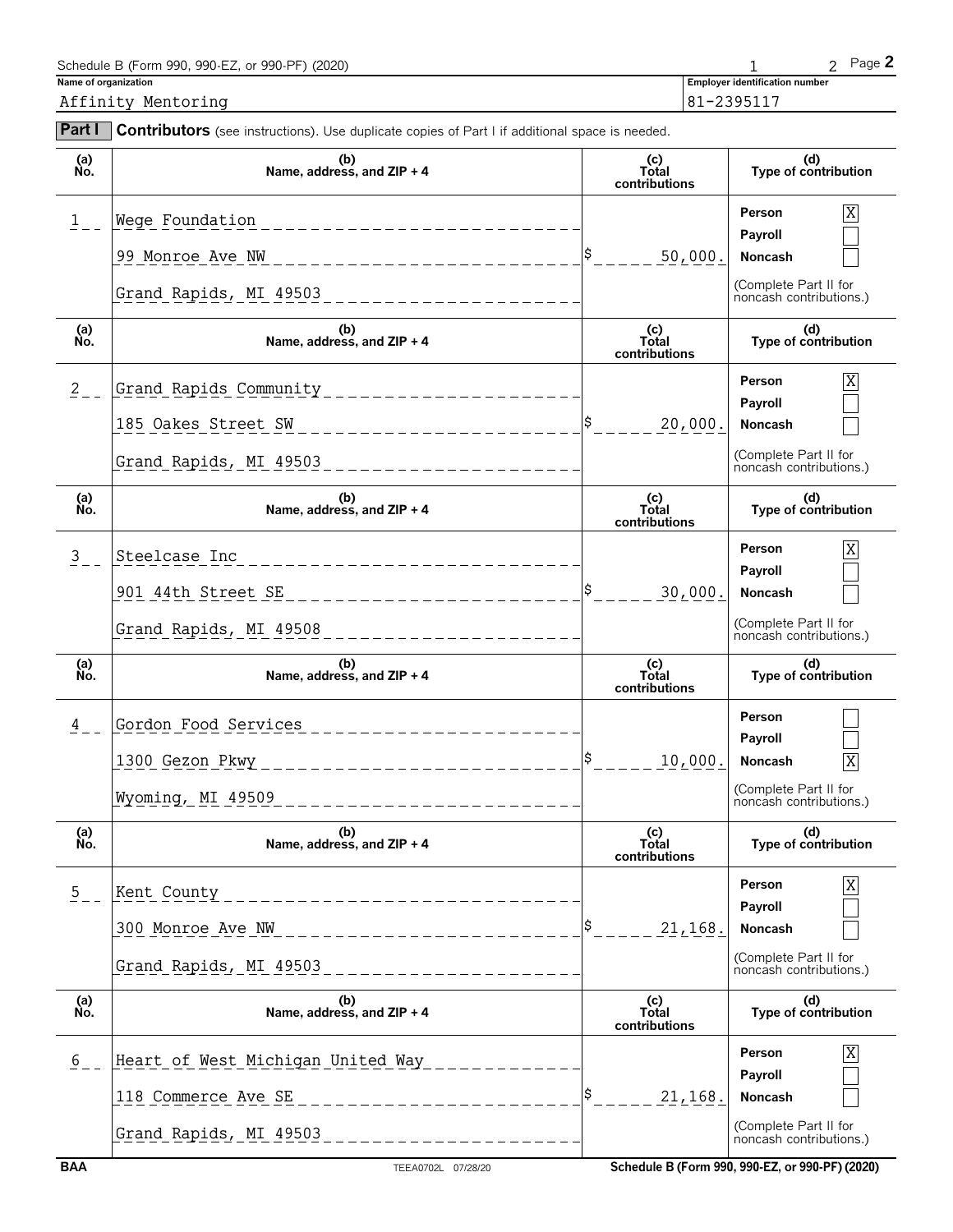Schedule B (Form 990, 990-EZ, or 990-PF) (2020) Page **2**

**Name of organization:** Affinity Mentoring

**Employer identification number:** 81-2395117

**Part I** **Contributors** (see instructions). Use duplicate copies of Part I if additional space is needed.

| (a) No. | (b) Name, address, and ZIP + 4 | (c) Total contributions | (d) Type of contribution |
|---|---|---|---|
| 1 | Wege Foundation<br>99 Monroe Ave NW<br>Grand Rapids, MI 49503 | $ 50,000. | Person [X]<br>Payroll [ ]<br>Noncash [ ]<br>(Complete Part II for noncash contributions.) |
| 2 | Grand Rapids Community<br>185 Oakes Street SW<br>Grand Rapids, MI 49503 | $ 20,000. | Person [X]<br>Payroll [ ]<br>Noncash [ ]<br>(Complete Part II for noncash contributions.) |
| 3 | Steelcase Inc<br>901 44th Street SE<br>Grand Rapids, MI 49508 | $ 30,000. | Person [X]<br>Payroll [ ]<br>Noncash [ ]<br>(Complete Part II for noncash contributions.) |
| 4 | Gordon Food Services<br>1300 Gezon Pkwy<br>Wyoming, MI 49509 | $ 10,000. | Person [ ]<br>Payroll [ ]<br>Noncash [X]<br>(Complete Part II for noncash contributions.) |
| 5 | Kent County<br>300 Monroe Ave NW<br>Grand Rapids, MI 49503 | $ 21,168. | Person [X]<br>Payroll [ ]<br>Noncash [ ]<br>(Complete Part II for noncash contributions.) |
| 6 | Heart of West Michigan United Way<br>118 Commerce Ave SE<br>Grand Rapids, MI 49503 | $ 21,168. | Person [X]<br>Payroll [ ]<br>Noncash [ ]<br>(Complete Part II for noncash contributions.) |

BAA TEEA0702L 07/28/20 Schedule B (Form 990, 990-EZ, or 990-PF) (2020)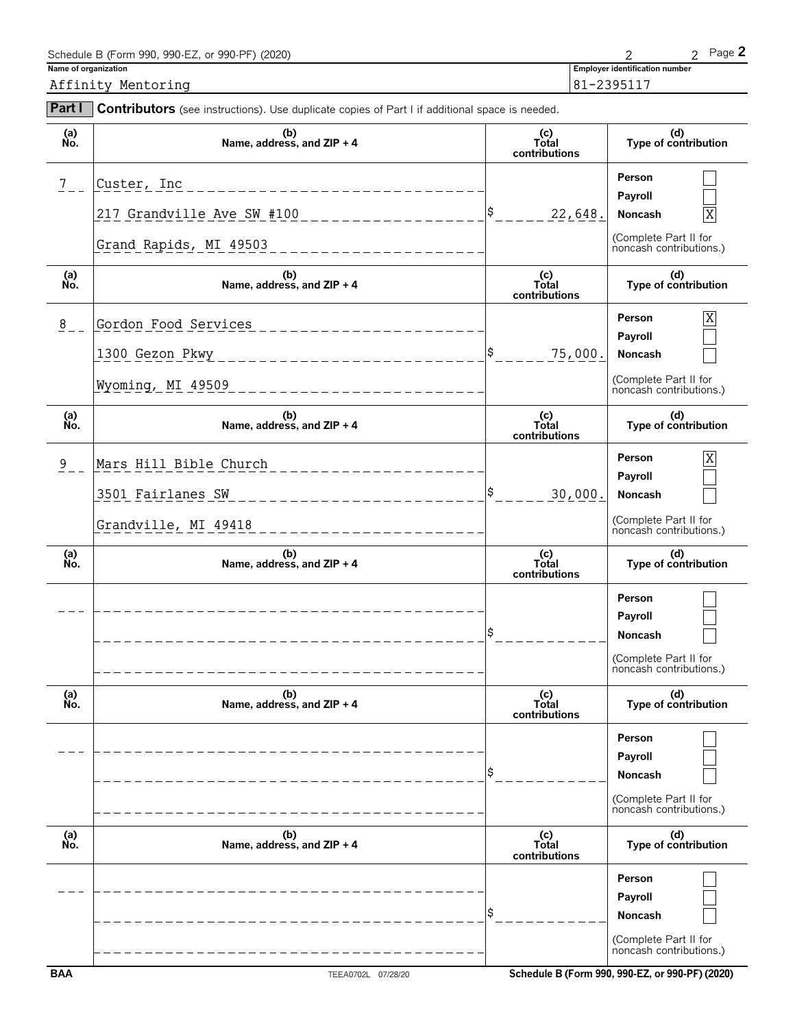Schedule B (Form 990, 990-EZ, or 990-PF) (2020)

**Name of organization**

Affinity Mentoring

**Employer identification number**

81-2395117

**Part I** **Contributors** (see instructions). Use duplicate copies of Part I if additional space is needed.

| (a) No. | (b) Name, address, and ZIP + 4 | (c) Total contributions | (d) Type of contribution |
|---|---|---|---|
| 7 | Custer, Inc<br>217 Grandville Ave SW #100<br>Grand Rapids, MI 49503 | $ 22,648. | Person [ ]<br>Payroll [ ]<br>Noncash [X]<br>(Complete Part II for noncash contributions.) |
| 8 | Gordon Food Services<br>1300 Gezon Pkwy<br>Wyoming, MI 49509 | $ 75,000. | Person [X]<br>Payroll [ ]<br>Noncash [ ]<br>(Complete Part II for noncash contributions.) |
| 9 | Mars Hill Bible Church<br>3501 Fairlanes SW<br>Grandville, MI 49418 | $ 30,000. | Person [X]<br>Payroll [ ]<br>Noncash [ ]<br>(Complete Part II for noncash contributions.) |
| | | $ | Person [ ]<br>Payroll [ ]<br>Noncash [ ]<br>(Complete Part II for noncash contributions.) |
| | | $ | Person [ ]<br>Payroll [ ]<br>Noncash [ ]<br>(Complete Part II for noncash contributions.) |
| | | $ | Person [ ]<br>Payroll [ ]<br>Noncash [ ]<br>(Complete Part II for noncash contributions.) |

BAA TEEA0702L 07/28/20 Schedule B (Form 990, 990-EZ, or 990-PF) (2020)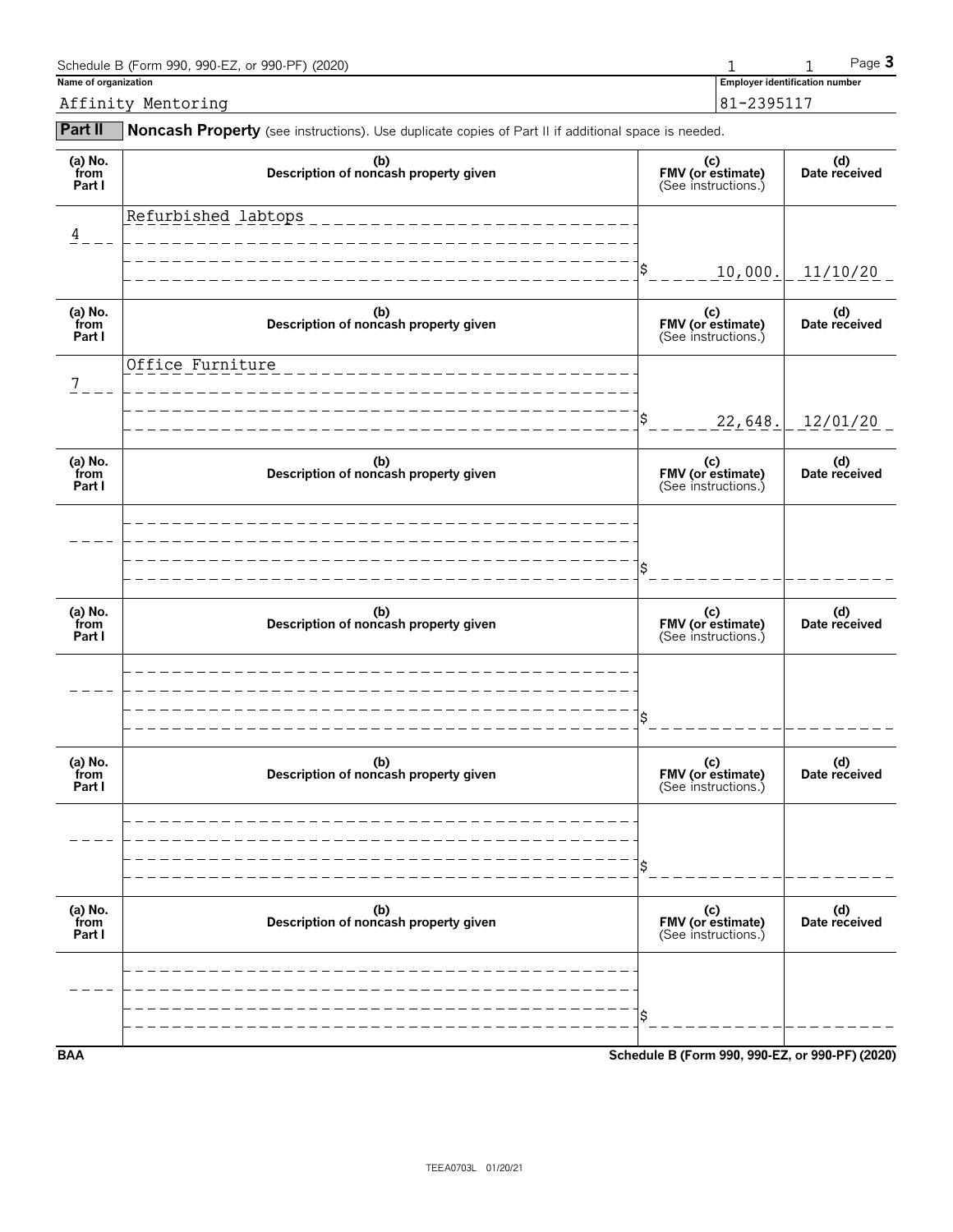Schedule B (Form 990, 990-EZ, or 990-PF) (2020)

**Name of organization**

Affinity Mentoring

**Employer identification number**

81-2395117

**Part II** **Noncash Property** (see instructions). Use duplicate copies of Part II if additional space is needed.

| (a) No. from Part I | (b) Description of noncash property given | (c) FMV (or estimate) (See instructions.) | (d) Date received |
|---|---|---|---|
| 4 | Refurbished labtops | $ 10,000. | 11/10/20 |
| 7 | Office Furniture | $ 22,648. | 12/01/20 |
| | | $ | |
| | | $ | |
| | | $ | |
| | | $ | |

BAA

Schedule B (Form 990, 990-EZ, or 990-PF) (2020)

TEEA0703L 01/20/21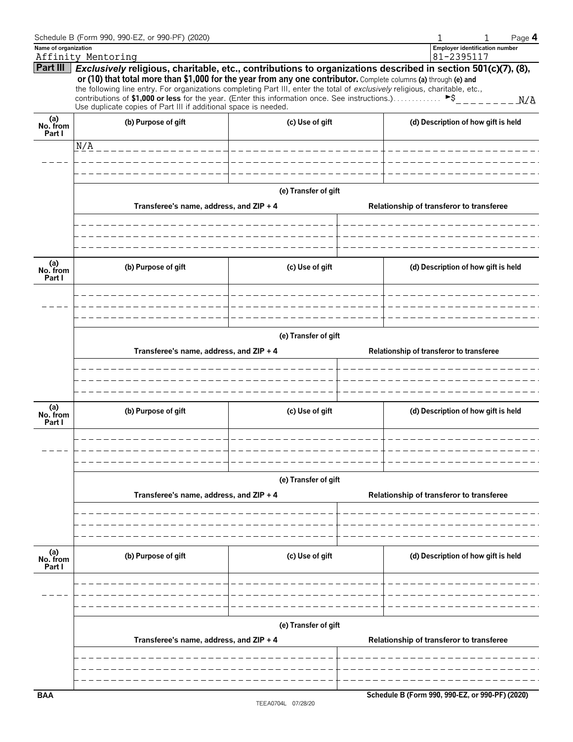Schedule B (Form 990, 990-EZ, or 990-PF) (2020)

**Name of organization**
Affinity Mentoring

**Employer identification number**
81-2395117

## Part III **_Exclusively_ religious, charitable, etc., contributions to organizations described in section 501(c)(7), (8), or (10) that total more than $1,000 for the year from any one contributor.** Complete columns **(a)** through **(e)** and the following line entry. For organizations completing Part III, enter the total of _exclusively_ religious, charitable, etc., contributions of **$1,000 or less** for the year. (Enter this information once. See instructions.) ►$ N/A

Use duplicate copies of Part III if additional space is needed.

| (a) No. from Part I | (b) Purpose of gift | (c) Use of gift | (d) Description of how gift is held |
|---|---|---|---|
| | N/A | | |

**(e) Transfer of gift**

| Transferee's name, address, and ZIP + 4 | Relationship of transferor to transferee |
|---|---|
| | |

| (a) No. from Part I | (b) Purpose of gift | (c) Use of gift | (d) Description of how gift is held |
|---|---|---|---|
| | | | |

**(e) Transfer of gift**

| Transferee's name, address, and ZIP + 4 | Relationship of transferor to transferee |
|---|---|
| | |

| (a) No. from Part I | (b) Purpose of gift | (c) Use of gift | (d) Description of how gift is held |
|---|---|---|---|
| | | | |

**(e) Transfer of gift**

| Transferee's name, address, and ZIP + 4 | Relationship of transferor to transferee |
|---|---|
| | |

| (a) No. from Part I | (b) Purpose of gift | (c) Use of gift | (d) Description of how gift is held |
|---|---|---|---|
| | | | |

**(e) Transfer of gift**

| Transferee's name, address, and ZIP + 4 | Relationship of transferor to transferee |
|---|---|
| | |

BAA

Schedule B (Form 990, 990-EZ, or 990-PF) (2020)

TEEA0704L 07/28/20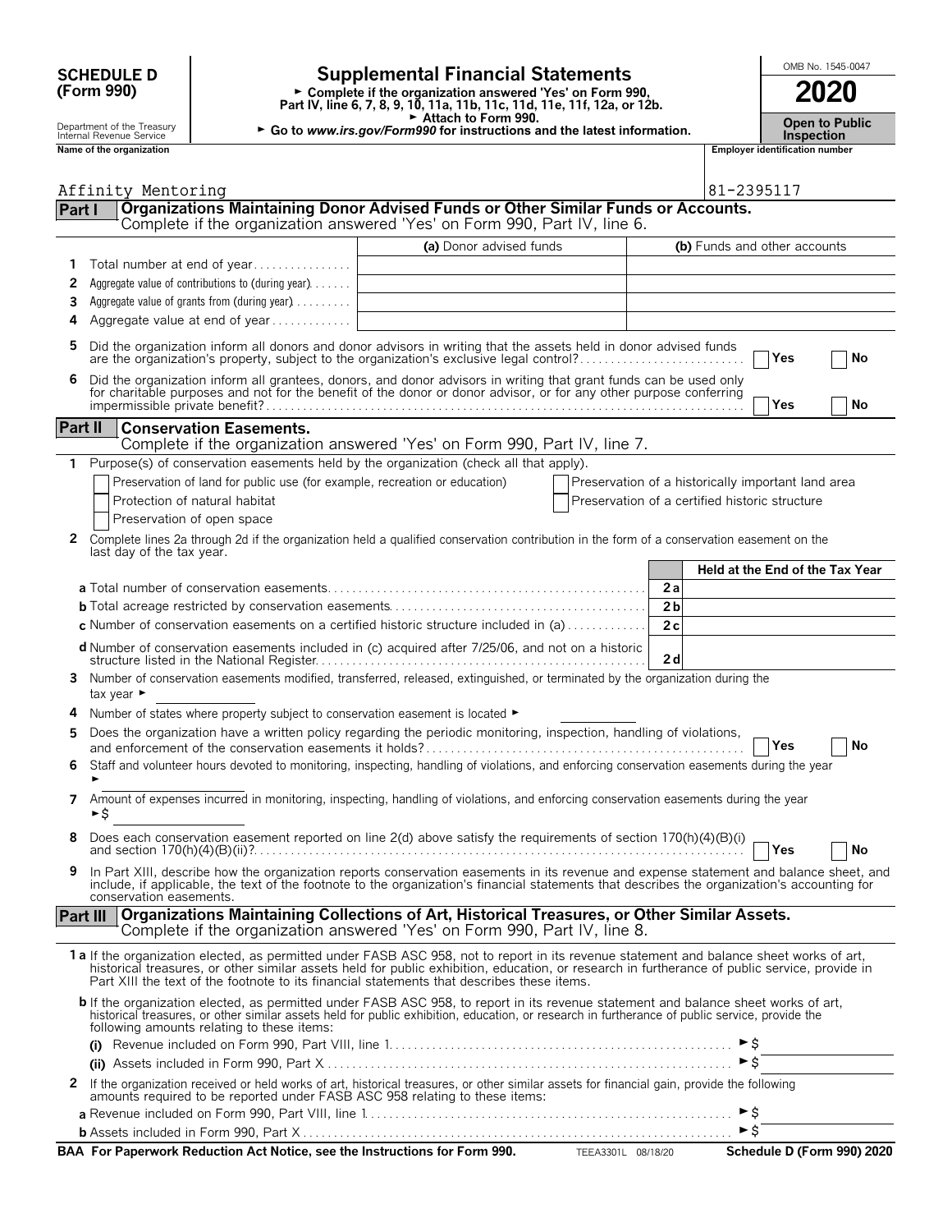**SCHEDULE D (Form 990)**

Department of the Treasury
Internal Revenue Service

# Supplemental Financial Statements

► Complete if the organization answered 'Yes' on Form 990, Part IV, line 6, 7, 8, 9, 10, 11a, 11b, 11c, 11d, 11e, 11f, 12a, or 12b.
► Attach to Form 990.
► Go to *www.irs.gov/Form990* for instructions and the latest information.

OMB No. 1545-0047

**2020**

**Open to Public Inspection**

**Name of the organization**: Affinity Mentoring

**Employer identification number**: 81-2395117

## Part I Organizations Maintaining Donor Advised Funds or Other Similar Funds or Accounts.

Complete if the organization answered 'Yes' on Form 990, Part IV, line 6.

| | | (a) Donor advised funds | (b) Funds and other accounts |
|---|---|---|---|
| 1 | Total number at end of year | | |
| 2 | Aggregate value of contributions to (during year) | | |
| 3 | Aggregate value of grants from (during year) | | |
| 4 | Aggregate value at end of year | | |

5 Did the organization inform all donors and donor advisors in writing that the assets held in donor advised funds are the organization's property, subject to the organization's exclusive legal control? ☐ Yes ☐ No

6 Did the organization inform all grantees, donors, and donor advisors in writing that grant funds can be used only for charitable purposes and not for the benefit of the donor or donor advisor, or for any other purpose conferring impermissible private benefit? ☐ Yes ☐ No

## Part II Conservation Easements.

Complete if the organization answered 'Yes' on Form 990, Part IV, line 7.

1 Purpose(s) of conservation easements held by the organization (check all that apply).

- ☐ Preservation of land for public use (for example, recreation or education)
- ☐ Protection of natural habitat
- ☐ Preservation of open space
- ☐ Preservation of a historically important land area
- ☐ Preservation of a certified historic structure

2 Complete lines 2a through 2d if the organization held a qualified conservation contribution in the form of a conservation easement on the last day of the tax year.

| | | Held at the End of the Tax Year |
|---|---|---|
| **a** Total number of conservation easements | 2a | |
| **b** Total acreage restricted by conservation easements | 2b | |
| **c** Number of conservation easements on a certified historic structure included in (a) | 2c | |
| **d** Number of conservation easements included in (c) acquired after 7/25/06, and not on a historic structure listed in the National Register | 2d | |

3 Number of conservation easements modified, transferred, released, extinguished, or terminated by the organization during the tax year ►

4 Number of states where property subject to conservation easement is located ►

5 Does the organization have a written policy regarding the periodic monitoring, inspection, handling of violations, and enforcement of the conservation easements it holds? ☐ Yes ☐ No

6 Staff and volunteer hours devoted to monitoring, inspecting, handling of violations, and enforcing conservation easements during the year ►

7 Amount of expenses incurred in monitoring, inspecting, handling of violations, and enforcing conservation easements during the year ►$

8 Does each conservation easement reported on line 2(d) above satisfy the requirements of section 170(h)(4)(B)(i) and section 170(h)(4)(B)(ii)? ☐ Yes ☐ No

9 In Part XIII, describe how the organization reports conservation easements in its revenue and expense statement and balance sheet, and include, if applicable, the text of the footnote to the organization's financial statements that describes the organization's accounting for conservation easements.

## Part III Organizations Maintaining Collections of Art, Historical Treasures, or Other Similar Assets.

Complete if the organization answered 'Yes' on Form 990, Part IV, line 8.

**1a** If the organization elected, as permitted under FASB ASC 958, not to report in its revenue statement and balance sheet works of art, historical treasures, or other similar assets held for public exhibition, education, or research in furtherance of public service, provide in Part XIII the text of the footnote to its financial statements that describes these items.

**b** If the organization elected, as permitted under FASB ASC 958, to report in its revenue statement and balance sheet works of art, historical treasures, or other similar assets held for public exhibition, education, or research in furtherance of public service, provide the following amounts relating to these items:

**(i)** Revenue included on Form 990, Part VIII, line 1 ►$

**(ii)** Assets included in Form 990, Part X ►$

2 If the organization received or held works of art, historical treasures, or other similar assets for financial gain, provide the following amounts required to be reported under FASB ASC 958 relating to these items:

**a** Revenue included on Form 990, Part VIII, line 1 ►$

**b** Assets included in Form 990, Part X ►$

**BAA For Paperwork Reduction Act Notice, see the Instructions for Form 990.** TEEA3301L 08/18/20 **Schedule D (Form 990) 2020**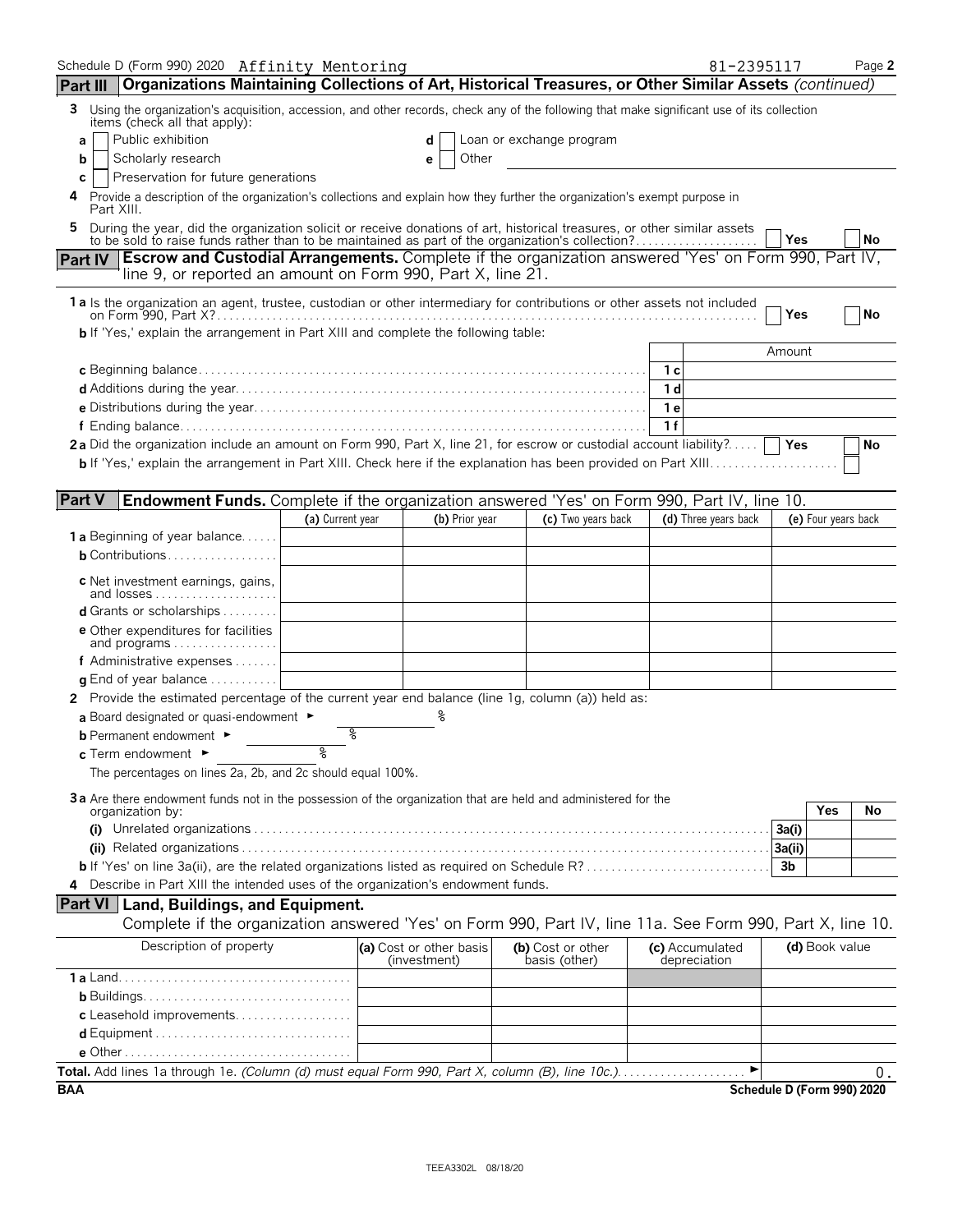Schedule D (Form 990) 2020 Affinity Mentoring 81-2395117 Page **2**

## Part III Organizations Maintaining Collections of Art, Historical Treasures, or Other Similar Assets *(continued)*

**3** Using the organization's acquisition, accession, and other records, check any of the following that make significant use of its collection items (check all that apply):

- **a** ☐ Public exhibition
- **b** ☐ Scholarly research
- **c** ☐ Preservation for future generations
- **d** ☐ Loan or exchange program
- **e** ☐ Other

**4** Provide a description of the organization's collections and explain how they further the organization's exempt purpose in Part XIII.

**5** During the year, did the organization solicit or receive donations of art, historical treasures, or other similar assets to be sold to raise funds rather than to be maintained as part of the organization's collection? ☐ Yes ☐ No

## Part IV Escrow and Custodial Arrangements. Complete if the organization answered 'Yes' on Form 990, Part IV, line 9, or reported an amount on Form 990, Part X, line 21.

**1a** Is the organization an agent, trustee, custodian or other intermediary for contributions or other assets not included on Form 990, Part X? ☐ Yes ☐ No

**b** If 'Yes,' explain the arrangement in Part XIII and complete the following table:

| | | Amount |
|---|---|---|
| **c** Beginning balance | 1c | |
| **d** Additions during the year | 1d | |
| **e** Distributions during the year | 1e | |
| **f** Ending balance | 1f | |

**2a** Did the organization include an amount on Form 990, Part X, line 21, for escrow or custodial account liability? ☐ Yes ☐ No

**b** If 'Yes,' explain the arrangement in Part XIII. Check here if the explanation has been provided on Part XIII ☐

## Part V Endowment Funds. Complete if the organization answered 'Yes' on Form 990, Part IV, line 10.

| | (a) Current year | (b) Prior year | (c) Two years back | (d) Three years back | (e) Four years back |
|---|---|---|---|---|---|
| **1a** Beginning of year balance | | | | | |
| **b** Contributions | | | | | |
| **c** Net investment earnings, gains, and losses | | | | | |
| **d** Grants or scholarships | | | | | |
| **e** Other expenditures for facilities and programs | | | | | |
| **f** Administrative expenses | | | | | |
| **g** End of year balance | | | | | |

**2** Provide the estimated percentage of the current year end balance (line 1g, column (a)) held as:

**a** Board designated or quasi-endowment ► %

**b** Permanent endowment ► %

**c** Term endowment ► %

The percentages on lines 2a, 2b, and 2c should equal 100%.

**3a** Are there endowment funds not in the possession of the organization that are held and administered for the organization by:

| | | Yes | No |
|---|---|---|---|
| **(i)** Unrelated organizations | 3a(i) | | |
| **(ii)** Related organizations | 3a(ii) | | |
| **b** If 'Yes' on line 3a(ii), are the related organizations listed as required on Schedule R? | 3b | | |

**4** Describe in Part XIII the intended uses of the organization's endowment funds.

## Part VI Land, Buildings, and Equipment.

Complete if the organization answered 'Yes' on Form 990, Part IV, line 11a. See Form 990, Part X, line 10.

| Description of property | (a) Cost or other basis (investment) | (b) Cost or other basis (other) | (c) Accumulated depreciation | (d) Book value |
|---|---|---|---|---|
| **1a** Land | | | | |
| **b** Buildings | | | | |
| **c** Leasehold improvements | | | | |
| **d** Equipment | | | | |
| **e** Other | | | | |

**Total.** Add lines 1a through 1e. *(Column (d) must equal Form 990, Part X, column (B), line 10c.)* ► 0.

**BAA** **Schedule D (Form 990) 2020**

TEEA3302L 08/18/20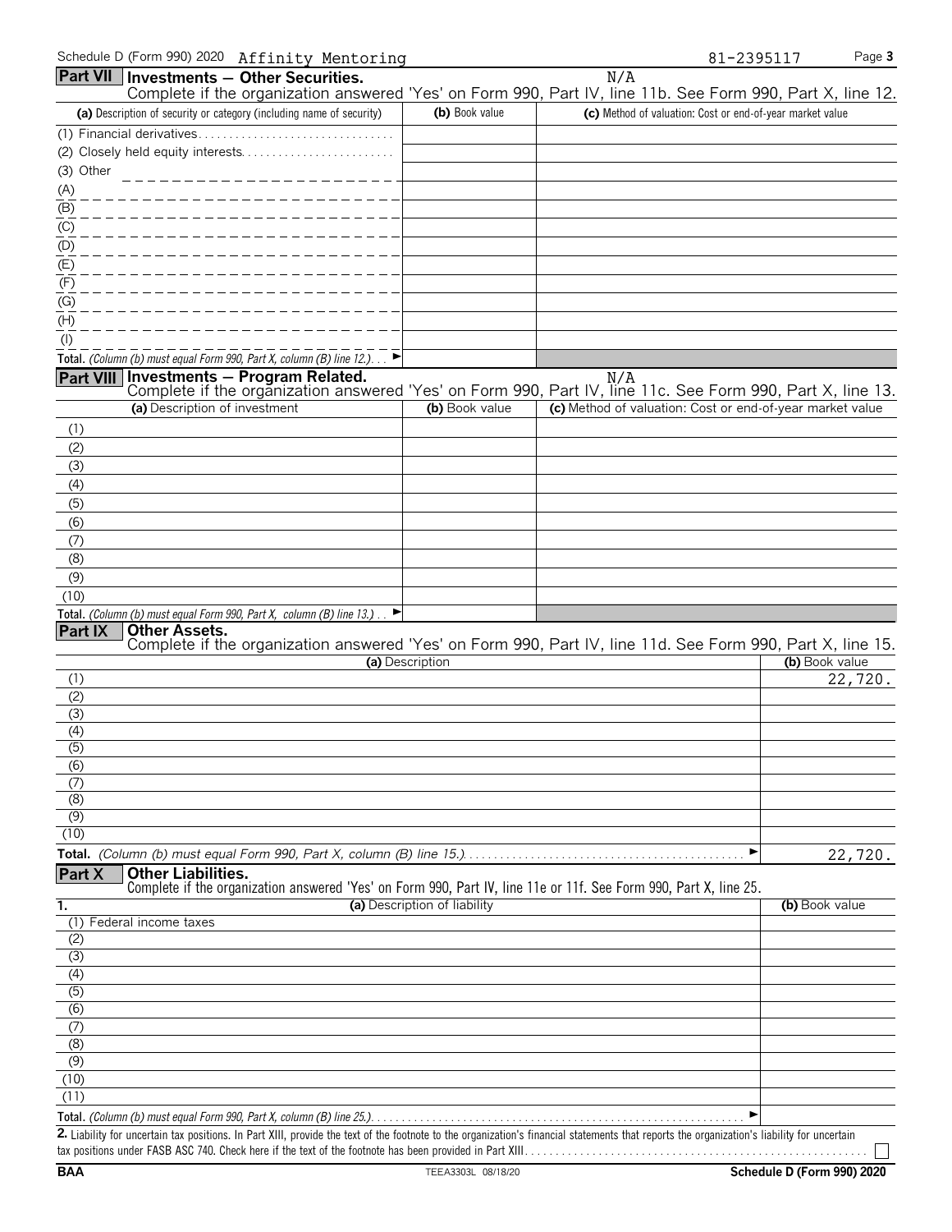Schedule D (Form 990) 2020 Affinity Mentoring 81-2395117

## Part VII Investments — Other Securities.

N/A

Complete if the organization answered 'Yes' on Form 990, Part IV, line 11b. See Form 990, Part X, line 12.

| (a) Description of security or category (including name of security) | (b) Book value | (c) Method of valuation: Cost or end-of-year market value |
|---|---|---|
| (1) Financial derivatives | | |
| (2) Closely held equity interests | | |
| (3) Other | | |
| (A) | | |
| (B) | | |
| (C) | | |
| (D) | | |
| (E) | | |
| (F) | | |
| (G) | | |
| (H) | | |
| (I) | | |
| **Total.** *(Column (b) must equal Form 990, Part X, column (B) line 12.)* ► | | |

## Part VIII Investments — Program Related.

N/A

Complete if the organization answered 'Yes' on Form 990, Part IV, line 11c. See Form 990, Part X, line 13.

| (a) Description of investment | (b) Book value | (c) Method of valuation: Cost or end-of-year market value |
|---|---|---|
| (1) | | |
| (2) | | |
| (3) | | |
| (4) | | |
| (5) | | |
| (6) | | |
| (7) | | |
| (8) | | |
| (9) | | |
| (10) | | |
| **Total.** *(Column (b) must equal Form 990, Part X, column (B) line 13.)* ► | | |

## Part IX Other Assets.

Complete if the organization answered 'Yes' on Form 990, Part IV, line 11d. See Form 990, Part X, line 15.

| (a) Description | (b) Book value |
|---|---|
| (1) | 22,720. |
| (2) | |
| (3) | |
| (4) | |
| (5) | |
| (6) | |
| (7) | |
| (8) | |
| (9) | |
| (10) | |
| **Total.** *(Column (b) must equal Form 990, Part X, column (B) line 15.)* ► | 22,720. |

## Part X Other Liabilities.

Complete if the organization answered 'Yes' on Form 990, Part IV, line 11e or 11f. See Form 990, Part X, line 25.

| 1. (a) Description of liability | (b) Book value |
|---|---|
| (1) Federal income taxes | |
| (2) | |
| (3) | |
| (4) | |
| (5) | |
| (6) | |
| (7) | |
| (8) | |
| (9) | |
| (10) | |
| (11) | |
| **Total.** *(Column (b) must equal Form 990, Part X, column (B) line 25.)* ► | |

**2.** Liability for uncertain tax positions. In Part XIII, provide the text of the footnote to the organization's financial statements that reports the organization's liability for uncertain tax positions under FASB ASC 740. Check here if the text of the footnote has been provided in Part XIII ☐

BAA TEEA3303L 08/18/20 Schedule D (Form 990) 2020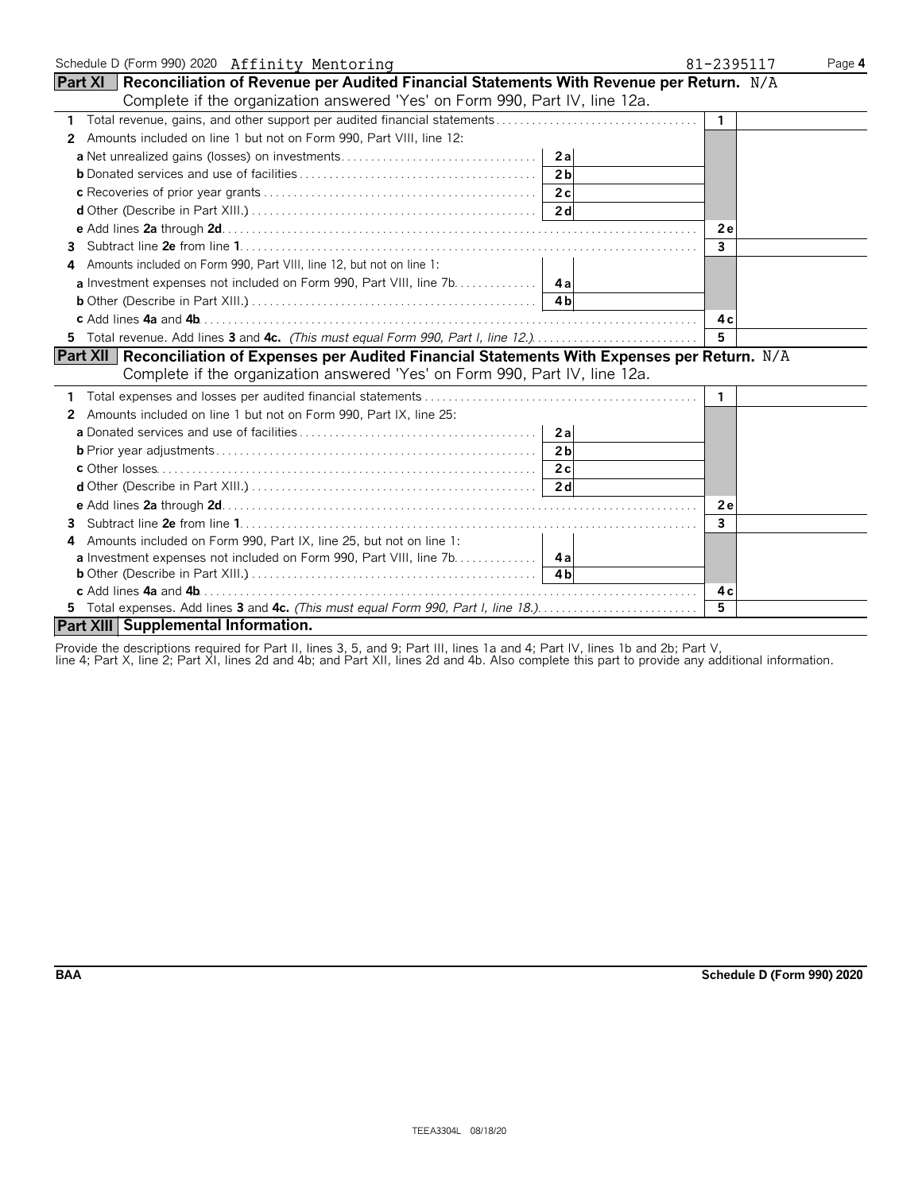Schedule D (Form 990) 2020 Affinity Mentoring 81-2395117 Page **4**

## Part XI Reconciliation of Revenue per Audited Financial Statements With Revenue per Return. N/A

Complete if the organization answered 'Yes' on Form 990, Part IV, line 12a.

| | | | | |
|---|---|---|---|---|
| **1** | Total revenue, gains, and other support per audited financial statements | | **1** | |
| **2** | Amounts included on line 1 but not on Form 990, Part VIII, line 12: | | | |
| | **a** Net unrealized gains (losses) on investments | **2a** | | |
| | **b** Donated services and use of facilities | **2b** | | |
| | **c** Recoveries of prior year grants | **2c** | | |
| | **d** Other (Describe in Part XIII.) | **2d** | | |
| | **e** Add lines **2a** through **2d** | | **2e** | |
| **3** | Subtract line **2e** from line **1** | | **3** | |
| **4** | Amounts included on Form 990, Part VIII, line 12, but not on line 1: | | | |
| | **a** Investment expenses not included on Form 990, Part VIII, line 7b | **4a** | | |
| | **b** Other (Describe in Part XIII.) | **4b** | | |
| | **c** Add lines **4a** and **4b** | | **4c** | |
| **5** | Total revenue. Add lines **3** and **4c.** *(This must equal Form 990, Part I, line 12.)* | | **5** | |

## Part XII Reconciliation of Expenses per Audited Financial Statements With Expenses per Return. N/A

Complete if the organization answered 'Yes' on Form 990, Part IV, line 12a.

| | | | | |
|---|---|---|---|---|
| **1** | Total expenses and losses per audited financial statements | | **1** | |
| **2** | Amounts included on line 1 but not on Form 990, Part IX, line 25: | | | |
| | **a** Donated services and use of facilities | **2a** | | |
| | **b** Prior year adjustments | **2b** | | |
| | **c** Other losses | **2c** | | |
| | **d** Other (Describe in Part XIII.) | **2d** | | |
| | **e** Add lines **2a** through **2d** | | **2e** | |
| **3** | Subtract line **2e** from line **1** | | **3** | |
| **4** | Amounts included on Form 990, Part IX, line 25, but not on line 1: | | | |
| | **a** Investment expenses not included on Form 990, Part VIII, line 7b | **4a** | | |
| | **b** Other (Describe in Part XIII.) | **4b** | | |
| | **c** Add lines **4a** and **4b** | | **4c** | |
| **5** | Total expenses. Add lines **3** and **4c.** *(This must equal Form 990, Part I, line 18.)* | | **5** | |

## Part XIII Supplemental Information.

Provide the descriptions required for Part II, lines 3, 5, and 9; Part III, lines 1a and 4; Part IV, lines 1b and 2b; Part V, line 4; Part X, line 2; Part XI, lines 2d and 4b; and Part XII, lines 2d and 4b. Also complete this part to provide any additional information.

**BAA** **Schedule D (Form 990) 2020**

TEEA3304L 08/18/20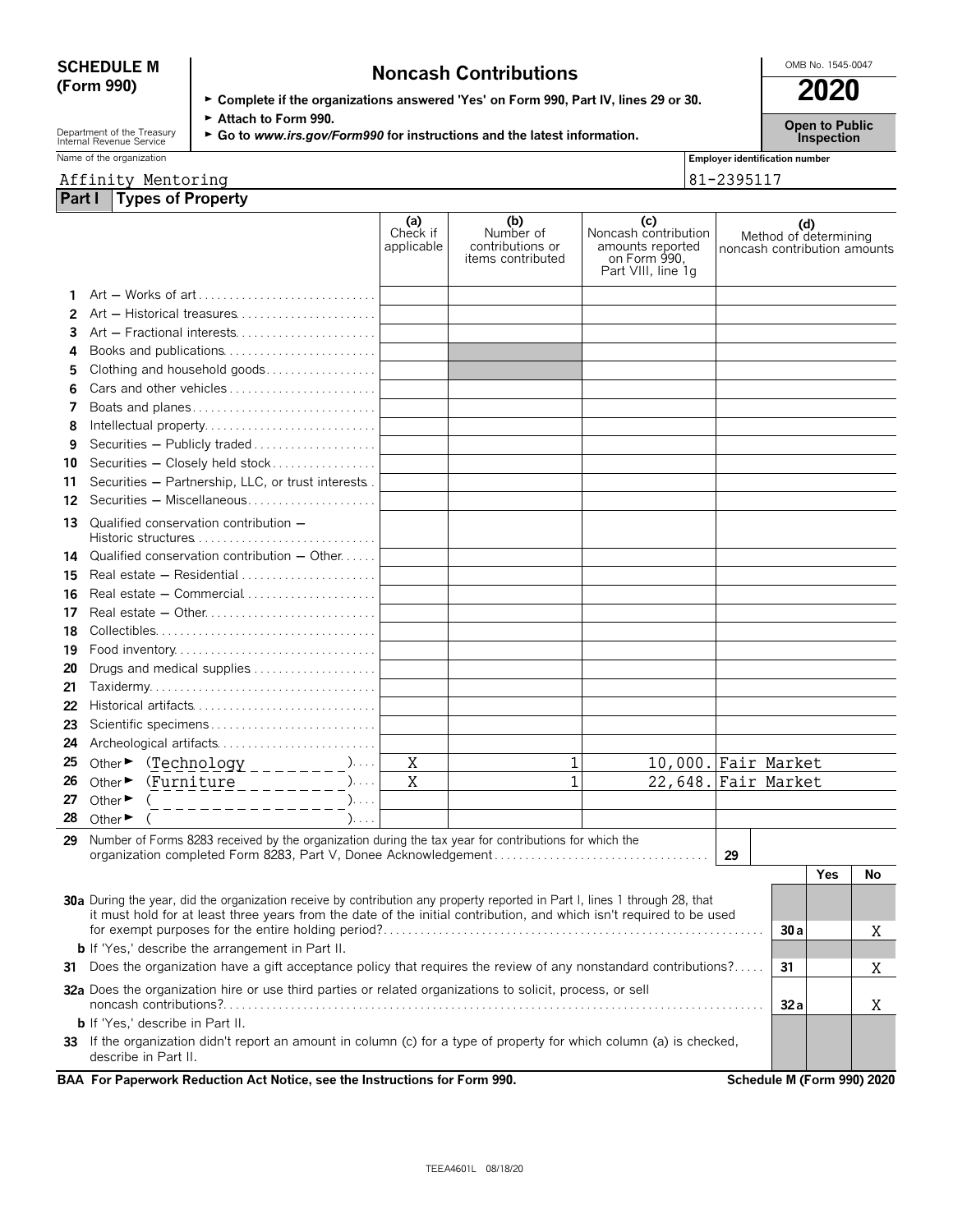# SCHEDULE M (Form 990)

Department of the Treasury
Internal Revenue Service

## Noncash Contributions

► Complete if the organizations answered 'Yes' on Form 990, Part IV, lines 29 or 30.
► Attach to Form 990.
► Go to *www.irs.gov/Form990* for instructions and the latest information.

OMB No. 1545-0047

**2020**

**Open to Public Inspection**

Name of the organization: Affinity Mentoring

Employer identification number: 81-2395117

### Part I — Types of Property

| | | (a) Check if applicable | (b) Number of contributions or items contributed | (c) Noncash contribution amounts reported on Form 990, Part VIII, line 1g | (d) Method of determining noncash contribution amounts |
|---|---|---|---|---|---|
| 1 | Art — Works of art | | | | |
| 2 | Art — Historical treasures | | | | |
| 3 | Art — Fractional interests | | | | |
| 4 | Books and publications | | | | |
| 5 | Clothing and household goods | | | | |
| 6 | Cars and other vehicles | | | | |
| 7 | Boats and planes | | | | |
| 8 | Intellectual property | | | | |
| 9 | Securities — Publicly traded | | | | |
| 10 | Securities — Closely held stock | | | | |
| 11 | Securities — Partnership, LLC, or trust interests | | | | |
| 12 | Securities — Miscellaneous | | | | |
| 13 | Qualified conservation contribution — Historic structures | | | | |
| 14 | Qualified conservation contribution — Other | | | | |
| 15 | Real estate — Residential | | | | |
| 16 | Real estate — Commercial | | | | |
| 17 | Real estate — Other | | | | |
| 18 | Collectibles | | | | |
| 19 | Food inventory | | | | |
| 20 | Drugs and medical supplies | | | | |
| 21 | Taxidermy | | | | |
| 22 | Historical artifacts | | | | |
| 23 | Scientific specimens | | | | |
| 24 | Archeological artifacts | | | | |
| 25 | Other ► (Technology) | X | 1 | 10,000. | Fair Market |
| 26 | Other ► (Furniture) | X | 1 | 22,648. | Fair Market |
| 27 | Other ► ( ) | | | | |
| 28 | Other ► ( ) | | | | |

29 Number of Forms 8283 received by the organization during the tax year for contributions for which the organization completed Form 8283, Part V, Donee Acknowledgement — **29**

| | | | Yes | No |
|---|---|---|---|---|
| **30a** | During the year, did the organization receive by contribution any property reported in Part I, lines 1 through 28, that it must hold for at least three years from the date of the initial contribution, and which isn't required to be used for exempt purposes for the entire holding period? | 30a | | X |
| **b** | If 'Yes,' describe the arrangement in Part II. | | | |
| **31** | Does the organization have a gift acceptance policy that requires the review of any nonstandard contributions? | 31 | | X |
| **32a** | Does the organization hire or use third parties or related organizations to solicit, process, or sell noncash contributions? | 32a | | X |
| **b** | If 'Yes,' describe in Part II. | | | |
| **33** | If the organization didn't report an amount in column (c) for a type of property for which column (a) is checked, describe in Part II. | | | |

**BAA For Paperwork Reduction Act Notice, see the Instructions for Form 990.** — **Schedule M (Form 990) 2020**

TEEA4601L 08/18/20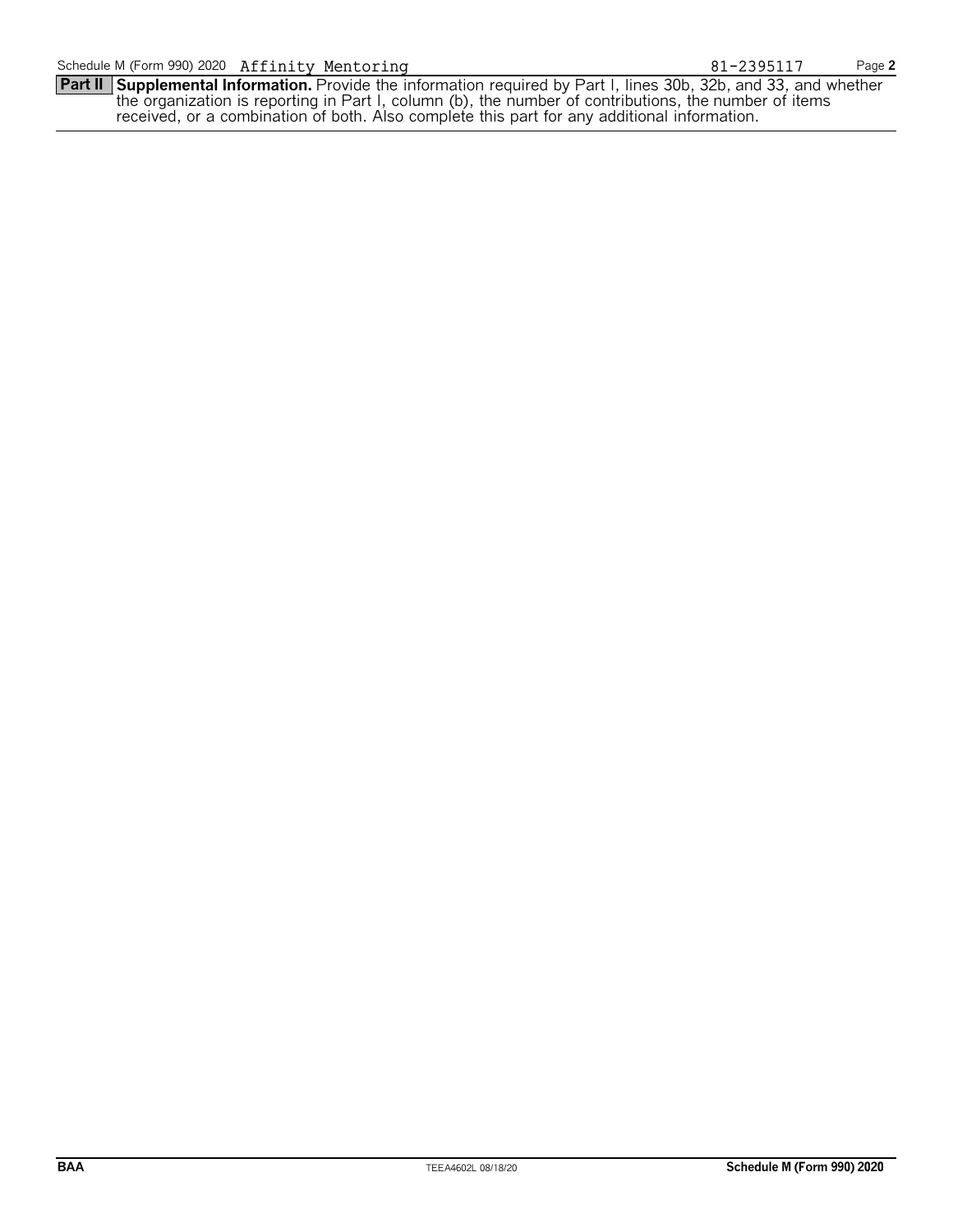Schedule M (Form 990) 2020 Affinity Mentoring 81-2395117

**Part II** **Supplemental Information.** Provide the information required by Part I, lines 30b, 32b, and 33, and whether the organization is reporting in Part I, column (b), the number of contributions, the number of items received, or a combination of both. Also complete this part for any additional information.

BAA TEEA4602L 08/18/20 **Schedule M (Form 990) 2020**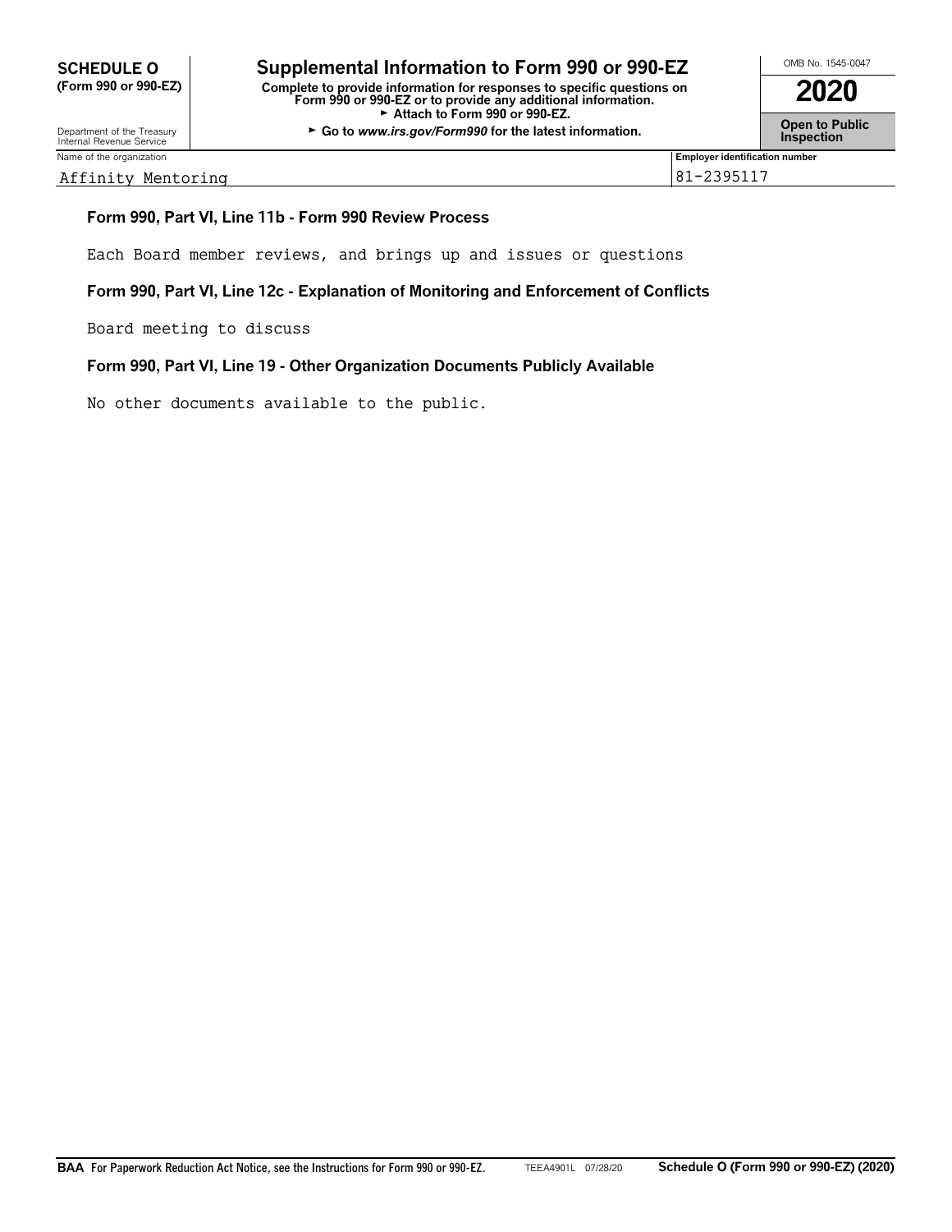**SCHEDULE O**
**(Form 990 or 990-EZ)**

Department of the Treasury
Internal Revenue Service

# Supplemental Information to Form 990 or 990-EZ

**Complete to provide information for responses to specific questions on Form 990 or 990-EZ or to provide any additional information.**
**► Attach to Form 990 or 990-EZ.**
**► Go to *www.irs.gov/Form990* for the latest information.**

OMB No. 1545-0047

**2020**

**Open to Public Inspection**

| Name of the organization | Employer identification number |
|---|---|
| Affinity Mentoring | 81-2395117 |

**Form 990, Part VI, Line 11b - Form 990 Review Process**

Each Board member reviews, and brings up and issues or questions

**Form 990, Part VI, Line 12c - Explanation of Monitoring and Enforcement of Conflicts**

Board meeting to discuss

**Form 990, Part VI, Line 19 - Other Organization Documents Publicly Available**

No other documents available to the public.

**BAA** For Paperwork Reduction Act Notice, see the Instructions for Form 990 or 990-EZ. TEEA4901L 07/28/20 **Schedule O (Form 990 or 990-EZ) (2020)**